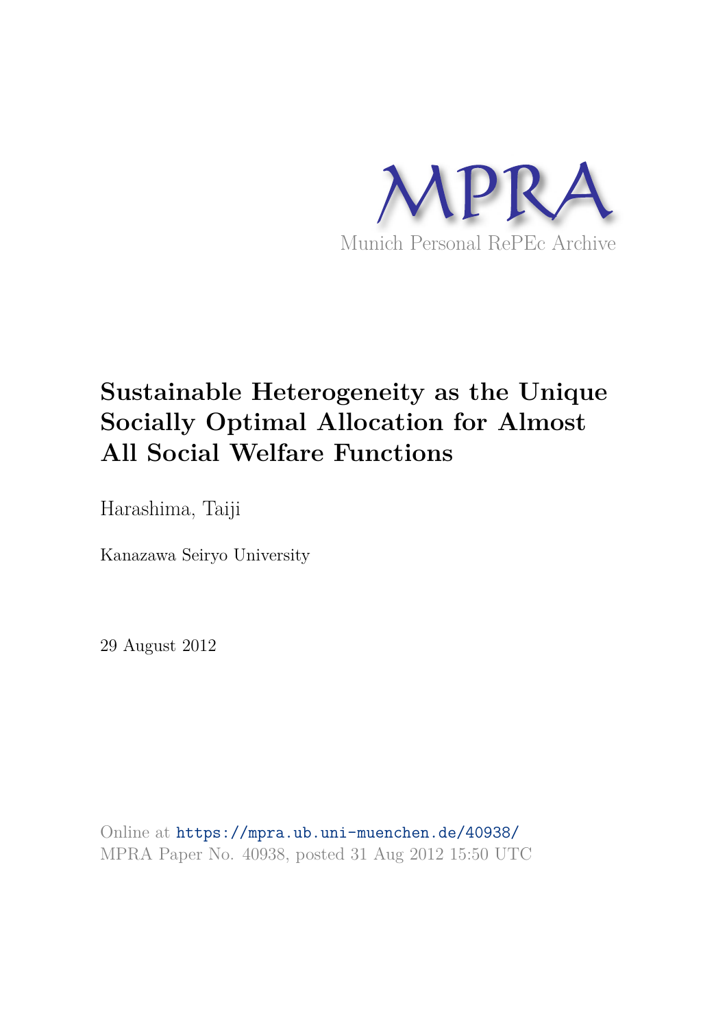MPRA

Munich Personal RePEc Archive

# Sustainable Heterogeneity as the Unique Socially Optimal Allocation for Almost All Social Welfare Functions

Harashima, Taiji

Kanazawa Seiryo University

29 August 2012

Online at https://mpra.ub.uni-muenchen.de/40938/
MPRA Paper No. 40938, posted 31 Aug 2012 15:50 UTC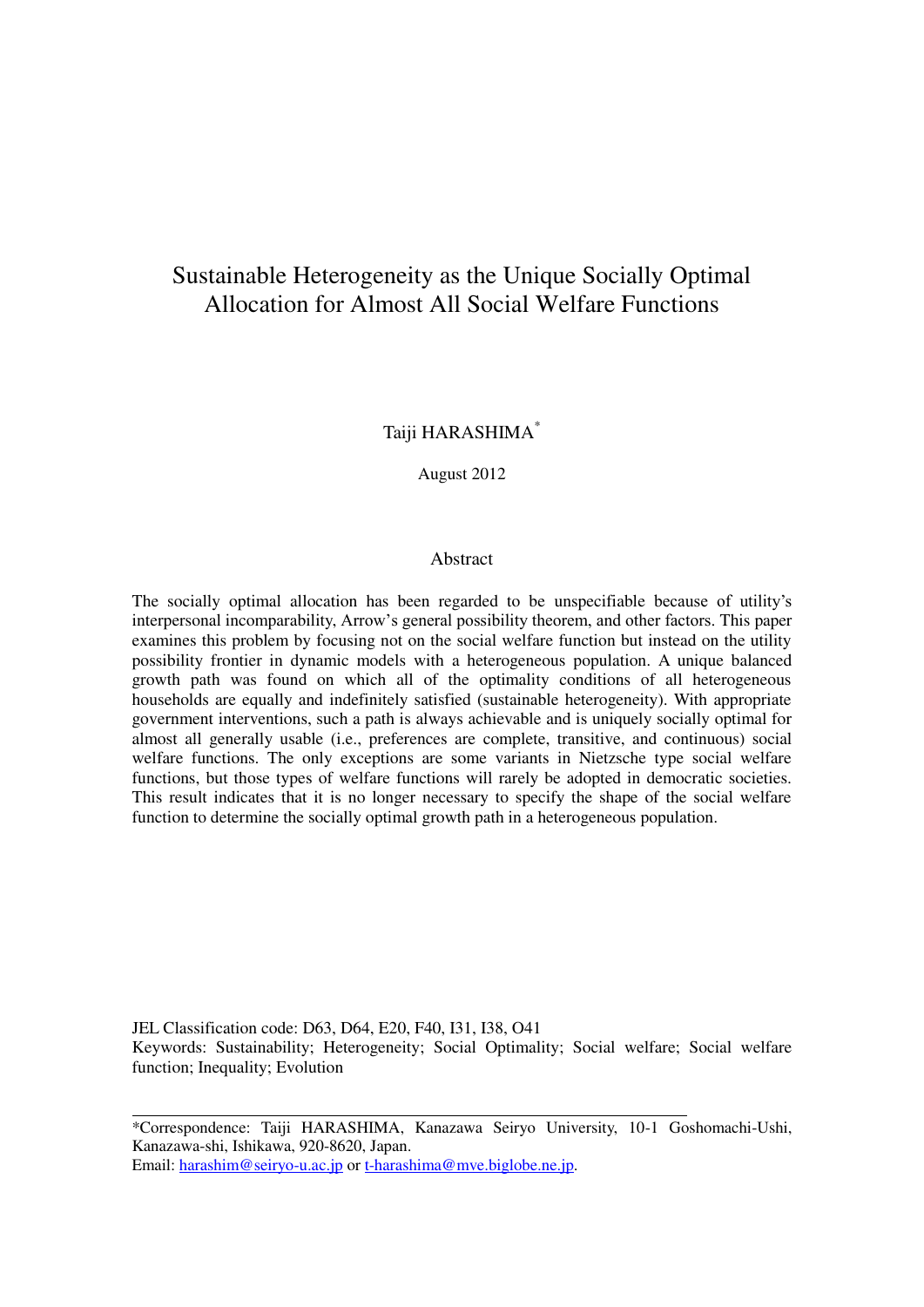# Sustainable Heterogeneity as the Unique Socially Optimal Allocation for Almost All Social Welfare Functions

Taiji HARASHIMA*

August 2012

## Abstract

The socially optimal allocation has been regarded to be unspecifiable because of utility's interpersonal incomparability, Arrow's general possibility theorem, and other factors. This paper examines this problem by focusing not on the social welfare function but instead on the utility possibility frontier in dynamic models with a heterogeneous population. A unique balanced growth path was found on which all of the optimality conditions of all heterogeneous households are equally and indefinitely satisfied (sustainable heterogeneity). With appropriate government interventions, such a path is always achievable and is uniquely socially optimal for almost all generally usable (i.e., preferences are complete, transitive, and continuous) social welfare functions. The only exceptions are some variants in Nietzsche type social welfare functions, but those types of welfare functions will rarely be adopted in democratic societies. This result indicates that it is no longer necessary to specify the shape of the social welfare function to determine the socially optimal growth path in a heterogeneous population.

JEL Classification code: D63, D64, E20, F40, I31, I38, O41

Keywords: Sustainability; Heterogeneity; Social Optimality; Social welfare; Social welfare function; Inequality; Evolution

---

*Correspondence: Taiji HARASHIMA, Kanazawa Seiryo University, 10-1 Goshomachi-Ushi, Kanazawa-shi, Ishikawa, 920-8620, Japan.
Email: harashim@seiryo-u.ac.jp or t-harashima@mve.biglobe.ne.jp.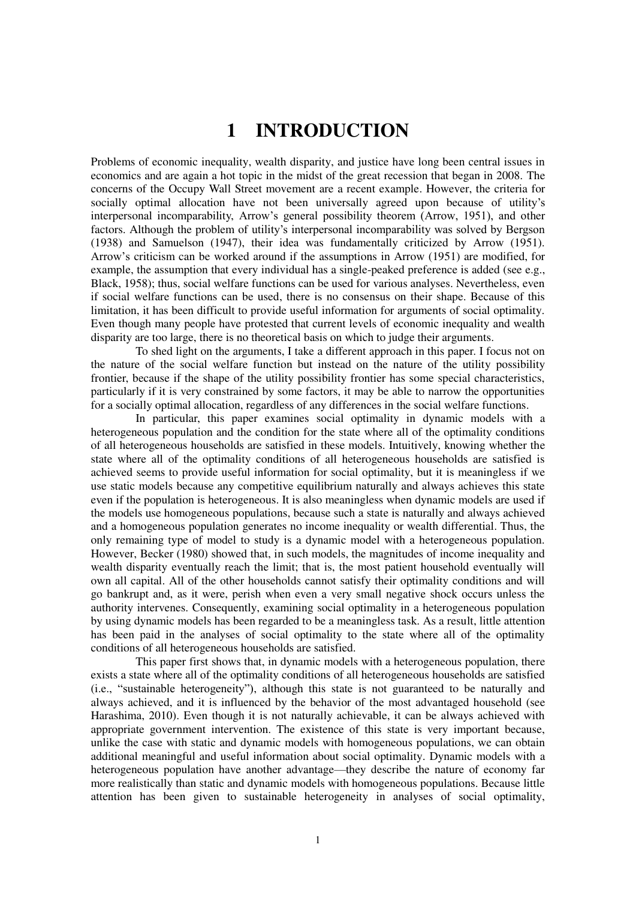# 1 INTRODUCTION

Problems of economic inequality, wealth disparity, and justice have long been central issues in economics and are again a hot topic in the midst of the great recession that began in 2008. The concerns of the Occupy Wall Street movement are a recent example. However, the criteria for socially optimal allocation have not been universally agreed upon because of utility's interpersonal incomparability, Arrow's general possibility theorem (Arrow, 1951), and other factors. Although the problem of utility's interpersonal incomparability was solved by Bergson (1938) and Samuelson (1947), their idea was fundamentally criticized by Arrow (1951). Arrow's criticism can be worked around if the assumptions in Arrow (1951) are modified, for example, the assumption that every individual has a single-peaked preference is added (see e.g., Black, 1958); thus, social welfare functions can be used for various analyses. Nevertheless, even if social welfare functions can be used, there is no consensus on their shape. Because of this limitation, it has been difficult to provide useful information for arguments of social optimality. Even though many people have protested that current levels of economic inequality and wealth disparity are too large, there is no theoretical basis on which to judge their arguments.

To shed light on the arguments, I take a different approach in this paper. I focus not on the nature of the social welfare function but instead on the nature of the utility possibility frontier, because if the shape of the utility possibility frontier has some special characteristics, particularly if it is very constrained by some factors, it may be able to narrow the opportunities for a socially optimal allocation, regardless of any differences in the social welfare functions.

In particular, this paper examines social optimality in dynamic models with a heterogeneous population and the condition for the state where all of the optimality conditions of all heterogeneous households are satisfied in these models. Intuitively, knowing whether the state where all of the optimality conditions of all heterogeneous households are satisfied is achieved seems to provide useful information for social optimality, but it is meaningless if we use static models because any competitive equilibrium naturally and always achieves this state even if the population is heterogeneous. It is also meaningless when dynamic models are used if the models use homogeneous populations, because such a state is naturally and always achieved and a homogeneous population generates no income inequality or wealth differential. Thus, the only remaining type of model to study is a dynamic model with a heterogeneous population. However, Becker (1980) showed that, in such models, the magnitudes of income inequality and wealth disparity eventually reach the limit; that is, the most patient household eventually will own all capital. All of the other households cannot satisfy their optimality conditions and will go bankrupt and, as it were, perish when even a very small negative shock occurs unless the authority intervenes. Consequently, examining social optimality in a heterogeneous population by using dynamic models has been regarded to be a meaningless task. As a result, little attention has been paid in the analyses of social optimality to the state where all of the optimality conditions of all heterogeneous households are satisfied.

This paper first shows that, in dynamic models with a heterogeneous population, there exists a state where all of the optimality conditions of all heterogeneous households are satisfied (i.e., "sustainable heterogeneity"), although this state is not guaranteed to be naturally and always achieved, and it is influenced by the behavior of the most advantaged household (see Harashima, 2010). Even though it is not naturally achievable, it can be always achieved with appropriate government intervention. The existence of this state is very important because, unlike the case with static and dynamic models with homogeneous populations, we can obtain additional meaningful and useful information about social optimality. Dynamic models with a heterogeneous population have another advantage—they describe the nature of economy far more realistically than static and dynamic models with homogeneous populations. Because little attention has been given to sustainable heterogeneity in analyses of social optimality,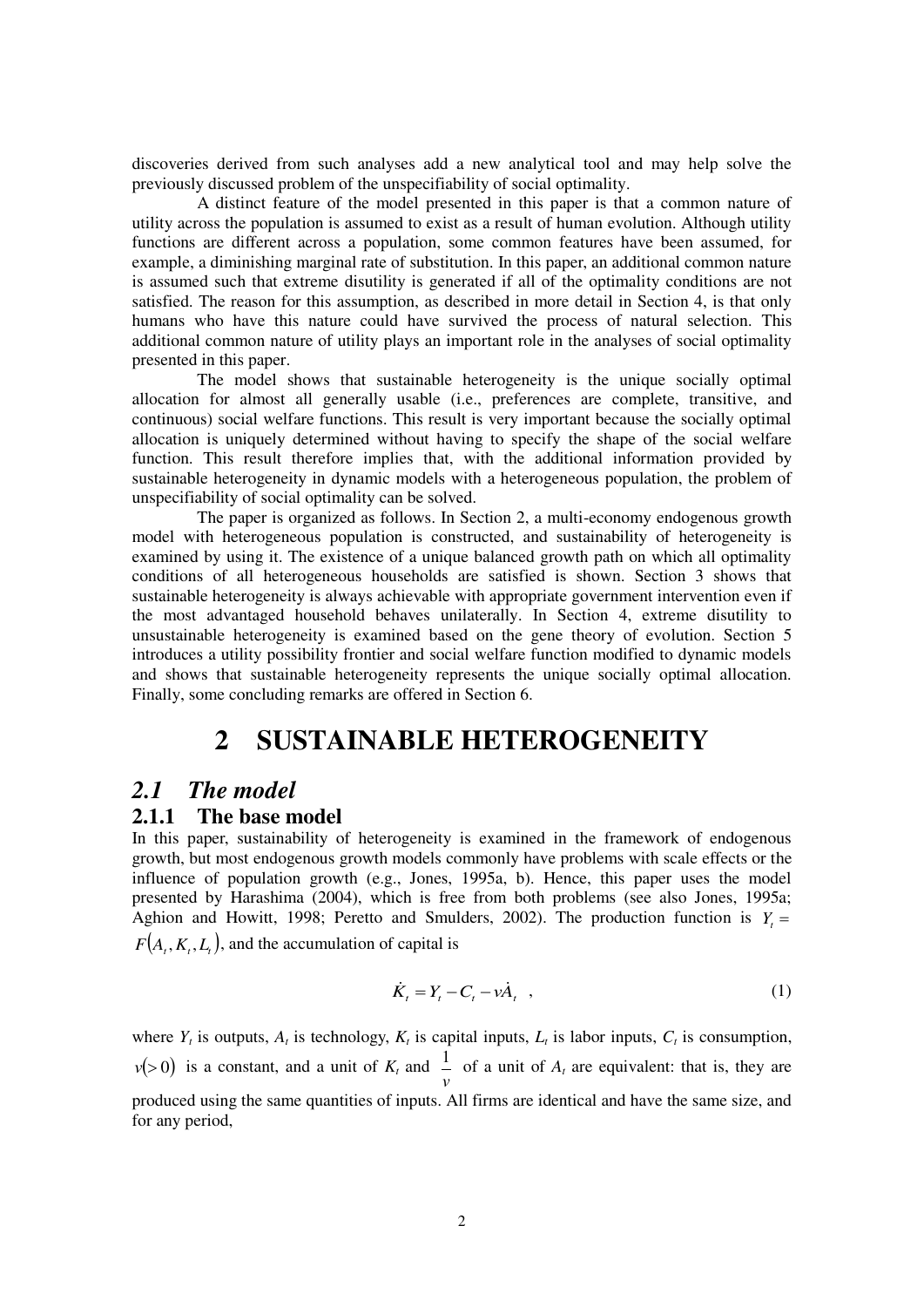discoveries derived from such analyses add a new analytical tool and may help solve the previously discussed problem of the unspecifiability of social optimality.

A distinct feature of the model presented in this paper is that a common nature of utility across the population is assumed to exist as a result of human evolution. Although utility functions are different across a population, some common features have been assumed, for example, a diminishing marginal rate of substitution. In this paper, an additional common nature is assumed such that extreme disutility is generated if all of the optimality conditions are not satisfied. The reason for this assumption, as described in more detail in Section 4, is that only humans who have this nature could have survived the process of natural selection. This additional common nature of utility plays an important role in the analyses of social optimality presented in this paper.

The model shows that sustainable heterogeneity is the unique socially optimal allocation for almost all generally usable (i.e., preferences are complete, transitive, and continuous) social welfare functions. This result is very important because the socially optimal allocation is uniquely determined without having to specify the shape of the social welfare function. This result therefore implies that, with the additional information provided by sustainable heterogeneity in dynamic models with a heterogeneous population, the problem of unspecifiability of social optimality can be solved.

The paper is organized as follows. In Section 2, a multi-economy endogenous growth model with heterogeneous population is constructed, and sustainability of heterogeneity is examined by using it. The existence of a unique balanced growth path on which all optimality conditions of all heterogeneous households are satisfied is shown. Section 3 shows that sustainable heterogeneity is always achievable with appropriate government intervention even if the most advantaged household behaves unilaterally. In Section 4, extreme disutility to unsustainable heterogeneity is examined based on the gene theory of evolution. Section 5 introduces a utility possibility frontier and social welfare function modified to dynamic models and shows that sustainable heterogeneity represents the unique socially optimal allocation. Finally, some concluding remarks are offered in Section 6.

# 2 SUSTAINABLE HETEROGENEITY

## *2.1 The model*

### 2.1.1 The base model

In this paper, sustainability of heterogeneity is examined in the framework of endogenous growth, but most endogenous growth models commonly have problems with scale effects or the influence of population growth (e.g., Jones, 1995a, b). Hence, this paper uses the model presented by Harashima (2004), which is free from both problems (see also Jones, 1995a; Aghion and Howitt, 1998; Peretto and Smulders, 2002). The production function is $Y_t = F(A_t, K_t, L_t)$, and the accumulation of capital is

$$\dot{K}_t = Y_t - C_t - v\dot{A}_t \quad , \tag{1}$$

where $Y_t$ is outputs, $A_t$ is technology, $K_t$ is capital inputs, $L_t$ is labor inputs, $C_t$ is consumption, $v(>0)$ is a constant, and a unit of $K_t$ and $\frac{1}{v}$ of a unit of $A_t$ are equivalent: that is, they are produced using the same quantities of inputs. All firms are identical and have the same size, and for any period,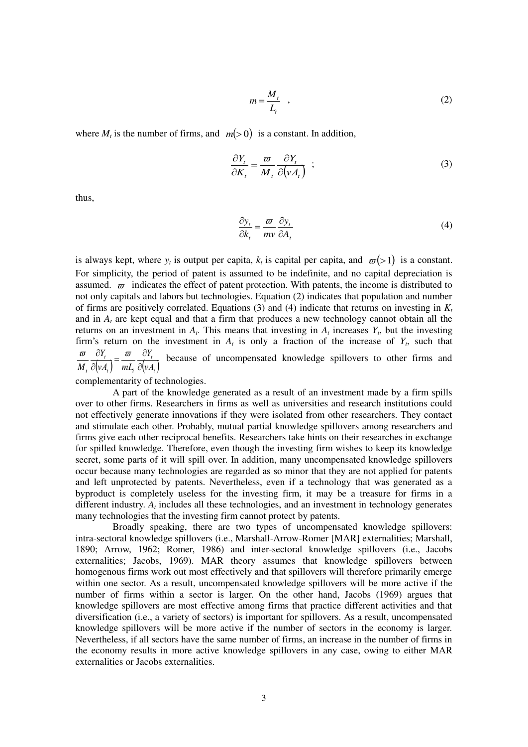$$m = \frac{M_t}{L_t} \quad , \tag{2}$$

where $M_t$ is the number of firms, and $m(>0)$ is a constant. In addition,

$$\frac{\partial Y_t}{\partial K_t} = \frac{\varpi}{M_t} \frac{\partial Y_t}{\partial (\nu A_t)} \quad ; \tag{3}$$

thus,

$$\frac{\partial y_t}{\partial k_t} = \frac{\varpi}{m\nu} \frac{\partial y_t}{\partial A_t} \tag{4}$$

is always kept, where $y_t$ is output per capita, $k_t$ is capital per capita, and $\varpi(>1)$ is a constant. For simplicity, the period of patent is assumed to be indefinite, and no capital depreciation is assumed. $\varpi$ indicates the effect of patent protection. With patents, the income is distributed to not only capitals and labors but technologies. Equation (2) indicates that population and number of firms are positively correlated. Equations (3) and (4) indicate that returns on investing in $K_t$ and in $A_t$ are kept equal and that a firm that produces a new technology cannot obtain all the returns on an investment in $A_t$. This means that investing in $A_t$ increases $Y_t$, but the investing firm's return on the investment in $A_t$ is only a fraction of the increase of $Y_t$, such that $\frac{\varpi}{M_t} \frac{\partial Y_t}{\partial (\nu A_t)} = \frac{\varpi}{m L_t} \frac{\partial Y_t}{\partial (\nu A_t)}$ because of uncompensated knowledge spillovers to other firms and complementarity of technologies.

A part of the knowledge generated as a result of an investment made by a firm spills over to other firms. Researchers in firms as well as universities and research institutions could not effectively generate innovations if they were isolated from other researchers. They contact and stimulate each other. Probably, mutual partial knowledge spillovers among researchers and firms give each other reciprocal benefits. Researchers take hints on their researches in exchange for spilled knowledge. Therefore, even though the investing firm wishes to keep its knowledge secret, some parts of it will spill over. In addition, many uncompensated knowledge spillovers occur because many technologies are regarded as so minor that they are not applied for patents and left unprotected by patents. Nevertheless, even if a technology that was generated as a byproduct is completely useless for the investing firm, it may be a treasure for firms in a different industry. $A_t$ includes all these technologies, and an investment in technology generates many technologies that the investing firm cannot protect by patents.

Broadly speaking, there are two types of uncompensated knowledge spillovers: intra-sectoral knowledge spillovers (i.e., Marshall-Arrow-Romer [MAR] externalities; Marshall, 1890; Arrow, 1962; Romer, 1986) and inter-sectoral knowledge spillovers (i.e., Jacobs externalities; Jacobs, 1969). MAR theory assumes that knowledge spillovers between homogenous firms work out most effectively and that spillovers will therefore primarily emerge within one sector. As a result, uncompensated knowledge spillovers will be more active if the number of firms within a sector is larger. On the other hand, Jacobs (1969) argues that knowledge spillovers are most effective among firms that practice different activities and that diversification (i.e., a variety of sectors) is important for spillovers. As a result, uncompensated knowledge spillovers will be more active if the number of sectors in the economy is larger. Nevertheless, if all sectors have the same number of firms, an increase in the number of firms in the economy results in more active knowledge spillovers in any case, owing to either MAR externalities or Jacobs externalities.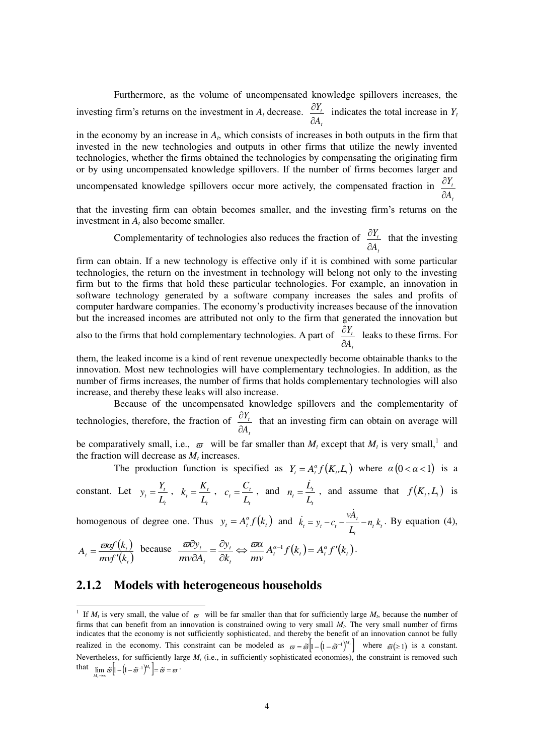Furthermore, as the volume of uncompensated knowledge spillovers increases, the investing firm's returns on the investment in $A_t$ decrease. $\frac{\partial Y_t}{\partial A_t}$ indicates the total increase in $Y_t$ in the economy by an increase in $A_t$, which consists of increases in both outputs in the firm that invested in the new technologies and outputs in other firms that utilize the newly invented technologies, whether the firms obtained the technologies by compensating the originating firm or by using uncompensated knowledge spillovers. If the number of firms becomes larger and uncompensated knowledge spillovers occur more actively, the compensated fraction in $\frac{\partial Y_t}{\partial A_t}$ that the investing firm can obtain becomes smaller, and the investing firm's returns on the investment in $A_t$ also become smaller.

Complementarity of technologies also reduces the fraction of $\frac{\partial Y_t}{\partial A_t}$ that the investing firm can obtain. If a new technology is effective only if it is combined with some particular technologies, the return on the investment in technology will belong not only to the investing firm but to the firms that hold these particular technologies. For example, an innovation in software technology generated by a software company increases the sales and profits of computer hardware companies. The economy's productivity increases because of the innovation but the increased incomes are attributed not only to the firm that generated the innovation but also to the firms that hold complementary technologies. A part of $\frac{\partial Y_t}{\partial A_t}$ leaks to these firms. For them, the leaked income is a kind of rent revenue unexpectedly become obtainable thanks to the innovation. Most new technologies will have complementary technologies. In addition, as the number of firms increases, the number of firms that holds complementary technologies will also increase, and thereby these leaks will also increase.

Because of the uncompensated knowledge spillovers and the complementarity of technologies, therefore, the fraction of $\frac{\partial Y_t}{\partial A_t}$ that an investing firm can obtain on average will be comparatively small, i.e., $\varpi$ will be far smaller than $M_t$ except that $M_t$ is very small,[1] and the fraction will decrease as $M_t$ increases.

The production function is specified as $Y_t = A_t^{\alpha} f(K_t, L_t)$ where $\alpha \, (0 < \alpha < 1)$ is a constant. Let $y_t = \frac{Y_t}{L_t}$, $k_t = \frac{K_t}{L_t}$, $c_t = \frac{C_t}{L_t}$, and $n_t = \frac{\dot{L}_t}{L_t}$, and assume that $f(K_t, L_t)$ is homogenous of degree one. Thus $y_t = A_t^{\alpha} f(k_t)$ and $\dot{k}_t = y_t - c_t - \frac{v\dot{A}_t}{L_t} - n_t k_t$. By equation (4), $A_t = \frac{\varpi \alpha f(k_t)}{m v f'(k_t)}$ because $\frac{\varpi \partial y_t}{m v \partial A_t} = \frac{\partial y_t}{\partial k_t} \Leftrightarrow \frac{\varpi \alpha}{m v} A_t^{\alpha - 1} f(k_t) = A_t^{\alpha} f'(k_t)$.

### 2.1.2 Models with heterogeneous households

---

[1] If $M_t$ is very small, the value of $\varpi$ will be far smaller than that for sufficiently large $M_t$, because the number of firms that can benefit from an innovation is constrained owing to very small $M_t$. The very small number of firms indicates that the economy is not sufficiently sophisticated, and thereby the benefit of an innovation cannot be fully realized in the economy. This constraint can be modeled as $\varpi = \tilde{\varpi}\left[1 - \left(1 - \tilde{\varpi}^{-1}\right)^{M_t}\right]$ where $\tilde{\varpi}(\geq 1)$ is a constant. Nevertheless, for sufficiently large $M_t$ (i.e., in sufficiently sophisticated economies), the constraint is removed such that $\lim_{M_t \to \infty} \tilde{\varpi}\left[1 - \left(1 - \tilde{\varpi}^{-1}\right)^{M_t}\right] = \tilde{\varpi} = \varpi$.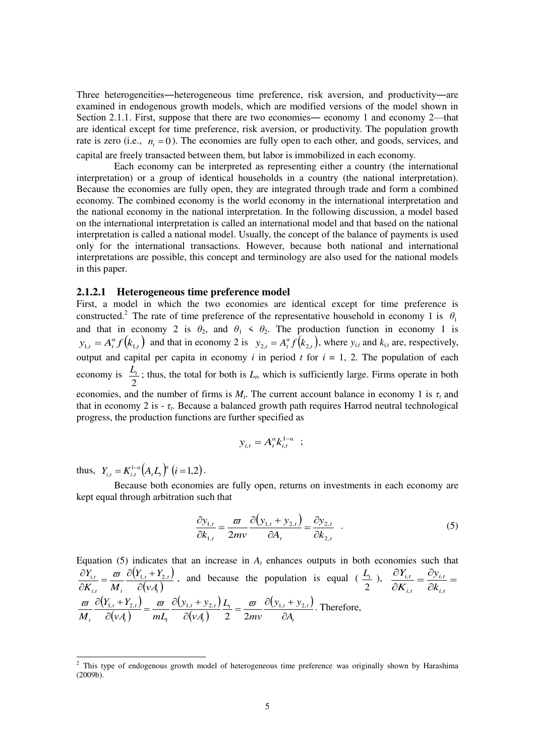Three heterogeneities—heterogeneous time preference, risk aversion, and productivity—are examined in endogenous growth models, which are modified versions of the model shown in Section 2.1.1. First, suppose that there are two economies— economy 1 and economy 2—that are identical except for time preference, risk aversion, or productivity. The population growth rate is zero (i.e., $n_t = 0$). The economies are fully open to each other, and goods, services, and capital are freely transacted between them, but labor is immobilized in each economy.

Each economy can be interpreted as representing either a country (the international interpretation) or a group of identical households in a country (the national interpretation). Because the economies are fully open, they are integrated through trade and form a combined economy. The combined economy is the world economy in the international interpretation and the national economy in the national interpretation. In the following discussion, a model based on the international interpretation is called an international model and that based on the national interpretation is called a national model. Usually, the concept of the balance of payments is used only for the international transactions. However, because both national and international interpretations are possible, this concept and terminology are also used for the national models in this paper.

### 2.1.2.1 Heterogeneous time preference model

First, a model in which the two economies are identical except for time preference is constructed.[2] The rate of time preference of the representative household in economy 1 is $\theta_1$ and that in economy 2 is $\theta_2$, and $\theta_1 < \theta_2$. The production function in economy 1 is $y_{1,t} = A_t^{\alpha} f(k_{1,t})$ and that in economy 2 is $y_{2,t} = A_t^{\alpha} f(k_{2,t})$, where $y_{i,t}$ and $k_{i,t}$ are, respectively, output and capital per capita in economy $i$ in period $t$ for $i$ = 1, 2. The population of each economy is $\frac{L_t}{2}$; thus, the total for both is $L_t$, which is sufficiently large. Firms operate in both economies, and the number of firms is $M_t$. The current account balance in economy 1 is $\tau_t$ and that in economy 2 is - $\tau_t$. Because a balanced growth path requires Harrod neutral technological progress, the production functions are further specified as

$$y_{i,t} = A_t^{\alpha} k_{i,t}^{1-\alpha} \quad ;$$

thus, $Y_{i,t} = K_{i,t}^{1-\alpha} (A_t L_t)^{\alpha} \ (i = 1,2)$.

Because both economies are fully open, returns on investments in each economy are kept equal through arbitration such that

$$\frac{\partial y_{1,t}}{\partial k_{1,t}} = \frac{\varpi}{2mv} \frac{\partial (y_{1,t} + y_{2,t})}{\partial A_t} = \frac{\partial y_{2,t}}{\partial k_{2,t}} \quad . \tag{5}$$

Equation (5) indicates that an increase in $A_t$ enhances outputs in both economies such that $\frac{\partial Y_{i,t}}{\partial K_{i,t}} = \frac{\varpi}{M_t} \frac{\partial (Y_{1,t} + Y_{2,t})}{\partial (v A_t)}$, and because the population is equal ( $\frac{L_t}{2}$ ), $\frac{\partial Y_{i,t}}{\partial K_{i,t}} = \frac{\partial y_{i,t}}{\partial k_{i,t}} = \frac{\varpi}{M_t} \frac{\partial (Y_{1,t} + Y_{2,t})}{\partial (v A_t)} = \frac{\varpi}{m L_t} \frac{\partial (y_{1,t} + y_{2,t})}{\partial (v A_t)} \frac{L_t}{2} = \frac{\varpi}{2mv} \frac{\partial (y_{1,t} + y_{2,t})}{\partial A_t}$. Therefore,

---

[2] This type of endogenous growth model of heterogeneous time preference was originally shown by Harashima (2009b).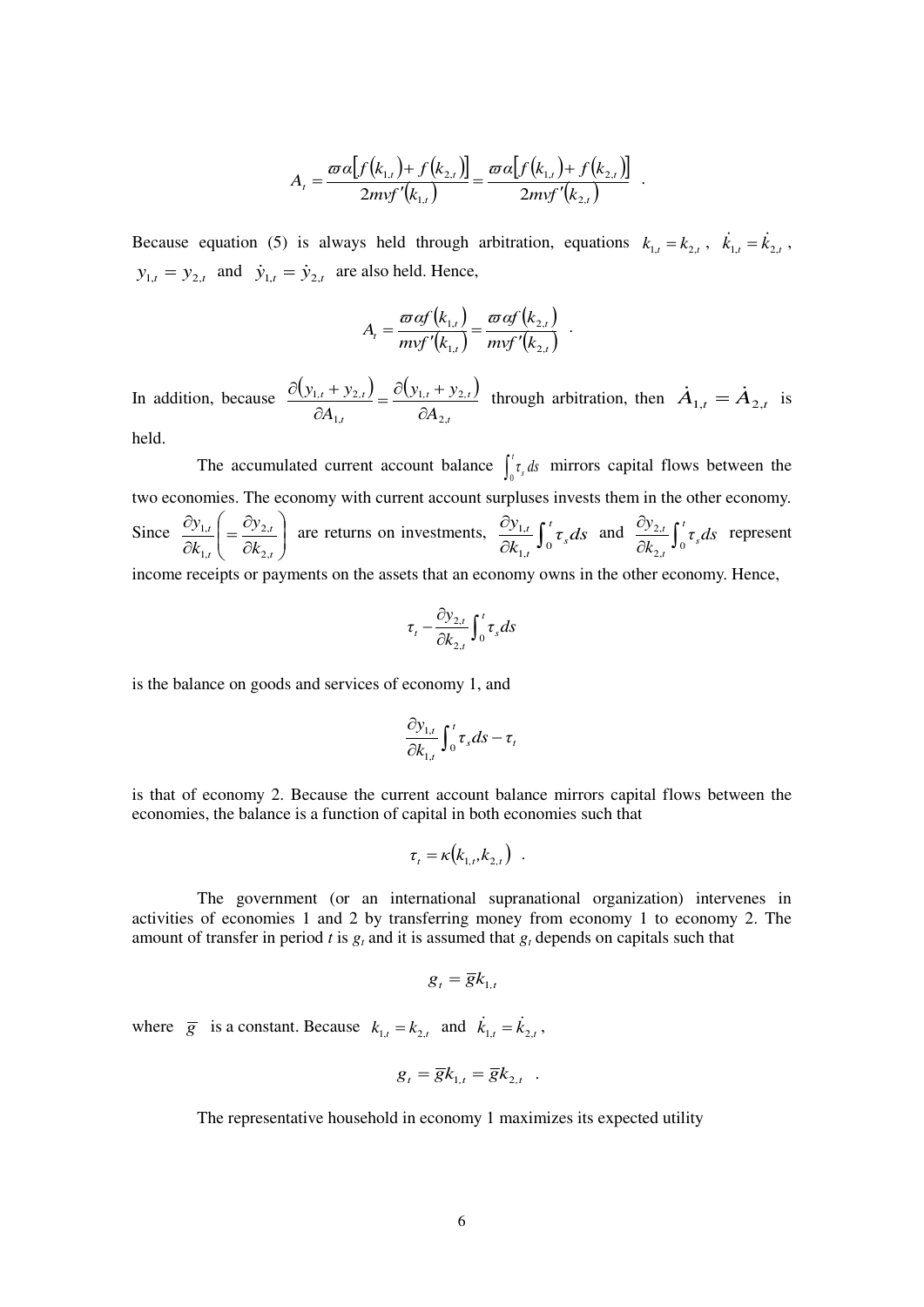$$A_t = \frac{\varpi\alpha\left[f\left(k_{1,t}\right)+f\left(k_{2,t}\right)\right]}{2mvf'\left(k_{1,t}\right)} = \frac{\varpi\alpha\left[f\left(k_{1,t}\right)+f\left(k_{2,t}\right)\right]}{2mvf'\left(k_{2,t}\right)} \quad .$$

Because equation (5) is always held through arbitration, equations $k_{1,t} = k_{2,t}$, $\dot{k}_{1,t} = \dot{k}_{2,t}$, $y_{1,t} = y_{2,t}$ and $\dot{y}_{1,t} = \dot{y}_{2,t}$ are also held. Hence,

$$A_t = \frac{\varpi\alpha f\left(k_{1,t}\right)}{mvf'\left(k_{1,t}\right)} = \frac{\varpi\alpha f\left(k_{2,t}\right)}{mvf'\left(k_{2,t}\right)} \quad .$$

In addition, because $\frac{\partial\left(y_{1,t}+y_{2,t}\right)}{\partial A_{1,t}} = \frac{\partial\left(y_{1,t}+y_{2,t}\right)}{\partial A_{2,t}}$ through arbitration, then $\dot{A}_{1,t} = \dot{A}_{2,t}$ is held.

The accumulated current account balance $\int_0^t \tau_s ds$ mirrors capital flows between the two economies. The economy with current account surpluses invests them in the other economy. Since $\frac{\partial y_{1,t}}{\partial k_{1,t}}\left(=\frac{\partial y_{2,t}}{\partial k_{2,t}}\right)$ are returns on investments, $\frac{\partial y_{1,t}}{\partial k_{1,t}}\int_0^t \tau_s ds$ and $\frac{\partial y_{2,t}}{\partial k_{2,t}}\int_0^t \tau_s ds$ represent income receipts or payments on the assets that an economy owns in the other economy. Hence,

$$\tau_t - \frac{\partial y_{2,t}}{\partial k_{2,t}}\int_0^t \tau_s ds$$

is the balance on goods and services of economy 1, and

$$\frac{\partial y_{1,t}}{\partial k_{1,t}}\int_0^t \tau_s ds - \tau_t$$

is that of economy 2. Because the current account balance mirrors capital flows between the economies, the balance is a function of capital in both economies such that

$$\tau_t = \kappa\left(k_{1,t}, k_{2,t}\right) \quad .$$

The government (or an international supranational organization) intervenes in activities of economies 1 and 2 by transferring money from economy 1 to economy 2. The amount of transfer in period $t$ is $g_t$ and it is assumed that $g_t$ depends on capitals such that

$$g_t = \bar{g}k_{1,t}$$

where $\bar{g}$ is a constant. Because $k_{1,t} = k_{2,t}$ and $\dot{k}_{1,t} = \dot{k}_{2,t}$,

$$g_t = \bar{g}k_{1,t} = \bar{g}k_{2,t} \quad .$$

The representative household in economy 1 maximizes its expected utility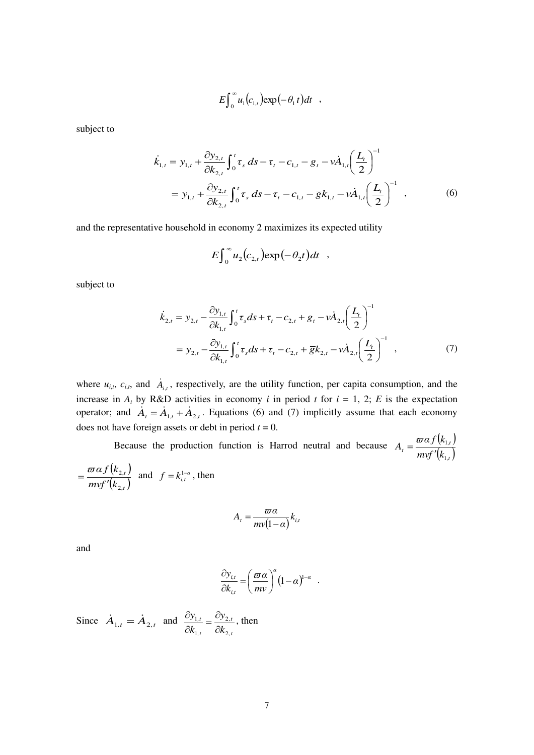$$E\int_0^{\infty} u_1(c_{1,t})\exp(-\theta_1 t)dt \quad ,$$

subject to

$$\begin{aligned}\dot{k}_{1,t} &= y_{1,t} + \frac{\partial y_{2,t}}{\partial k_{2,t}}\int_0^t \tau_s\, ds - \tau_t - c_{1,t} - g_t - v\dot{A}_{1,t}\left(\frac{L_t}{2}\right)^{-1} \\ &= y_{1,t} + \frac{\partial y_{2,t}}{\partial k_{2,t}}\int_0^t \tau_s\, ds - \tau_t - c_{1,t} - \overline{g}k_{1,t} - v\dot{A}_{1,t}\left(\frac{L_t}{2}\right)^{-1} \quad ,\end{aligned} \tag{6}$$

and the representative household in economy 2 maximizes its expected utility

$$E\int_0^{\infty} u_2(c_{2,t})\exp(-\theta_2 t)dt \quad ,$$

subject to

$$\begin{aligned}\dot{k}_{2,t} &= y_{2,t} - \frac{\partial y_{1,t}}{\partial k_{1,t}}\int_0^t \tau_s ds + \tau_t - c_{2,t} + g_t - v\dot{A}_{2,t}\left(\frac{L_t}{2}\right)^{-1} \\ &= y_{2,t} - \frac{\partial y_{1,t}}{\partial k_{1,t}}\int_0^t \tau_s ds + \tau_t - c_{2,t} + \overline{g}k_{2,t} - v\dot{A}_{2,t}\left(\frac{L_t}{2}\right)^{-1} \quad ,\end{aligned} \tag{7}$$

where $u_{i,t}$, $c_{i,t}$, and $\dot{A}_{i,t}$, respectively, are the utility function, per capita consumption, and the increase in $A_t$ by R&D activities in economy $i$ in period $t$ for $i$ = 1, 2; $E$ is the expectation operator; and $\dot{A}_t = \dot{A}_{1,t} + \dot{A}_{2,t}$. Equations (6) and (7) implicitly assume that each economy does not have foreign assets or debt in period $t$ = 0.

Because the production function is Harrod neutral and because $A_t = \frac{\varpi\alpha f(k_{1,t})}{mvf'(k_{1,t})}$ $= \frac{\varpi\alpha f(k_{2,t})}{mvf'(k_{2,t})}$ and $f = k_{i,t}^{1-\alpha}$, then

$$A_t = \frac{\varpi\alpha}{mv(1-\alpha)}k_{i,t}$$

and

$$\frac{\partial y_{i,t}}{\partial k_{i,t}} = \left(\frac{\varpi\alpha}{mv}\right)^{\alpha}(1-\alpha)^{1-\alpha} \quad .$$

Since $\dot{A}_{1,t} = \dot{A}_{2,t}$ and $\frac{\partial y_{1,t}}{\partial k_{1,t}} = \frac{\partial y_{2,t}}{\partial k_{2,t}}$, then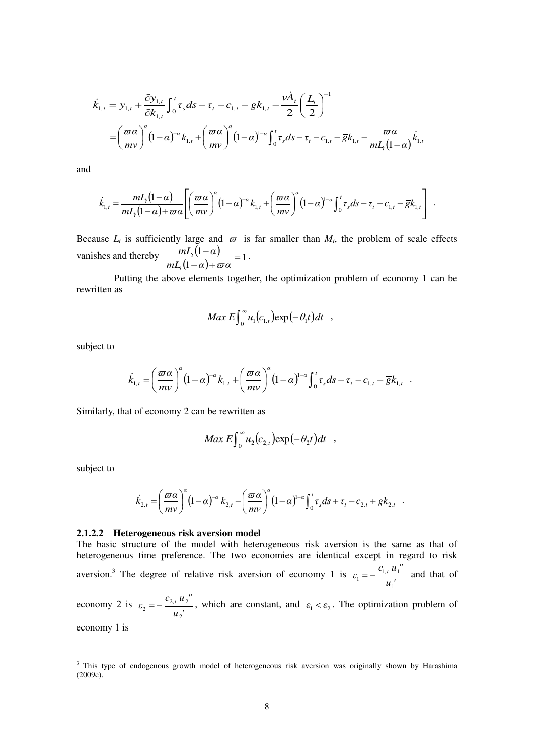$$\dot{k}_{1,t} = y_{1,t} + \frac{\partial y_{1,t}}{\partial k_{1,t}} \int_0^t \tau_s ds - \tau_t - c_{1,t} - \overline{g} k_{1,t} - \frac{\nu \dot{A}_t}{2} \left( \frac{L_t}{2} \right)^{-1}$$

$$= \left( \frac{\varpi \alpha}{m \nu} \right)^{\alpha} (1-\alpha)^{-\alpha} k_{1,t} + \left( \frac{\varpi \alpha}{m \nu} \right)^{\alpha} (1-\alpha)^{1-\alpha} \int_0^t \tau_s ds - \tau_t - c_{1,t} - \overline{g} k_{1,t} - \frac{\varpi \alpha}{m L_t (1-\alpha)} \dot{k}_{1,t}$$

and

$$\dot{k}_{1,t} = \frac{m L_t (1-\alpha)}{m L_t (1-\alpha) + \varpi \alpha} \left[ \left( \frac{\varpi \alpha}{m \nu} \right)^{\alpha} (1-\alpha)^{-\alpha} k_{1,t} + \left( \frac{\varpi \alpha}{m \nu} \right)^{\alpha} (1-\alpha)^{1-\alpha} \int_0^t \tau_s ds - \tau_t - c_{1,t} - \overline{g} k_{1,t} \right] .$$

Because $L_t$ is sufficiently large and $\varpi$ is far smaller than $M_t$, the problem of scale effects vanishes and thereby $\frac{m L_t (1-\alpha)}{m L_t (1-\alpha) + \varpi \alpha} = 1$.

Putting the above elements together, the optimization problem of economy 1 can be rewritten as

$$Max \ E \int_0^{\infty} u_1(c_{1,t}) \exp(-\theta_1 t) dt \quad ,$$

subject to

$$\dot{k}_{1,t} = \left( \frac{\varpi \alpha}{m \nu} \right)^{\alpha} (1-\alpha)^{-\alpha} k_{1,t} + \left( \frac{\varpi \alpha}{m \nu} \right)^{\alpha} (1-\alpha)^{1-\alpha} \int_0^t \tau_s ds - \tau_t - c_{1,t} - \overline{g} k_{1,t} \quad .$$

Similarly, that of economy 2 can be rewritten as

$$Max \ E \int_0^{\infty} u_2(c_{2,t}) \exp(-\theta_2 t) dt \quad ,$$

subject to

$$\dot{k}_{2,t} = \left( \frac{\varpi \alpha}{m \nu} \right)^{\alpha} (1-\alpha)^{-\alpha} k_{2,t} - \left( \frac{\varpi \alpha}{m \nu} \right)^{\alpha} (1-\alpha)^{1-\alpha} \int_0^t \tau_s ds + \tau_t - c_{2,t} + \overline{g} k_{2,t} \quad .$$

#### 2.1.2.2 Heterogeneous risk aversion model

The basic structure of the model with heterogeneous risk aversion is the same as that of heterogeneous time preference. The two economies are identical except in regard to risk aversion.[3] The degree of relative risk aversion of economy 1 is $\varepsilon_1 = -\frac{c_{1,t} u_1''}{u_1'}$ and that of economy 2 is $\varepsilon_2 = -\frac{c_{2,t} u_2''}{u_2'}$, which are constant, and $\varepsilon_1 < \varepsilon_2$. The optimization problem of economy 1 is

[3] This type of endogenous growth model of heterogeneous risk aversion was originally shown by Harashima (2009c).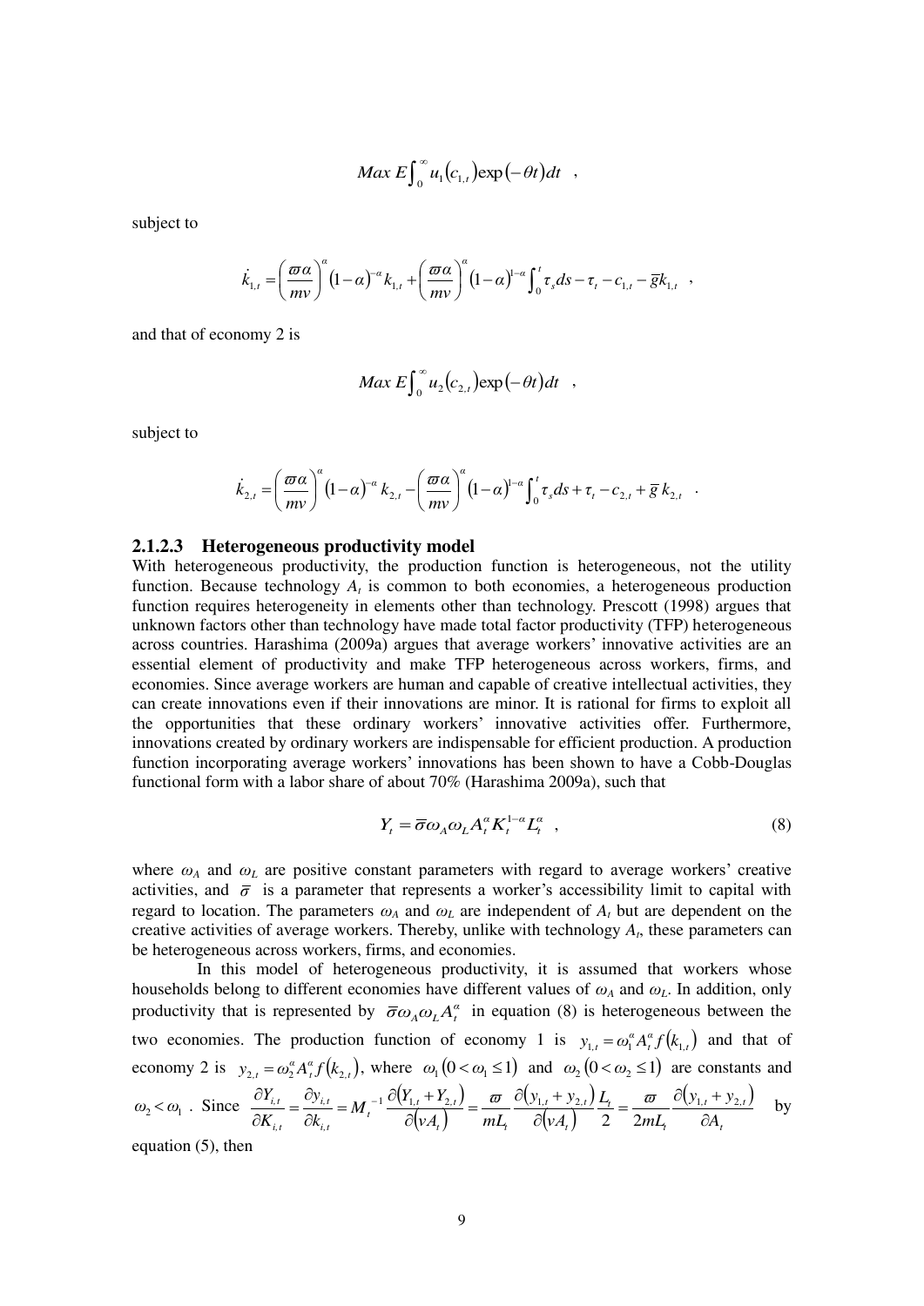$$Max\ E\int_0^\infty u_1(c_{1,t})\exp(-\theta t)dt \quad ,$$

subject to

$$\dot{k}_{1,t} = \left(\frac{\varpi\alpha}{mv}\right)^\alpha (1-\alpha)^{-\alpha} k_{1,t} + \left(\frac{\varpi\alpha}{mv}\right)^\alpha (1-\alpha)^{1-\alpha} \int_0^t \tau_s ds - \tau_t - c_{1,t} - \bar{g} k_{1,t} \quad ,$$

and that of economy 2 is

$$Max\ E\int_0^\infty u_2(c_{2,t})\exp(-\theta t)dt \quad ,$$

subject to

$$\dot{k}_{2,t} = \left(\frac{\varpi\alpha}{mv}\right)^\alpha (1-\alpha)^{-\alpha} k_{2,t} - \left(\frac{\varpi\alpha}{mv}\right)^\alpha (1-\alpha)^{1-\alpha} \int_0^t \tau_s ds + \tau_t - c_{2,t} + \bar{g} k_{2,t} \quad .$$

### 2.1.2.3 Heterogeneous productivity model

With heterogeneous productivity, the production function is heterogeneous, not the utility function. Because technology $A_t$ is common to both economies, a heterogeneous production function requires heterogeneity in elements other than technology. Prescott (1998) argues that unknown factors other than technology have made total factor productivity (TFP) heterogeneous across countries. Harashima (2009a) argues that average workers' innovative activities are an essential element of productivity and make TFP heterogeneous across workers, firms, and economies. Since average workers are human and capable of creative intellectual activities, they can create innovations even if their innovations are minor. It is rational for firms to exploit all the opportunities that these ordinary workers' innovative activities offer. Furthermore, innovations created by ordinary workers are indispensable for efficient production. A production function incorporating average workers' innovations has been shown to have a Cobb-Douglas functional form with a labor share of about 70% (Harashima 2009a), such that

$$Y_t = \bar{\sigma}\omega_A\omega_L A_t^\alpha K_t^{1-\alpha} L_t^\alpha \quad , \tag{8}$$

where $\omega_A$ and $\omega_L$ are positive constant parameters with regard to average workers' creative activities, and $\bar{\sigma}$ is a parameter that represents a worker's accessibility limit to capital with regard to location. The parameters $\omega_A$ and $\omega_L$ are independent of $A_t$ but are dependent on the creative activities of average workers. Thereby, unlike with technology $A_t$, these parameters can be heterogeneous across workers, firms, and economies.

In this model of heterogeneous productivity, it is assumed that workers whose households belong to different economies have different values of $\omega_A$ and $\omega_L$. In addition, only productivity that is represented by $\bar{\sigma}\omega_A\omega_L A_t^\alpha$ in equation (8) is heterogeneous between the two economies. The production function of economy 1 is $y_{1,t} = \omega_1^\alpha A_t^\alpha f(k_{1,t})$ and that of economy 2 is $y_{2,t} = \omega_2^\alpha A_t^\alpha f(k_{2,t})$, where $\omega_1\ (0 < \omega_1 \leq 1)$ and $\omega_2\ (0 < \omega_2 \leq 1)$ are constants and $\omega_2 < \omega_1$. Since $\frac{\partial Y_{i,t}}{\partial K_{i,t}} = \frac{\partial y_{i,t}}{\partial k_{i,t}} = M_t^{-1}\frac{\partial(Y_{1,t}+Y_{2,t})}{\partial(vA_t)} = \frac{\varpi}{mL_t}\frac{\partial(y_{1,t}+y_{2,t})}{\partial(vA_t)}\frac{L_t}{2} = \frac{\varpi}{2mL_t}\frac{\partial(y_{1,t}+y_{2,t})}{\partial A_t}$ by equation (5), then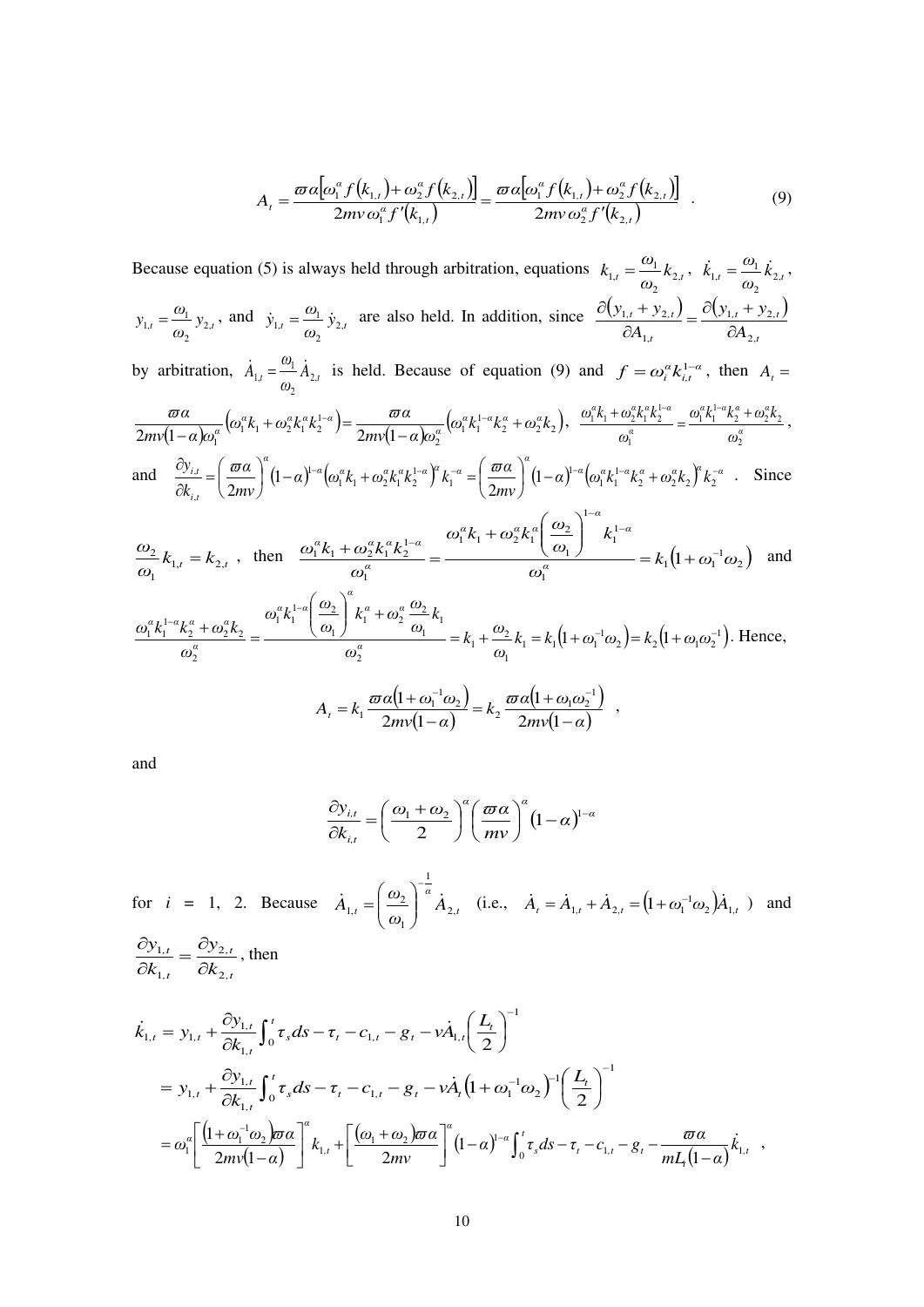$$A_t = \frac{\varpi\alpha\left[\omega_1^\alpha f\left(k_{1,t}\right)+\omega_2^\alpha f\left(k_{2,t}\right)\right]}{2mv\,\omega_1^\alpha f'\left(k_{1,t}\right)} = \frac{\varpi\alpha\left[\omega_1^\alpha f\left(k_{1,t}\right)+\omega_2^\alpha f\left(k_{2,t}\right)\right]}{2mv\,\omega_2^\alpha f'\left(k_{2,t}\right)} \quad . \tag{9}$$

Because equation (5) is always held through arbitration, equations $k_{1,t} = \frac{\omega_1}{\omega_2} k_{2,t}$, $\dot{k}_{1,t} = \frac{\omega_1}{\omega_2} \dot{k}_{2,t}$, $y_{1,t} = \frac{\omega_1}{\omega_2} y_{2,t}$, and $\dot{y}_{1,t} = \frac{\omega_1}{\omega_2} \dot{y}_{2,t}$ are also held. In addition, since $\frac{\partial\left(y_{1,t}+y_{2,t}\right)}{\partial A_{1,t}} = \frac{\partial\left(y_{1,t}+y_{2,t}\right)}{\partial A_{2,t}}$ by arbitration, $\dot{A}_{1,t} = \frac{\omega_1}{\omega_2}\dot{A}_{2,t}$ is held. Because of equation (9) and $f = \omega_i^\alpha k_{i,t}^{1-\alpha}$, then $A_t = \frac{\varpi\alpha}{2mv(1-\alpha)\omega_1^\alpha}\left(\omega_1^\alpha k_1 + \omega_2^\alpha k_1^\alpha k_2^{1-\alpha}\right) = \frac{\varpi\alpha}{2mv(1-\alpha)\omega_2^\alpha}\left(\omega_1^\alpha k_1^{1-\alpha} k_2^\alpha + \omega_2^\alpha k_2\right)$, $\frac{\omega_1^\alpha k_1 + \omega_2^\alpha k_1^\alpha k_2^{1-\alpha}}{\omega_1^\alpha} = \frac{\omega_1^\alpha k_1^{1-\alpha} k_2^\alpha + \omega_2^\alpha k_2}{\omega_2^\alpha}$, and $\frac{\partial y_{i,t}}{\partial k_{i,t}} = \left(\frac{\varpi\alpha}{2mv}\right)^\alpha (1-\alpha)^{1-\alpha}\left(\omega_1^\alpha k_1 + \omega_2^\alpha k_1^\alpha k_2^{1-\alpha}\right)^\alpha k_1^{-\alpha} = \left(\frac{\varpi\alpha}{2mv}\right)^\alpha (1-\alpha)^{1-\alpha}\left(\omega_1^\alpha k_1^{1-\alpha} k_2^\alpha + \omega_2^\alpha k_2\right)^\alpha k_2^{-\alpha}$. Since $\frac{\omega_2}{\omega_1} k_{1,t} = k_{2,t}$, then $\frac{\omega_1^\alpha k_1 + \omega_2^\alpha k_1^\alpha k_2^{1-\alpha}}{\omega_1^\alpha} = \frac{\omega_1^\alpha k_1 + \omega_2^\alpha k_1^\alpha \left(\frac{\omega_2}{\omega_1}\right)^{1-\alpha} k_1^{1-\alpha}}{\omega_1^\alpha} = k_1\left(1+\omega_1^{-1}\omega_2\right)$ and $\frac{\omega_1^\alpha k_1^{1-\alpha} k_2^\alpha + \omega_2^\alpha k_2}{\omega_2^\alpha} = \frac{\omega_1^\alpha k_1^{1-\alpha}\left(\frac{\omega_2}{\omega_1}\right)^\alpha k_1^\alpha + \omega_2^\alpha \frac{\omega_2}{\omega_1} k_1}{\omega_2^\alpha} = k_1 + \frac{\omega_2}{\omega_1} k_1 = k_1\left(1+\omega_1^{-1}\omega_2\right) = k_2\left(1+\omega_1\omega_2^{-1}\right)$. Hence,

$$A_t = k_1 \frac{\varpi\alpha\left(1+\omega_1^{-1}\omega_2\right)}{2mv(1-\alpha)} = k_2 \frac{\varpi\alpha\left(1+\omega_1\omega_2^{-1}\right)}{2mv(1-\alpha)} \quad ,$$

and

$$\frac{\partial y_{i,t}}{\partial k_{i,t}} = \left(\frac{\omega_1+\omega_2}{2}\right)^\alpha \left(\frac{\varpi\alpha}{mv}\right)^\alpha (1-\alpha)^{1-\alpha}$$

for $i$ = 1, 2. Because $\dot{A}_{1,t} = \left(\frac{\omega_2}{\omega_1}\right)^{-\frac{1}{\alpha}}\dot{A}_{2,t}$ (i.e., $\dot{A}_t = \dot{A}_{1,t} + \dot{A}_{2,t} = \left(1+\omega_1^{-1}\omega_2\right)\dot{A}_{1,t}$ ) and $\frac{\partial y_{1,t}}{\partial k_{1,t}} = \frac{\partial y_{2,t}}{\partial k_{2,t}}$, then

$$\begin{aligned}
\dot{k}_{1,t} &= y_{1,t} + \frac{\partial y_{1,t}}{\partial k_{1,t}}\int_0^t \tau_s ds - \tau_t - c_{1,t} - g_t - v\dot{A}_{1,t}\left(\frac{L_t}{2}\right)^{-1} \\
&= y_{1,t} + \frac{\partial y_{1,t}}{\partial k_{1,t}}\int_0^t \tau_s ds - \tau_t - c_{1,t} - g_t - v\dot{A}_t\left(1+\omega_1^{-1}\omega_2\right)^{-1}\left(\frac{L_t}{2}\right)^{-1} \\
&= \omega_1^\alpha\left[\frac{\left(1+\omega_1^{-1}\omega_2\right)\varpi\alpha}{2mv(1-\alpha)}\right]^\alpha k_{1,t} + \left[\frac{\left(\omega_1+\omega_2\right)\varpi\alpha}{2mv}\right]^\alpha (1-\alpha)^{1-\alpha}\int_0^t \tau_s ds - \tau_t - c_{1,t} - g_t - \frac{\varpi\alpha}{mL_t(1-\alpha)}\dot{k}_{1,t} \quad ,
\end{aligned}$$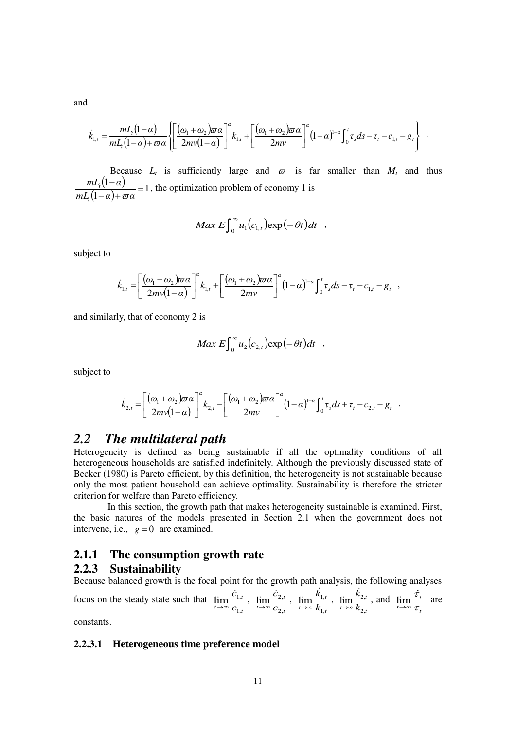and

$$\dot{k}_{1,t} = \frac{mL_t(1-\alpha)}{mL_t(1-\alpha)+\varpi\alpha} \left\{ \left[ \frac{(\omega_1+\omega_2)\varpi\alpha}{2mv(1-\alpha)} \right]^{\alpha} k_{1,t} + \left[ \frac{(\omega_1+\omega_2)\varpi\alpha}{2mv} \right]^{\alpha} (1-\alpha)^{1-\alpha} \int_0^t \tau_s ds - \tau_t - c_{1,t} - g_t \right\} \ .$$

Because $L_t$ is sufficiently large and $\varpi$ is far smaller than $M_t$ and thus $\frac{mL_t(1-\alpha)}{mL_t(1-\alpha)+\varpi\alpha} = 1$, the optimization problem of economy 1 is

$$Max\ E\int_0^{\infty} u_1(c_{1,t})\exp(-\theta t)dt \quad ,$$

subject to

$$\dot{k}_{1,t} = \left[ \frac{(\omega_1+\omega_2)\varpi\alpha}{2mv(1-\alpha)} \right]^{\alpha} k_{1,t} + \left[ \frac{(\omega_1+\omega_2)\varpi\alpha}{2mv} \right]^{\alpha} (1-\alpha)^{1-\alpha} \int_0^t \tau_s ds - \tau_t - c_{1,t} - g_t \quad ,$$

and similarly, that of economy 2 is

$$Max\ E\int_0^{\infty} u_2(c_{2,t})\exp(-\theta t)dt \quad ,$$

subject to

$$\dot{k}_{2,t} = \left[ \frac{(\omega_1+\omega_2)\varpi\alpha}{2mv(1-\alpha)} \right]^{\alpha} k_{2,t} - \left[ \frac{(\omega_1+\omega_2)\varpi\alpha}{2mv} \right]^{\alpha} (1-\alpha)^{1-\alpha} \int_0^t \tau_s ds + \tau_t - c_{2,t} + g_t \quad .$$

## *2.2 The multilateral path*

Heterogeneity is defined as being sustainable if all the optimality conditions of all heterogeneous households are satisfied indefinitely. Although the previously discussed state of Becker (1980) is Pareto efficient, by this definition, the heterogeneity is not sustainable because only the most patient household can achieve optimality. Sustainability is therefore the stricter criterion for welfare than Pareto efficiency.

In this section, the growth path that makes heterogeneity sustainable is examined. First, the basic natures of the models presented in Section 2.1 when the government does not intervene, i.e., $\bar{g} = 0$ are examined.

### 2.1.1 The consumption growth rate

### 2.2.3 Sustainability

Because balanced growth is the focal point for the growth path analysis, the following analyses focus on the steady state such that $\lim_{t\to\infty} \frac{\dot{c}_{1,t}}{c_{1,t}}$, $\lim_{t\to\infty} \frac{\dot{c}_{2,t}}{c_{2,t}}$, $\lim_{t\to\infty} \frac{\dot{k}_{1,t}}{k_{1,t}}$, $\lim_{t\to\infty} \frac{\dot{k}_{2,t}}{k_{2,t}}$, and $\lim_{t\to\infty} \frac{\dot{\tau}_t}{\tau_t}$ are constants.

#### 2.2.3.1 Heterogeneous time preference model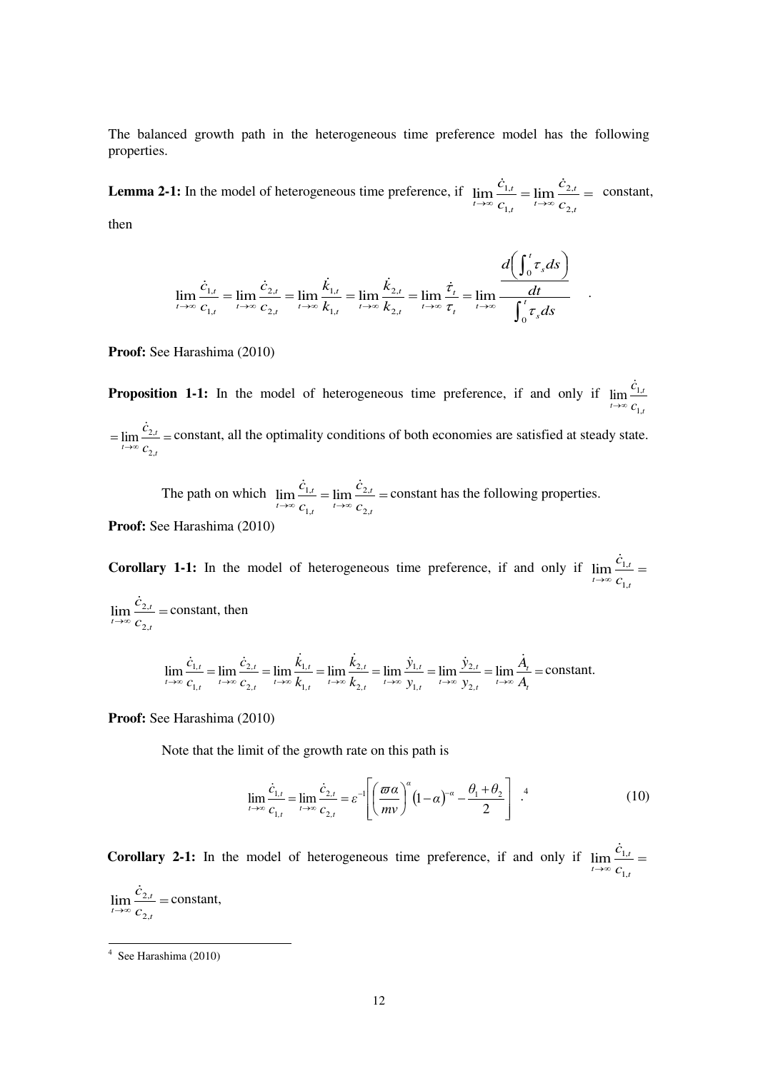The balanced growth path in the heterogeneous time preference model has the following properties.

**Lemma 2-1:** In the model of heterogeneous time preference, if $\lim_{t\to\infty}\frac{\dot{c}_{1,t}}{c_{1,t}} = \lim_{t\to\infty}\frac{\dot{c}_{2,t}}{c_{2,t}} =$ constant, then

$$\lim_{t\to\infty}\frac{\dot{c}_{1,t}}{c_{1,t}} = \lim_{t\to\infty}\frac{\dot{c}_{2,t}}{c_{2,t}} = \lim_{t\to\infty}\frac{\dot{k}_{1,t}}{k_{1,t}} = \lim_{t\to\infty}\frac{\dot{k}_{2,t}}{k_{2,t}} = \lim_{t\to\infty}\frac{\dot{\tau}_t}{\tau_t} = \lim_{t\to\infty}\frac{\frac{d\left(\int_0^t \tau_s ds\right)}{dt}}{\int_0^t \tau_s ds} \quad .$$

**Proof:** See Harashima (2010)

**Proposition 1-1:** In the model of heterogeneous time preference, if and only if $\lim_{t\to\infty}\frac{\dot{c}_{1,t}}{c_{1,t}}$ $= \lim_{t\to\infty}\frac{\dot{c}_{2,t}}{c_{2,t}} =$ constant, all the optimality conditions of both economies are satisfied at steady state.

The path on which $\lim_{t\to\infty}\frac{\dot{c}_{1,t}}{c_{1,t}} = \lim_{t\to\infty}\frac{\dot{c}_{2,t}}{c_{2,t}} =$ constant has the following properties.

**Proof:** See Harashima (2010)

**Corollary 1-1:** In the model of heterogeneous time preference, if and only if $\lim_{t\to\infty}\frac{\dot{c}_{1,t}}{c_{1,t}} =$ $\lim_{t\to\infty}\frac{\dot{c}_{2,t}}{c_{2,t}} =$ constant, then

$$\lim_{t\to\infty}\frac{\dot{c}_{1,t}}{c_{1,t}} = \lim_{t\to\infty}\frac{\dot{c}_{2,t}}{c_{2,t}} = \lim_{t\to\infty}\frac{\dot{k}_{1,t}}{k_{1,t}} = \lim_{t\to\infty}\frac{\dot{k}_{2,t}}{k_{2,t}} = \lim_{t\to\infty}\frac{\dot{y}_{1,t}}{y_{1,t}} = \lim_{t\to\infty}\frac{\dot{y}_{2,t}}{y_{2,t}} = \lim_{t\to\infty}\frac{\dot{A}_t}{A_t} = \text{constant}.$$

**Proof:** See Harashima (2010)

Note that the limit of the growth rate on this path is

$$\lim_{t\to\infty}\frac{\dot{c}_{1,t}}{c_{1,t}} = \lim_{t\to\infty}\frac{\dot{c}_{2,t}}{c_{2,t}} = \varepsilon^{-1}\left[\left(\frac{\varpi\alpha}{m\nu}\right)^{\alpha}(1-\alpha)^{-\alpha} - \frac{\theta_1+\theta_2}{2}\right] . \text{[4]} \tag{10}$$

**Corollary 2-1:** In the model of heterogeneous time preference, if and only if $\lim_{t\to\infty}\frac{\dot{c}_{1,t}}{c_{1,t}} =$ $\lim_{t\to\infty}\frac{\dot{c}_{2,t}}{c_{2,t}} =$ constant,

---

[4] See Harashima (2010)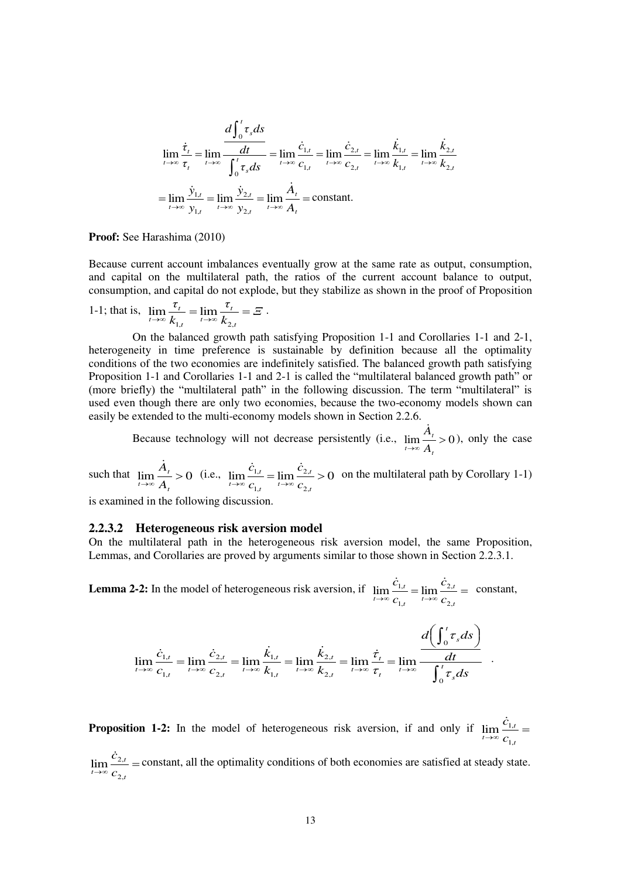$$\lim_{t\to\infty}\frac{\dot{\tau}_t}{\tau_t}=\lim_{t\to\infty}\frac{\frac{d\int_0^t \tau_s ds}{dt}}{\int_0^t \tau_s ds}=\lim_{t\to\infty}\frac{\dot{c}_{1,t}}{c_{1,t}}=\lim_{t\to\infty}\frac{\dot{c}_{2,t}}{c_{2,t}}=\lim_{t\to\infty}\frac{\dot{k}_{1,t}}{k_{1,t}}=\lim_{t\to\infty}\frac{\dot{k}_{2,t}}{k_{2,t}}$$

$$=\lim_{t\to\infty}\frac{\dot{y}_{1,t}}{y_{1,t}}=\lim_{t\to\infty}\frac{\dot{y}_{2,t}}{y_{2,t}}=\lim_{t\to\infty}\frac{\dot{A}_t}{A_t}=\text{constant.}$$

**Proof:** See Harashima (2010)

Because current account imbalances eventually grow at the same rate as output, consumption, and capital on the multilateral path, the ratios of the current account balance to output, consumption, and capital do not explode, but they stabilize as shown in the proof of Proposition 1-1; that is, $\lim_{t\to\infty}\frac{\tau_t}{k_{1,t}}=\lim_{t\to\infty}\frac{\tau_t}{k_{2,t}}=\varXi$.

On the balanced growth path satisfying Proposition 1-1 and Corollaries 1-1 and 2-1, heterogeneity in time preference is sustainable by definition because all the optimality conditions of the two economies are indefinitely satisfied. The balanced growth path satisfying Proposition 1-1 and Corollaries 1-1 and 2-1 is called the "multilateral balanced growth path" or (more briefly) the "multilateral path" in the following discussion. The term "multilateral" is used even though there are only two economies, because the two-economy models shown can easily be extended to the multi-economy models shown in Section 2.2.6.

Because technology will not decrease persistently (i.e., $\lim_{t\to\infty}\frac{\dot{A}_t}{A_t}>0$), only the case such that $\lim_{t\to\infty}\frac{\dot{A}_t}{A_t}>0$ (i.e., $\lim_{t\to\infty}\frac{\dot{c}_{1,t}}{c_{1,t}}=\lim_{t\to\infty}\frac{\dot{c}_{2,t}}{c_{2,t}}>0$ on the multilateral path by Corollary 1-1) is examined in the following discussion.

### 2.2.3.2 Heterogeneous risk aversion model

On the multilateral path in the heterogeneous risk aversion model, the same Proposition, Lemmas, and Corollaries are proved by arguments similar to those shown in Section 2.2.3.1.

**Lemma 2-2:** In the model of heterogeneous risk aversion, if $\lim_{t\to\infty}\frac{\dot{c}_{1,t}}{c_{1,t}}=\lim_{t\to\infty}\frac{\dot{c}_{2,t}}{c_{2,t}}=$ constant,

$$\lim_{t\to\infty}\frac{\dot{c}_{1,t}}{c_{1,t}}=\lim_{t\to\infty}\frac{\dot{c}_{2,t}}{c_{2,t}}=\lim_{t\to\infty}\frac{\dot{k}_{1,t}}{k_{1,t}}=\lim_{t\to\infty}\frac{\dot{k}_{2,t}}{k_{2,t}}=\lim_{t\to\infty}\frac{\dot{\tau}_t}{\tau_t}=\lim_{t\to\infty}\frac{\frac{d\left(\int_0^t \tau_s ds\right)}{dt}}{\int_0^t \tau_s ds}.$$

**Proposition 1-2:** In the model of heterogeneous risk aversion, if and only if $\lim_{t\to\infty}\frac{\dot{c}_{1,t}}{c_{1,t}}=\lim_{t\to\infty}\frac{\dot{c}_{2,t}}{c_{2,t}}=$ constant, all the optimality conditions of both economies are satisfied at steady state.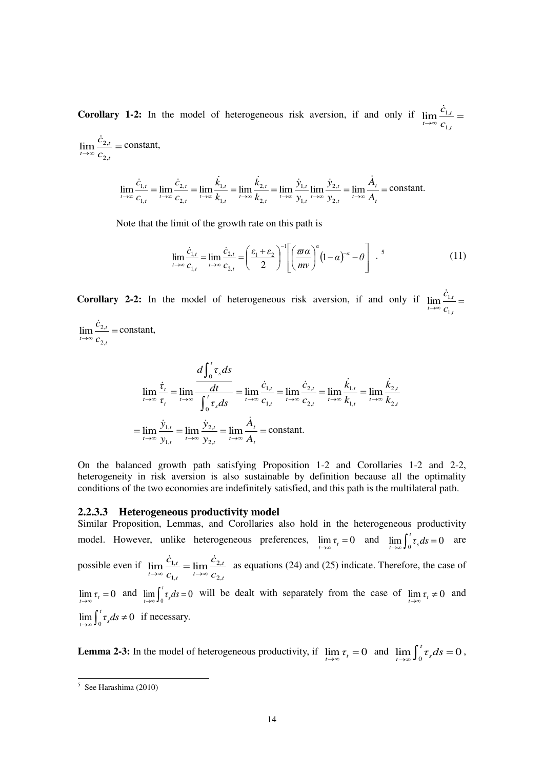**Corollary 1-2:** In the model of heterogeneous risk aversion, if and only if $\lim_{t\to\infty}\frac{\dot{c}_{1,t}}{c_{1,t}} = \lim_{t\to\infty}\frac{\dot{c}_{2,t}}{c_{2,t}} = \text{constant}$,

$$\lim_{t\to\infty}\frac{\dot{c}_{1,t}}{c_{1,t}} = \lim_{t\to\infty}\frac{\dot{c}_{2,t}}{c_{2,t}} = \lim_{t\to\infty}\frac{\dot{k}_{1,t}}{k_{1,t}} = \lim_{t\to\infty}\frac{\dot{k}_{2,t}}{k_{2,t}} = \lim_{t\to\infty}\frac{\dot{y}_{1,t}}{y_{1,t}}\lim_{t\to\infty}\frac{\dot{y}_{2,t}}{y_{2,t}} = \lim_{t\to\infty}\frac{\dot{A}_t}{A_t} = \text{constant.}$$

Note that the limit of the growth rate on this path is

$$\lim_{t\to\infty}\frac{\dot{c}_{1,t}}{c_{1,t}} = \lim_{t\to\infty}\frac{\dot{c}_{2,t}}{c_{2,t}} = \left(\frac{\varepsilon_1+\varepsilon_2}{2}\right)^{-1}\left[\left(\frac{\varpi\alpha}{m\nu}\right)^{\alpha}(1-\alpha)^{-\alpha} - \theta\right] \quad .^{5} \tag{11}$$

**Corollary 2-2:** In the model of heterogeneous risk aversion, if and only if $\lim_{t\to\infty}\frac{\dot{c}_{1,t}}{c_{1,t}} = \lim_{t\to\infty}\frac{\dot{c}_{2,t}}{c_{2,t}} = \text{constant}$,

$$\lim_{t\to\infty}\frac{\dot{\tau}_t}{\tau_t} = \lim_{t\to\infty}\frac{\frac{d\int_0^t \tau_s ds}{dt}}{\int_0^t \tau_s ds} = \lim_{t\to\infty}\frac{\dot{c}_{1,t}}{c_{1,t}} = \lim_{t\to\infty}\frac{\dot{c}_{2,t}}{c_{2,t}} = \lim_{t\to\infty}\frac{\dot{k}_{1,t}}{k_{1,t}} = \lim_{t\to\infty}\frac{\dot{k}_{2,t}}{k_{2,t}}$$

$$= \lim_{t\to\infty}\frac{\dot{y}_{1,t}}{y_{1,t}} = \lim_{t\to\infty}\frac{\dot{y}_{2,t}}{y_{2,t}} = \lim_{t\to\infty}\frac{\dot{A}_t}{A_t} = \text{constant.}$$

On the balanced growth path satisfying Proposition 1-2 and Corollaries 1-2 and 2-2, heterogeneity in risk aversion is also sustainable by definition because all the optimality conditions of the two economies are indefinitely satisfied, and this path is the multilateral path.

### 2.2.3.3 Heterogeneous productivity model

Similar Proposition, Lemmas, and Corollaries also hold in the heterogeneous productivity model. However, unlike heterogeneous preferences, $\lim_{t\to\infty}\tau_t = 0$ and $\lim_{t\to\infty}\int_0^t \tau_s ds = 0$ are possible even if $\lim_{t\to\infty}\frac{\dot{c}_{1,t}}{c_{1,t}} = \lim_{t\to\infty}\frac{\dot{c}_{2,t}}{c_{2,t}}$ as equations (24) and (25) indicate. Therefore, the case of $\lim_{t\to\infty}\tau_t = 0$ and $\lim_{t\to\infty}\int_0^t \tau_s ds = 0$ will be dealt with separately from the case of $\lim_{t\to\infty}\tau_t \neq 0$ and $\lim_{t\to\infty}\int_0^t \tau_s ds \neq 0$ if necessary.

**Lemma 2-3:** In the model of heterogeneous productivity, if $\lim_{t\to\infty}\tau_t = 0$ and $\lim_{t\to\infty}\int_0^t \tau_s ds = 0$,

---

[5] See Harashima (2010)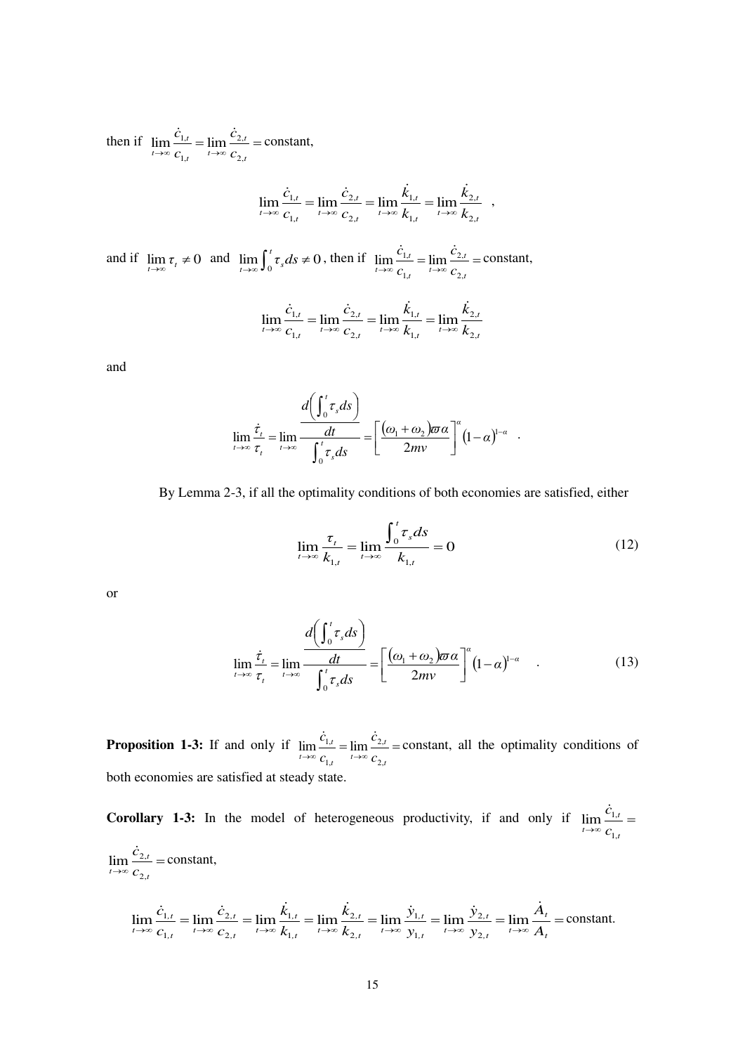then if $\lim_{t\to\infty}\frac{\dot{c}_{1,t}}{c_{1,t}} = \lim_{t\to\infty}\frac{\dot{c}_{2,t}}{c_{2,t}} =$ constant,

$$\lim_{t\to\infty}\frac{\dot{c}_{1,t}}{c_{1,t}} = \lim_{t\to\infty}\frac{\dot{c}_{2,t}}{c_{2,t}} = \lim_{t\to\infty}\frac{\dot{k}_{1,t}}{k_{1,t}} = \lim_{t\to\infty}\frac{\dot{k}_{2,t}}{k_{2,t}} \quad ,$$

and if $\lim_{t\to\infty}\tau_t \neq 0$ and $\lim_{t\to\infty}\int_0^t \tau_s ds \neq 0$, then if $\lim_{t\to\infty}\frac{\dot{c}_{1,t}}{c_{1,t}} = \lim_{t\to\infty}\frac{\dot{c}_{2,t}}{c_{2,t}} =$ constant,

$$\lim_{t\to\infty}\frac{\dot{c}_{1,t}}{c_{1,t}} = \lim_{t\to\infty}\frac{\dot{c}_{2,t}}{c_{2,t}} = \lim_{t\to\infty}\frac{\dot{k}_{1,t}}{k_{1,t}} = \lim_{t\to\infty}\frac{\dot{k}_{2,t}}{k_{2,t}}$$

and

$$\lim_{t\to\infty}\frac{\dot{\tau}_t}{\tau_t} = \lim_{t\to\infty}\frac{\frac{d\left(\int_0^t \tau_s ds\right)}{dt}}{\int_0^t \tau_s ds} = \left[\frac{(\omega_1+\omega_2)\varpi\alpha}{2mv}\right]^{\alpha}(1-\alpha)^{1-\alpha} \quad .$$

By Lemma 2-3, if all the optimality conditions of both economies are satisfied, either

$$\lim_{t\to\infty}\frac{\tau_t}{k_{1,t}} = \lim_{t\to\infty}\frac{\int_0^t \tau_s ds}{k_{1,t}} = 0 \tag{12}$$

or

$$\lim_{t\to\infty}\frac{\dot{\tau}_t}{\tau_t} = \lim_{t\to\infty}\frac{\frac{d\left(\int_0^t \tau_s ds\right)}{dt}}{\int_0^t \tau_s ds} = \left[\frac{(\omega_1+\omega_2)\varpi\alpha}{2mv}\right]^{\alpha}(1-\alpha)^{1-\alpha} \quad . \tag{13}$$

**Proposition 1-3:** If and only if $\lim_{t\to\infty}\frac{\dot{c}_{1,t}}{c_{1,t}} = \lim_{t\to\infty}\frac{\dot{c}_{2,t}}{c_{2,t}} =$ constant, all the optimality conditions of both economies are satisfied at steady state.

**Corollary 1-3:** In the model of heterogeneous productivity, if and only if $\lim_{t\to\infty}\frac{\dot{c}_{1,t}}{c_{1,t}} = \lim_{t\to\infty}\frac{\dot{c}_{2,t}}{c_{2,t}} =$ constant,

$$\lim_{t\to\infty}\frac{\dot{c}_{1,t}}{c_{1,t}} = \lim_{t\to\infty}\frac{\dot{c}_{2,t}}{c_{2,t}} = \lim_{t\to\infty}\frac{\dot{k}_{1,t}}{k_{1,t}} = \lim_{t\to\infty}\frac{\dot{k}_{2,t}}{k_{2,t}} = \lim_{t\to\infty}\frac{\dot{y}_{1,t}}{y_{1,t}} = \lim_{t\to\infty}\frac{\dot{y}_{2,t}}{y_{2,t}} = \lim_{t\to\infty}\frac{\dot{A}_t}{A_t} = \text{constant.}$$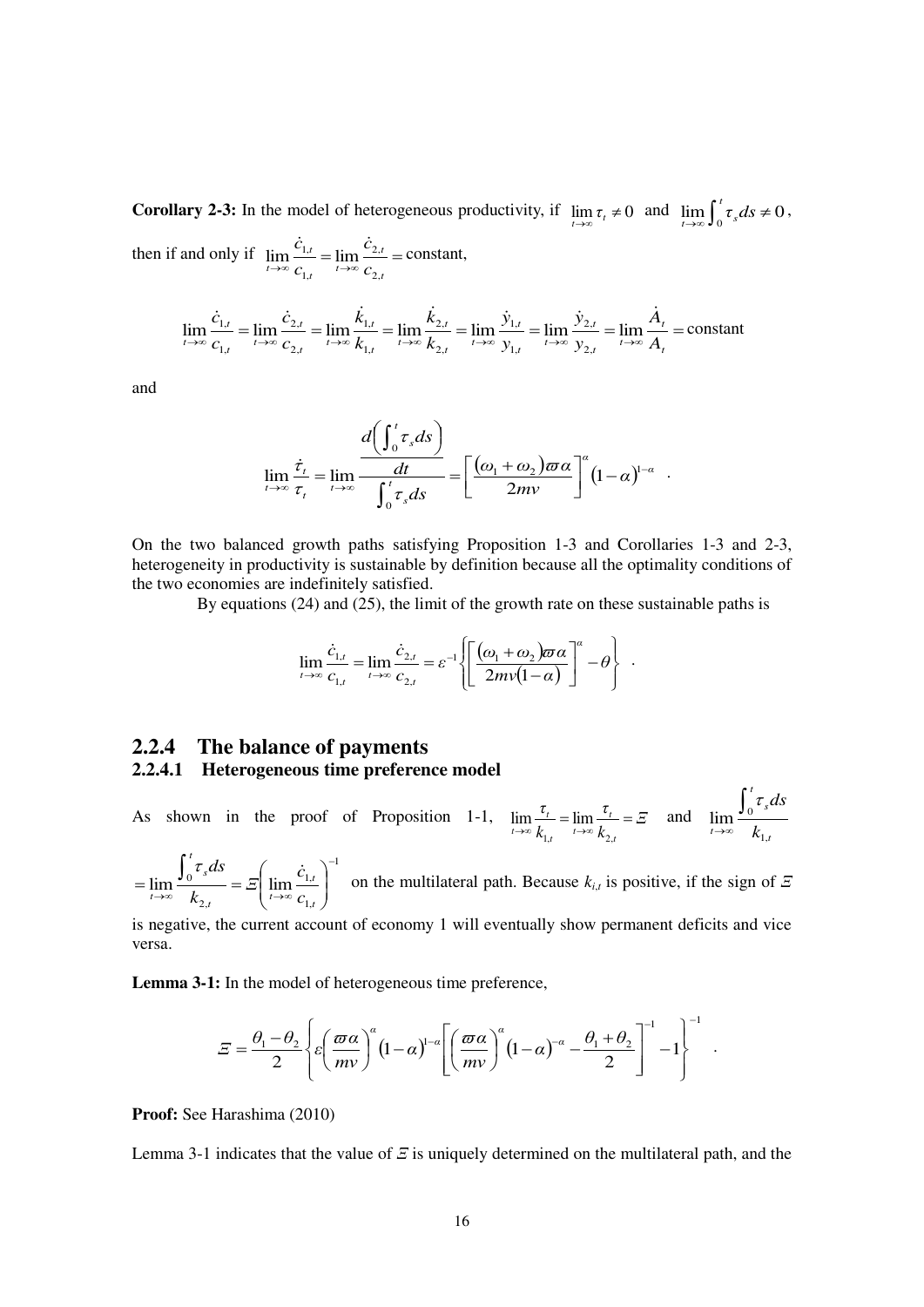**Corollary 2-3:** In the model of heterogeneous productivity, if $\lim_{t\to\infty}\tau_t \neq 0$ and $\lim_{t\to\infty}\int_0^t \tau_s ds \neq 0$, then if and only if $\lim_{t\to\infty}\frac{\dot{c}_{1,t}}{c_{1,t}} = \lim_{t\to\infty}\frac{\dot{c}_{2,t}}{c_{2,t}} =$ constant,

$$\lim_{t\to\infty}\frac{\dot{c}_{1,t}}{c_{1,t}} = \lim_{t\to\infty}\frac{\dot{c}_{2,t}}{c_{2,t}} = \lim_{t\to\infty}\frac{\dot{k}_{1,t}}{k_{1,t}} = \lim_{t\to\infty}\frac{\dot{k}_{2,t}}{k_{2,t}} = \lim_{t\to\infty}\frac{\dot{y}_{1,t}}{y_{1,t}} = \lim_{t\to\infty}\frac{\dot{y}_{2,t}}{y_{2,t}} = \lim_{t\to\infty}\frac{\dot{A}_t}{A_t} = \text{constant}$$

and

$$\lim_{t\to\infty}\frac{\dot{\tau}_t}{\tau_t} = \lim_{t\to\infty}\frac{\frac{d\left(\int_0^t \tau_s ds\right)}{dt}}{\int_0^t \tau_s ds} = \left[\frac{(\omega_1+\omega_2)\varpi\alpha}{2mv}\right]^{\alpha}(1-\alpha)^{1-\alpha} \quad .$$

On the two balanced growth paths satisfying Proposition 1-3 and Corollaries 1-3 and 2-3, heterogeneity in productivity is sustainable by definition because all the optimality conditions of the two economies are indefinitely satisfied.

By equations (24) and (25), the limit of the growth rate on these sustainable paths is

$$\lim_{t\to\infty}\frac{\dot{c}_{1,t}}{c_{1,t}} = \lim_{t\to\infty}\frac{\dot{c}_{2,t}}{c_{2,t}} = \varepsilon^{-1}\left\{\left[\frac{(\omega_1+\omega_2)\varpi\alpha}{2mv(1-\alpha)}\right]^{\alpha} - \theta\right\} \quad .$$

## 2.2.4 The balance of payments

### 2.2.4.1 Heterogeneous time preference model

As shown in the proof of Proposition 1-1, $\lim_{t\to\infty}\frac{\tau_t}{k_{1,t}} = \lim_{t\to\infty}\frac{\tau_t}{k_{2,t}} = \Xi$ and $\lim_{t\to\infty}\frac{\int_0^t \tau_s ds}{k_{1,t}} = \lim_{t\to\infty}\frac{\int_0^t \tau_s ds}{k_{2,t}} = \Xi\left(\lim_{t\to\infty}\frac{\dot{c}_{1,t}}{c_{1,t}}\right)^{-1}$ on the multilateral path. Because $k_{i,t}$ is positive, if the sign of $\Xi$ is negative, the current account of economy 1 will eventually show permanent deficits and vice versa.

**Lemma 3-1:** In the model of heterogeneous time preference,

$$\Xi = \frac{\theta_1-\theta_2}{2}\left\{\varepsilon\left(\frac{\varpi\alpha}{mv}\right)^{\alpha}(1-\alpha)^{1-\alpha}\left[\left(\frac{\varpi\alpha}{mv}\right)^{\alpha}(1-\alpha)^{-\alpha} - \frac{\theta_1+\theta_2}{2}\right]^{-1} - 1\right\}^{-1} \quad .$$

**Proof:** See Harashima (2010)

Lemma 3-1 indicates that the value of $\Xi$ is uniquely determined on the multilateral path, and the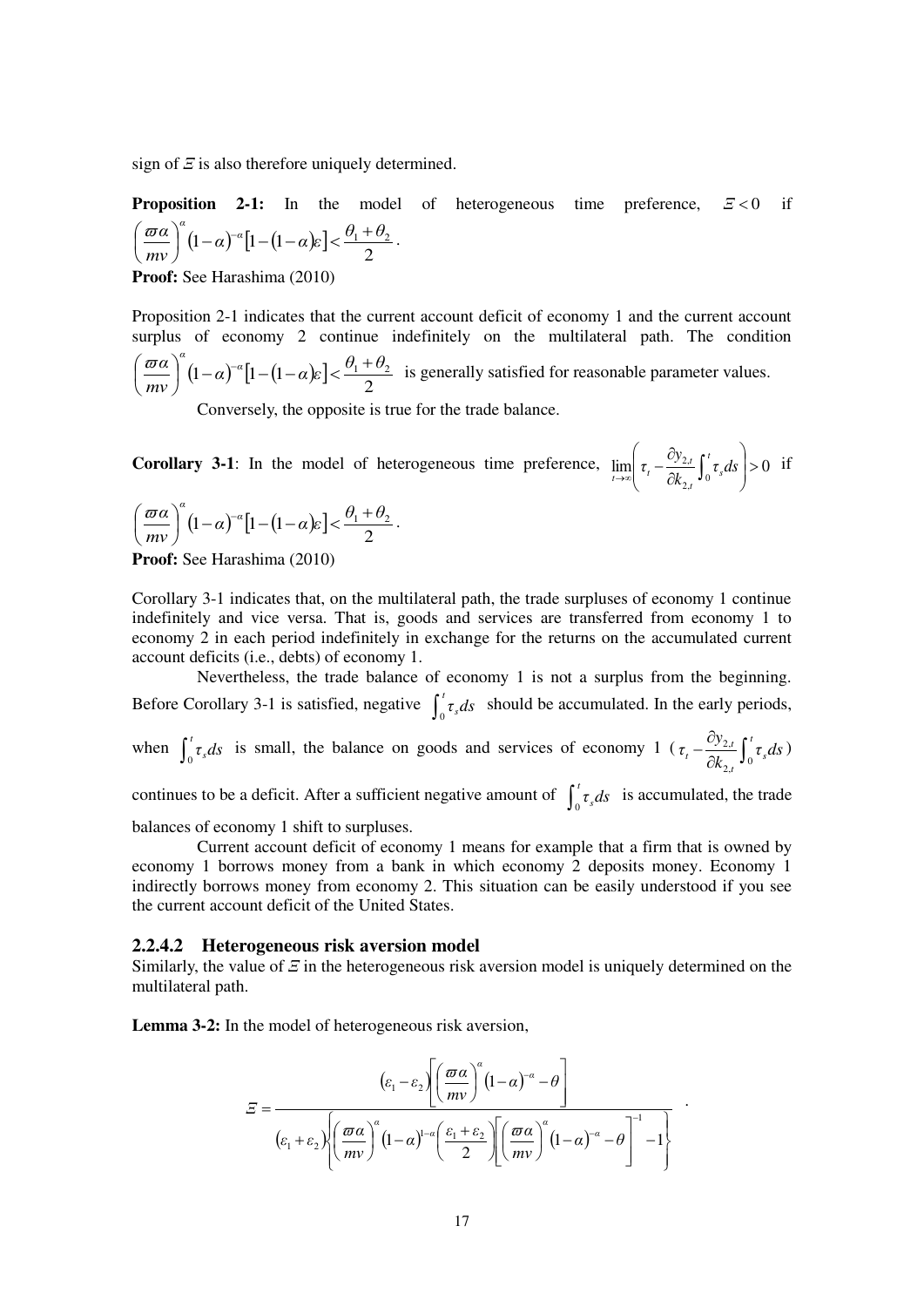sign of $\Xi$ is also therefore uniquely determined.

**Proposition 2-1:** In the model of heterogeneous time preference, $\Xi < 0$ if $\left(\frac{\varpi\alpha}{mv}\right)^{\alpha}(1-\alpha)^{-\alpha}\left[1-(1-\alpha)\varepsilon\right] < \frac{\theta_1+\theta_2}{2}$.

**Proof:** See Harashima (2010)

Proposition 2-1 indicates that the current account deficit of economy 1 and the current account surplus of economy 2 continue indefinitely on the multilateral path. The condition $\left(\frac{\varpi\alpha}{mv}\right)^{\alpha}(1-\alpha)^{-\alpha}\left[1-(1-\alpha)\varepsilon\right] < \frac{\theta_1+\theta_2}{2}$ is generally satisfied for reasonable parameter values.

Conversely, the opposite is true for the trade balance.

**Corollary 3-1**: In the model of heterogeneous time preference, $\lim_{t\to\infty}\left(\tau_t - \frac{\partial y_{2,t}}{\partial k_{2,t}}\int_0^t \tau_s ds\right) > 0$ if $\left(\frac{\varpi\alpha}{mv}\right)^{\alpha}(1-\alpha)^{-\alpha}\left[1-(1-\alpha)\varepsilon\right] < \frac{\theta_1+\theta_2}{2}$.

**Proof:** See Harashima (2010)

Corollary 3-1 indicates that, on the multilateral path, the trade surpluses of economy 1 continue indefinitely and vice versa. That is, goods and services are transferred from economy 1 to economy 2 in each period indefinitely in exchange for the returns on the accumulated current account deficits (i.e., debts) of economy 1.

Nevertheless, the trade balance of economy 1 is not a surplus from the beginning. Before Corollary 3-1 is satisfied, negative $\int_0^t \tau_s ds$ should be accumulated. In the early periods, when $\int_0^t \tau_s ds$ is small, the balance on goods and services of economy 1 ($\tau_t - \frac{\partial y_{2,t}}{\partial k_{2,t}}\int_0^t \tau_s ds$) continues to be a deficit. After a sufficient negative amount of $\int_0^t \tau_s ds$ is accumulated, the trade balances of economy 1 shift to surpluses.

Current account deficit of economy 1 means for example that a firm that is owned by economy 1 borrows money from a bank in which economy 2 deposits money. Economy 1 indirectly borrows money from economy 2. This situation can be easily understood if you see the current account deficit of the United States.

### 2.2.4.2 Heterogeneous risk aversion model

Similarly, the value of $\Xi$ in the heterogeneous risk aversion model is uniquely determined on the multilateral path.

**Lemma 3-2:** In the model of heterogeneous risk aversion,

$$\Xi = \frac{(\varepsilon_1-\varepsilon_2)\left[\left(\frac{\varpi\alpha}{mv}\right)^{\alpha}(1-\alpha)^{-\alpha}-\theta\right]}{(\varepsilon_1+\varepsilon_2)\left\{\left(\frac{\varpi\alpha}{mv}\right)^{\alpha}(1-\alpha)^{1-\alpha}\left(\frac{\varepsilon_1+\varepsilon_2}{2}\right)\left[\left(\frac{\varpi\alpha}{mv}\right)^{\alpha}(1-\alpha)^{-\alpha}-\theta\right]^{-1}-1\right\}}.$$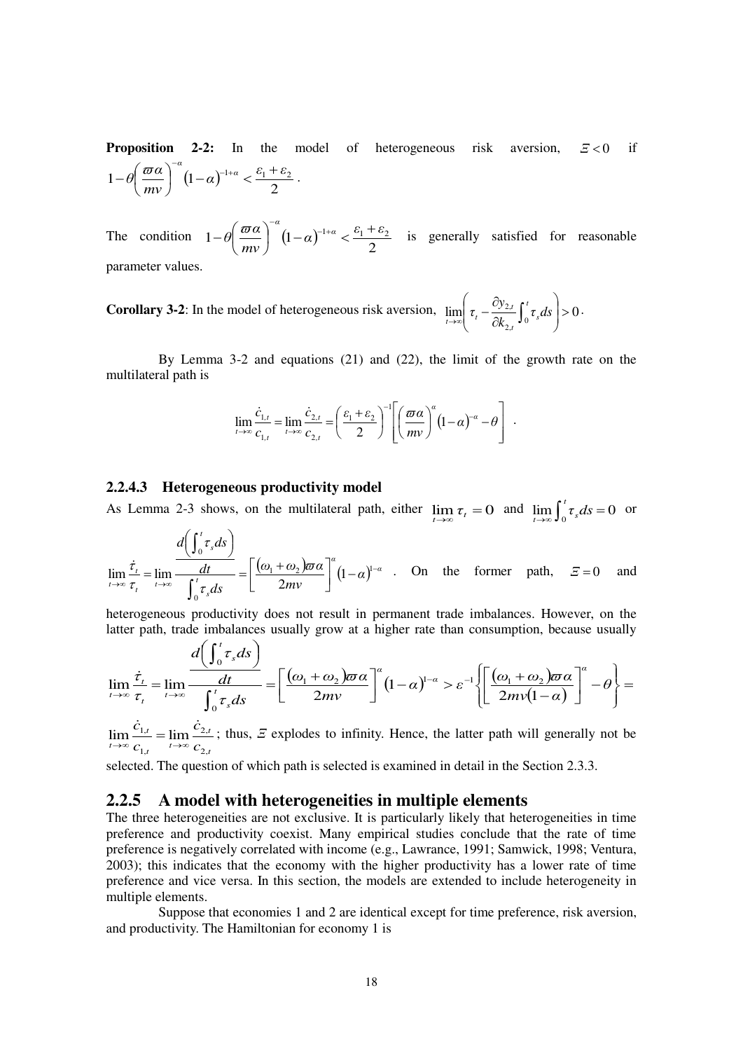**Proposition 2-2:** In the model of heterogeneous risk aversion, $\Xi < 0$ if $1-\theta\left(\frac{\varpi\alpha}{mv}\right)^{-\alpha}(1-\alpha)^{-1+\alpha} < \frac{\varepsilon_1+\varepsilon_2}{2}$.

The condition $1-\theta\left(\frac{\varpi\alpha}{mv}\right)^{-\alpha}(1-\alpha)^{-1+\alpha} < \frac{\varepsilon_1+\varepsilon_2}{2}$ is generally satisfied for reasonable parameter values.

**Corollary 3-2**: In the model of heterogeneous risk aversion, $\lim_{t\to\infty}\left(\tau_t - \frac{\partial y_{2,t}}{\partial k_{2,t}}\int_0^t \tau_s ds\right) > 0$.

By Lemma 3-2 and equations (21) and (22), the limit of the growth rate on the multilateral path is

$$\lim_{t\to\infty}\frac{\dot{c}_{1,t}}{c_{1,t}} = \lim_{t\to\infty}\frac{\dot{c}_{2,t}}{c_{2,t}} = \left(\frac{\varepsilon_1+\varepsilon_2}{2}\right)^{-1}\left[\left(\frac{\varpi\alpha}{mv}\right)^{\alpha}(1-\alpha)^{-\alpha} - \theta\right] .$$

### 2.2.4.3 Heterogeneous productivity model

As Lemma 2-3 shows, on the multilateral path, either $\lim_{t\to\infty}\tau_t = 0$ and $\lim_{t\to\infty}\int_0^t \tau_s ds = 0$ or $\lim_{t\to\infty}\frac{\dot{\tau}_t}{\tau_t} = \lim_{t\to\infty}\frac{\frac{d\left(\int_0^t \tau_s ds\right)}{dt}}{\int_0^t \tau_s ds} = \left[\frac{(\omega_1+\omega_2)\varpi\alpha}{2mv}\right]^{\alpha}(1-\alpha)^{1-\alpha}$ . On the former path, $\Xi = 0$ and heterogeneous productivity does not result in permanent trade imbalances. However, on the latter path, trade imbalances usually grow at a higher rate than consumption, because usually $\lim_{t\to\infty}\frac{\dot{\tau}_t}{\tau_t} = \lim_{t\to\infty}\frac{\frac{d\left(\int_0^t \tau_s ds\right)}{dt}}{\int_0^t \tau_s ds} = \left[\frac{(\omega_1+\omega_2)\varpi\alpha}{2mv}\right]^{\alpha}(1-\alpha)^{1-\alpha} > \varepsilon^{-1}\left\{\left[\frac{(\omega_1+\omega_2)\varpi\alpha}{2mv(1-\alpha)}\right]^{\alpha} - \theta\right\} = \lim_{t\to\infty}\frac{\dot{c}_{1,t}}{c_{1,t}} = \lim_{t\to\infty}\frac{\dot{c}_{2,t}}{c_{2,t}}$; thus, $\Xi$ explodes to infinity. Hence, the latter path will generally not be selected. The question of which path is selected is examined in detail in the Section 2.3.3.

## 2.2.5 A model with heterogeneities in multiple elements

The three heterogeneities are not exclusive. It is particularly likely that heterogeneities in time preference and productivity coexist. Many empirical studies conclude that the rate of time preference is negatively correlated with income (e.g., Lawrance, 1991; Samwick, 1998; Ventura, 2003); this indicates that the economy with the higher productivity has a lower rate of time preference and vice versa. In this section, the models are extended to include heterogeneity in multiple elements.

Suppose that economies 1 and 2 are identical except for time preference, risk aversion, and productivity. The Hamiltonian for economy 1 is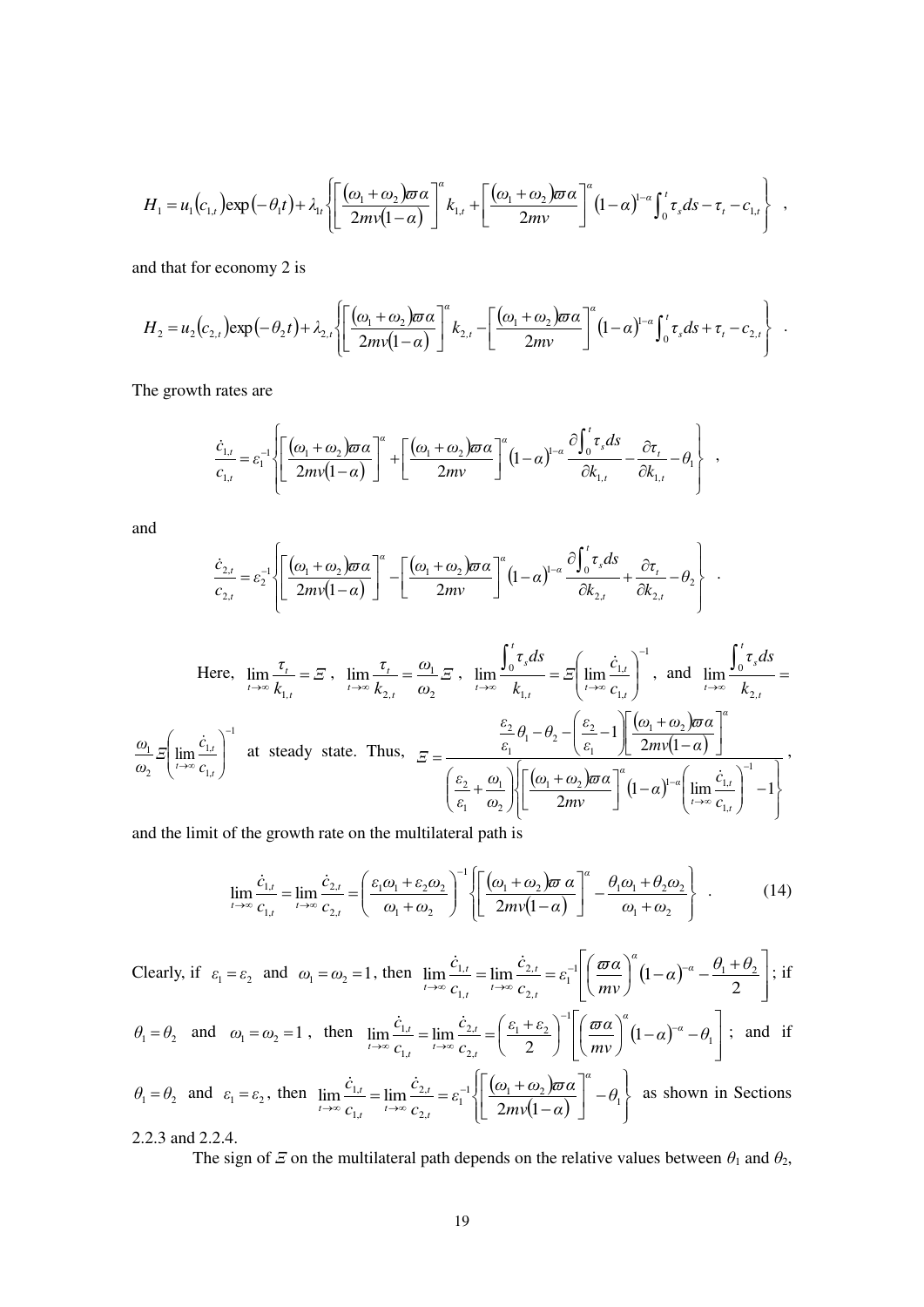$$H_1 = u_1(c_{1,t})\exp(-\theta_1 t) + \lambda_{1t}\left\{\left[\frac{(\omega_1+\omega_2)\varpi\alpha}{2mv(1-\alpha)}\right]^{\alpha} k_{1,t} + \left[\frac{(\omega_1+\omega_2)\varpi\alpha}{2mv}\right]^{\alpha}(1-\alpha)^{1-\alpha}\int_0^t \tau_s ds - \tau_t - c_{1,t}\right\} \ ,$$

and that for economy 2 is

$$H_2 = u_2(c_{2,t})\exp(-\theta_2 t) + \lambda_{2,t}\left\{\left[\frac{(\omega_1+\omega_2)\varpi\alpha}{2mv(1-\alpha)}\right]^{\alpha} k_{2,t} - \left[\frac{(\omega_1+\omega_2)\varpi\alpha}{2mv}\right]^{\alpha}(1-\alpha)^{1-\alpha}\int_0^t \tau_s ds + \tau_t - c_{2,t}\right\} \ .$$

The growth rates are

$$\frac{\dot{c}_{1,t}}{c_{1,t}} = \varepsilon_1^{-1}\left\{\left[\frac{(\omega_1+\omega_2)\varpi\alpha}{2mv(1-\alpha)}\right]^{\alpha} + \left[\frac{(\omega_1+\omega_2)\varpi\alpha}{2mv}\right]^{\alpha}(1-\alpha)^{1-\alpha}\frac{\partial\int_0^t \tau_s ds}{\partial k_{1,t}} - \frac{\partial \tau_t}{\partial k_{1,t}} - \theta_1\right\} \ ,$$

and

$$\frac{\dot{c}_{2,t}}{c_{2,t}} = \varepsilon_2^{-1}\left\{\left[\frac{(\omega_1+\omega_2)\varpi\alpha}{2mv(1-\alpha)}\right]^{\alpha} - \left[\frac{(\omega_1+\omega_2)\varpi\alpha}{2mv}\right]^{\alpha}(1-\alpha)^{1-\alpha}\frac{\partial\int_0^t \tau_s ds}{\partial k_{2,t}} + \frac{\partial \tau_t}{\partial k_{2,t}} - \theta_2\right\} \ .$$

Here, $\lim_{t\to\infty}\frac{\tau_t}{k_{1,t}} = \Xi$ , $\lim_{t\to\infty}\frac{\tau_t}{k_{2,t}} = \frac{\omega_1}{\omega_2}\Xi$ , $\lim_{t\to\infty}\frac{\int_0^t \tau_s ds}{k_{1,t}} = \Xi\left(\lim_{t\to\infty}\frac{\dot{c}_{1,t}}{c_{1,t}}\right)^{-1}$ , and $\lim_{t\to\infty}\frac{\int_0^t \tau_s ds}{k_{2,t}} = \frac{\omega_1}{\omega_2}\Xi\left(\lim_{t\to\infty}\frac{\dot{c}_{1,t}}{c_{1,t}}\right)^{-1}$ at steady state. Thus, $\Xi = \dfrac{\frac{\varepsilon_2}{\varepsilon_1}\theta_1 - \theta_2 - \left(\frac{\varepsilon_2}{\varepsilon_1}-1\right)\left[\frac{(\omega_1+\omega_2)\varpi\alpha}{2mv(1-\alpha)}\right]^{\alpha}}{\left(\frac{\varepsilon_2}{\varepsilon_1}+\frac{\omega_1}{\omega_2}\right)\left\{\left[\frac{(\omega_1+\omega_2)\varpi\alpha}{2mv}\right]^{\alpha}(1-\alpha)^{1-\alpha}\left(\lim_{t\to\infty}\frac{\dot{c}_{1,t}}{c_{1,t}}\right)^{-1}-1\right\}}$ ,

and the limit of the growth rate on the multilateral path is

$$\lim_{t\to\infty}\frac{\dot{c}_{1,t}}{c_{1,t}} = \lim_{t\to\infty}\frac{\dot{c}_{2,t}}{c_{2,t}} = \left(\frac{\varepsilon_1\omega_1+\varepsilon_2\omega_2}{\omega_1+\omega_2}\right)^{-1}\left\{\left[\frac{(\omega_1+\omega_2)\varpi\alpha}{2mv(1-\alpha)}\right]^{\alpha} - \frac{\theta_1\omega_1+\theta_2\omega_2}{\omega_1+\omega_2}\right\} \ . \quad (14)$$

Clearly, if $\varepsilon_1 = \varepsilon_2$ and $\omega_1 = \omega_2 = 1$, then $\lim_{t\to\infty}\frac{\dot{c}_{1,t}}{c_{1,t}} = \lim_{t\to\infty}\frac{\dot{c}_{2,t}}{c_{2,t}} = \varepsilon_1^{-1}\left[\left(\frac{\varpi\alpha}{mv}\right)^{\alpha}(1-\alpha)^{-\alpha} - \frac{\theta_1+\theta_2}{2}\right]$; if $\theta_1 = \theta_2$ and $\omega_1 = \omega_2 = 1$, then $\lim_{t\to\infty}\frac{\dot{c}_{1,t}}{c_{1,t}} = \lim_{t\to\infty}\frac{\dot{c}_{2,t}}{c_{2,t}} = \left(\frac{\varepsilon_1+\varepsilon_2}{2}\right)^{-1}\left[\left(\frac{\varpi\alpha}{mv}\right)^{\alpha}(1-\alpha)^{-\alpha} - \theta_1\right]$; and if $\theta_1 = \theta_2$ and $\varepsilon_1 = \varepsilon_2$, then $\lim_{t\to\infty}\frac{\dot{c}_{1,t}}{c_{1,t}} = \lim_{t\to\infty}\frac{\dot{c}_{2,t}}{c_{2,t}} = \varepsilon_1^{-1}\left\{\left[\frac{(\omega_1+\omega_2)\varpi\alpha}{2mv(1-\alpha)}\right]^{\alpha} - \theta_1\right\}$ as shown in Sections 2.2.3 and 2.2.4.

The sign of $\Xi$ on the multilateral path depends on the relative values between $\theta_1$ and $\theta_2$,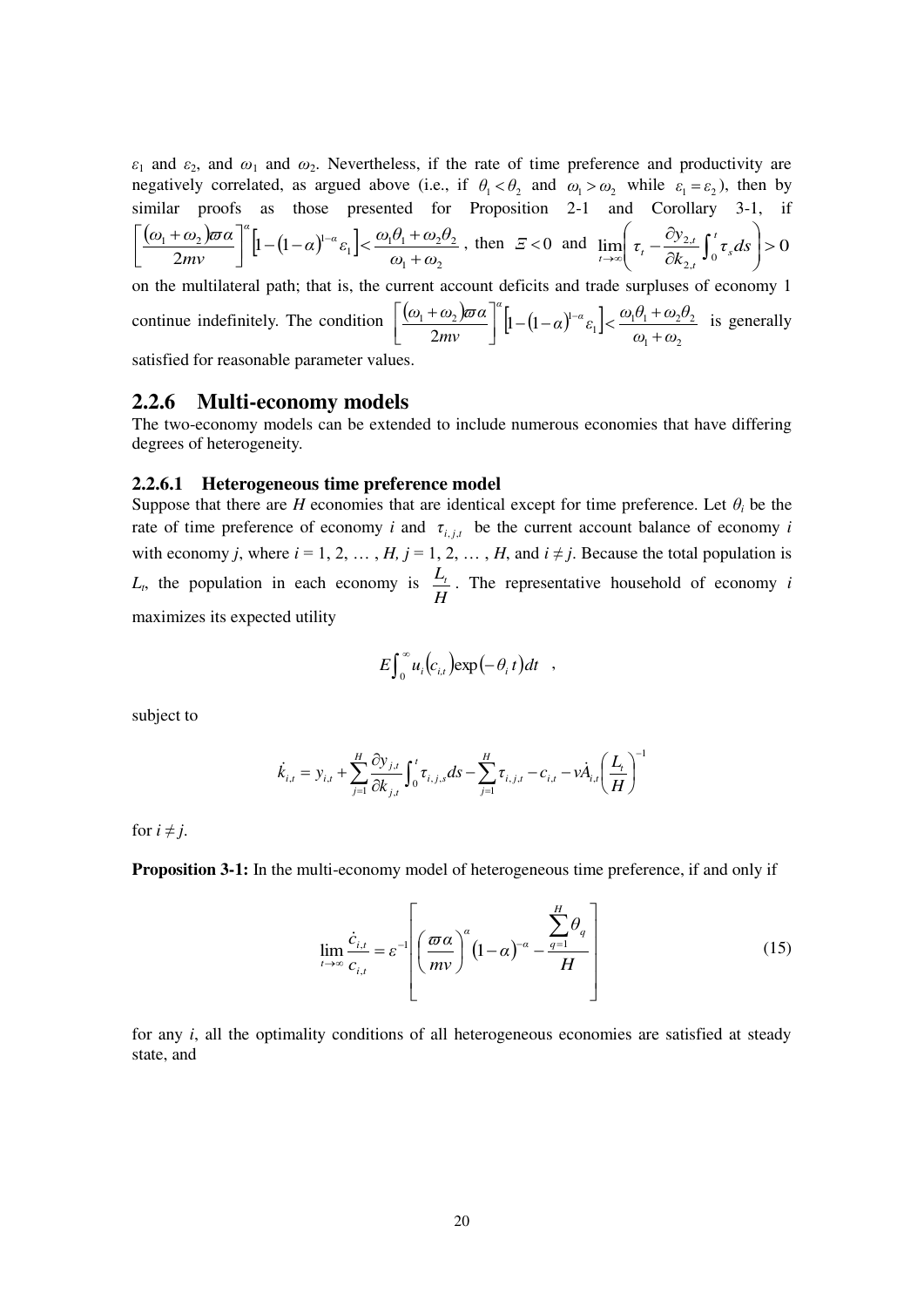$\varepsilon_1$ and $\varepsilon_2$, and $\omega_1$ and $\omega_2$. Nevertheless, if the rate of time preference and productivity are negatively correlated, as argued above (i.e., if $\theta_1 < \theta_2$ and $\omega_1 > \omega_2$ while $\varepsilon_1 = \varepsilon_2$), then by similar proofs as those presented for Proposition 2-1 and Corollary 3-1, if $\left[\frac{(\omega_1+\omega_2)\varpi\alpha}{2mv}\right]^{\alpha}\left[1-(1-\alpha)^{1-\alpha}\varepsilon_1\right] < \frac{\omega_1\theta_1+\omega_2\theta_2}{\omega_1+\omega_2}$, then $\Xi < 0$ and $\lim_{t\to\infty}\left(\tau_t - \frac{\partial y_{2,t}}{\partial k_{2,t}}\int_0^t \tau_s ds\right) > 0$ on the multilateral path; that is, the current account deficits and trade surpluses of economy 1 continue indefinitely. The condition $\left[\frac{(\omega_1+\omega_2)\varpi\alpha}{2mv}\right]^{\alpha}\left[1-(1-\alpha)^{1-\alpha}\varepsilon_1\right] < \frac{\omega_1\theta_1+\omega_2\theta_2}{\omega_1+\omega_2}$ is generally satisfied for reasonable parameter values.

### 2.2.6 Multi-economy models

The two-economy models can be extended to include numerous economies that have differing degrees of heterogeneity.

#### 2.2.6.1 Heterogeneous time preference model

Suppose that there are $H$ economies that are identical except for time preference. Let $\theta_i$ be the rate of time preference of economy $i$ and $\tau_{i,j,t}$ be the current account balance of economy $i$ with economy $j$, where $i = 1, 2, \ldots, H$, $j = 1, 2, \ldots, H$, and $i \neq j$. Because the total population is $L_t$, the population in each economy is $\frac{L_t}{H}$. The representative household of economy $i$ maximizes its expected utility

$$E\int_0^\infty u_i(c_{i,t})\exp(-\theta_i t)dt \quad ,$$

subject to

$$\dot{k}_{i,t} = y_{i,t} + \sum_{j=1}^{H}\frac{\partial y_{j,t}}{\partial k_{j,t}}\int_0^t \tau_{i,j,s}ds - \sum_{j=1}^{H}\tau_{i,j,t} - c_{i,t} - v\dot{A}_{i,t}\left(\frac{L_t}{H}\right)^{-1}$$

for $i \neq j$.

**Proposition 3-1:** In the multi-economy model of heterogeneous time preference, if and only if

$$\lim_{t\to\infty}\frac{\dot{c}_{i,t}}{c_{i,t}} = \varepsilon^{-1}\left[\left(\frac{\varpi\alpha}{mv}\right)^{\alpha}(1-\alpha)^{-\alpha} - \frac{\sum_{q=1}^{H}\theta_q}{H}\right] \tag{15}$$

for any $i$, all the optimality conditions of all heterogeneous economies are satisfied at steady state, and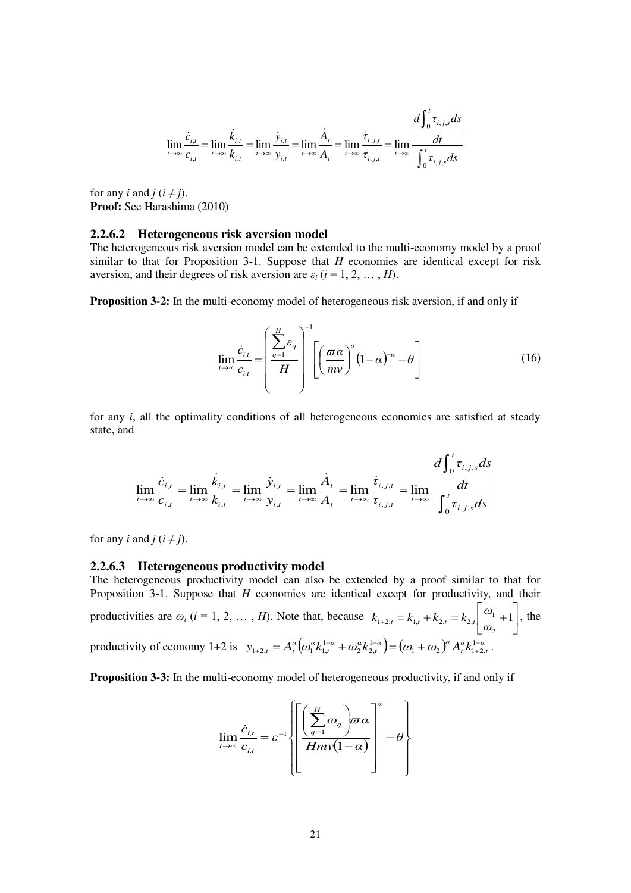$$\lim_{t\to\infty}\frac{\dot{c}_{i,t}}{c_{i,t}}=\lim_{t\to\infty}\frac{\dot{k}_{i,t}}{k_{i,t}}=\lim_{t\to\infty}\frac{\dot{y}_{i,t}}{y_{i,t}}=\lim_{t\to\infty}\frac{\dot{A}_t}{A_t}=\lim_{t\to\infty}\frac{\dot{\tau}_{i,j,t}}{\tau_{i,j,t}}=\lim_{t\to\infty}\frac{\dfrac{d\int_0^t\tau_{i,j,s}ds}{dt}}{\int_0^t\tau_{i,j,s}ds}$$

for any $i$ and $j$ ($i \neq j$).
**Proof:** See Harashima (2010)

#### 2.2.6.2 Heterogeneous risk aversion model

The heterogeneous risk aversion model can be extended to the multi-economy model by a proof similar to that for Proposition 3-1. Suppose that $H$ economies are identical except for risk aversion, and their degrees of risk aversion are $\varepsilon_i$ ($i$ = 1, 2, … , $H$).

**Proposition 3-2:** In the multi-economy model of heterogeneous risk aversion, if and only if

$$\lim_{t\to\infty}\frac{\dot{c}_{i,t}}{c_{i,t}}=\left(\frac{\sum_{q=1}^{H}\varepsilon_q}{H}\right)^{-1}\left[\left(\frac{\varpi\alpha}{mv}\right)^{\alpha}(1-\alpha)^{-\alpha}-\theta\right] \tag{16}$$

for any $i$, all the optimality conditions of all heterogeneous economies are satisfied at steady state, and

$$\lim_{t\to\infty}\frac{\dot{c}_{i,t}}{c_{i,t}}=\lim_{t\to\infty}\frac{\dot{k}_{i,t}}{k_{i,t}}=\lim_{t\to\infty}\frac{\dot{y}_{i,t}}{y_{i,t}}=\lim_{t\to\infty}\frac{\dot{A}_t}{A_t}=\lim_{t\to\infty}\frac{\dot{\tau}_{i,j,t}}{\tau_{i,j,t}}=\lim_{t\to\infty}\frac{\dfrac{d\int_0^t\tau_{i,j,s}ds}{dt}}{\int_0^t\tau_{i,j,s}ds}$$

for any $i$ and $j$ ($i \neq j$).

#### 2.2.6.3 Heterogeneous productivity model

The heterogeneous productivity model can also be extended by a proof similar to that for Proposition 3-1. Suppose that $H$ economies are identical except for productivity, and their productivities are $\omega_i$ ($i$ = 1, 2, … , $H$). Note that, because $k_{1+2,t}=k_{1,t}+k_{2,t}=k_{2,t}\left[\dfrac{\omega_1}{\omega_2}+1\right]$, the productivity of economy 1+2 is $y_{1+2,t}=A_t^{\alpha}\left(\omega_1^{\alpha}k_{1,t}^{1-\alpha}+\omega_2^{\alpha}k_{2,t}^{1-\alpha}\right)=(\omega_1+\omega_2)^{\alpha}A_t^{\alpha}k_{1+2,t}^{1-\alpha}$.

**Proposition 3-3:** In the multi-economy model of heterogeneous productivity, if and only if

$$\lim_{t\to\infty}\frac{\dot{c}_{i,t}}{c_{i,t}}=\varepsilon^{-1}\left\{\left[\frac{\left(\sum_{q=1}^{H}\omega_q\right)\varpi\alpha}{Hmv(1-\alpha)}\right]^{\alpha}-\theta\right\}$$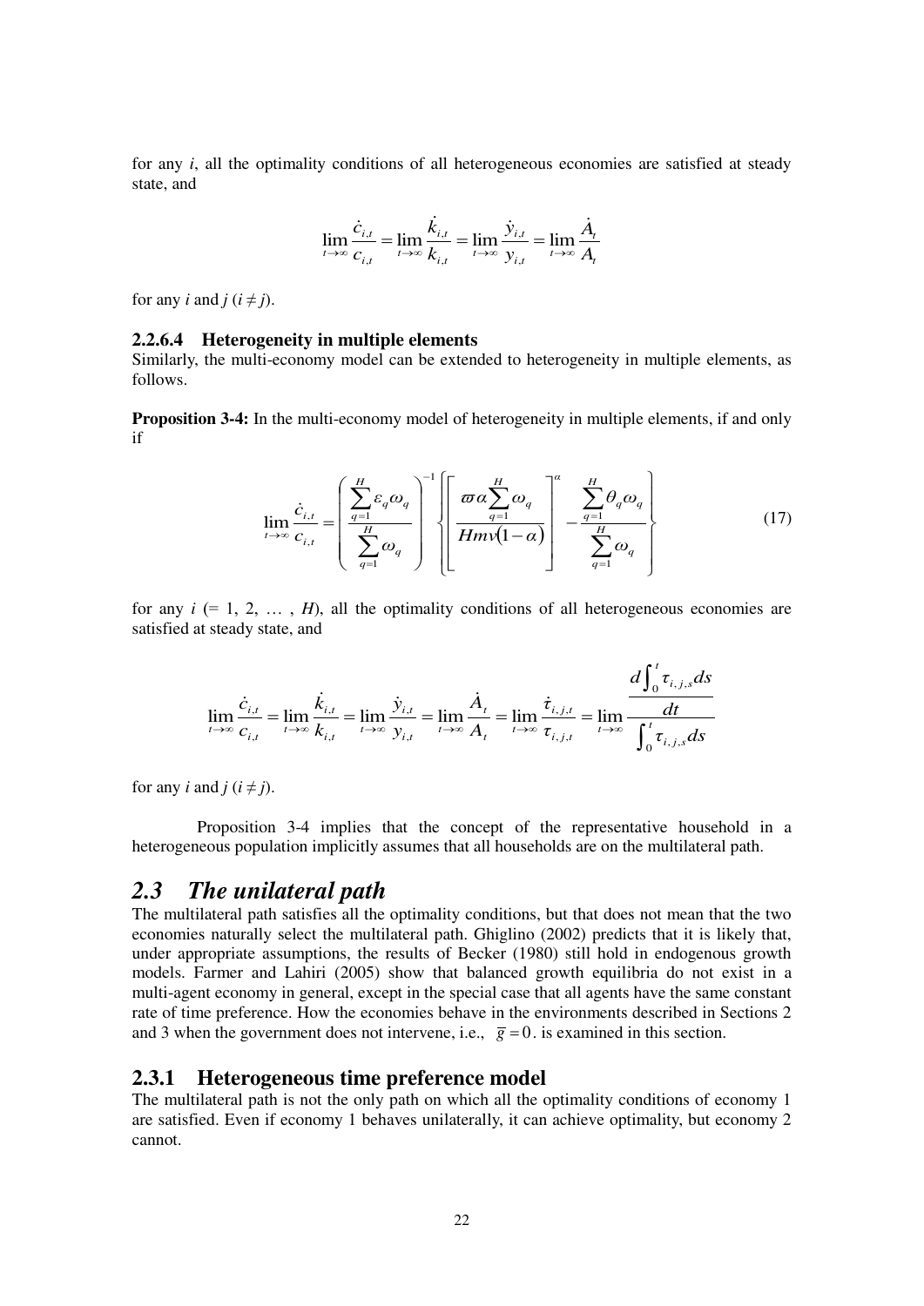for any $i$, all the optimality conditions of all heterogeneous economies are satisfied at steady state, and

$$\lim_{t\to\infty}\frac{\dot{c}_{i,t}}{c_{i,t}}=\lim_{t\to\infty}\frac{\dot{k}_{i,t}}{k_{i,t}}=\lim_{t\to\infty}\frac{\dot{y}_{i,t}}{y_{i,t}}=\lim_{t\to\infty}\frac{\dot{A}_t}{A_t}$$

for any $i$ and $j$ ($i \neq j$).

#### 2.2.6.4 Heterogeneity in multiple elements

Similarly, the multi-economy model can be extended to heterogeneity in multiple elements, as follows.

**Proposition 3-4:** In the multi-economy model of heterogeneity in multiple elements, if and only if

$$\lim_{t\to\infty}\frac{\dot{c}_{i,t}}{c_{i,t}}=\left(\frac{\sum_{q=1}^{H}\varepsilon_q\omega_q}{\sum_{q=1}^{H}\omega_q}\right)^{-1}\left\{\left[\frac{\varpi\alpha\sum_{q=1}^{H}\omega_q}{Hm\nu(1-\alpha)}\right]^{\alpha}-\frac{\sum_{q=1}^{H}\theta_q\omega_q}{\sum_{q=1}^{H}\omega_q}\right\} \tag{17}$$

for any $i$ (= 1, 2, … , $H$), all the optimality conditions of all heterogeneous economies are satisfied at steady state, and

$$\lim_{t\to\infty}\frac{\dot{c}_{i,t}}{c_{i,t}}=\lim_{t\to\infty}\frac{\dot{k}_{i,t}}{k_{i,t}}=\lim_{t\to\infty}\frac{\dot{y}_{i,t}}{y_{i,t}}=\lim_{t\to\infty}\frac{\dot{A}_t}{A_t}=\lim_{t\to\infty}\frac{\dot{\tau}_{i,j,t}}{\tau_{i,j,t}}=\lim_{t\to\infty}\frac{\frac{d\int_0^t\tau_{i,j,s}ds}{dt}}{\int_0^t\tau_{i,j,s}ds}$$

for any $i$ and $j$ ($i \neq j$).

Proposition 3-4 implies that the concept of the representative household in a heterogeneous population implicitly assumes that all households are on the multilateral path.

## 2.3 *The unilateral path*

The multilateral path satisfies all the optimality conditions, but that does not mean that the two economies naturally select the multilateral path. Ghiglino (2002) predicts that it is likely that, under appropriate assumptions, the results of Becker (1980) still hold in endogenous growth models. Farmer and Lahiri (2005) show that balanced growth equilibria do not exist in a multi-agent economy in general, except in the special case that all agents have the same constant rate of time preference. How the economies behave in the environments described in Sections 2 and 3 when the government does not intervene, i.e., $\bar{g}=0$. is examined in this section.

### 2.3.1 Heterogeneous time preference model

The multilateral path is not the only path on which all the optimality conditions of economy 1 are satisfied. Even if economy 1 behaves unilaterally, it can achieve optimality, but economy 2 cannot.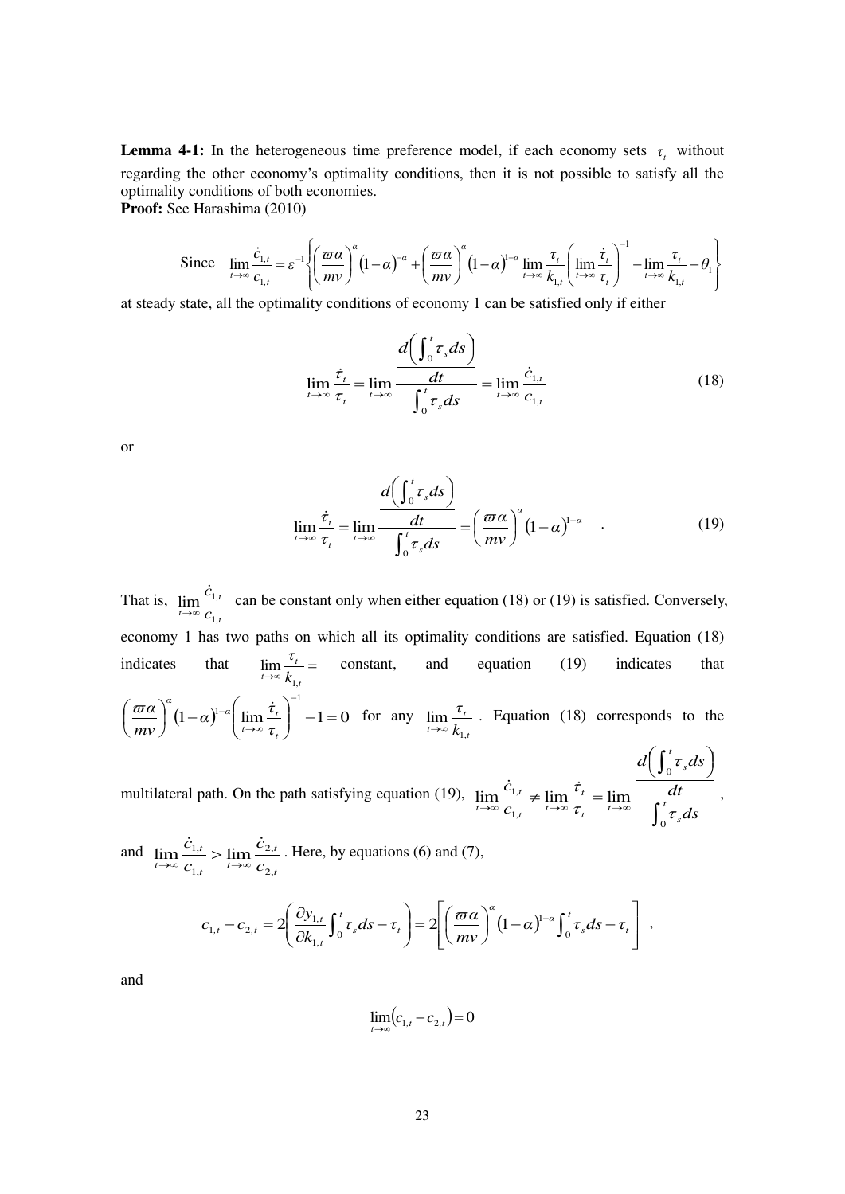**Lemma 4-1:** In the heterogeneous time preference model, if each economy sets $\tau_t$ without regarding the other economy's optimality conditions, then it is not possible to satisfy all the optimality conditions of both economies.

**Proof:** See Harashima (2010)

Since $\lim_{t\to\infty}\frac{\dot{c}_{1,t}}{c_{1,t}} = \varepsilon^{-1}\left\{\left(\frac{\varpi\alpha}{mv}\right)^{\alpha}(1-\alpha)^{-\alpha} + \left(\frac{\varpi\alpha}{mv}\right)^{\alpha}(1-\alpha)^{1-\alpha}\lim_{t\to\infty}\frac{\tau_t}{k_{1,t}}\left(\lim_{t\to\infty}\frac{\dot{\tau}_t}{\tau_t}\right)^{-1} - \lim_{t\to\infty}\frac{\tau_t}{k_{1,t}} - \theta_1\right\}$

at steady state, all the optimality conditions of economy 1 can be satisfied only if either

$$\lim_{t\to\infty}\frac{\dot{\tau}_t}{\tau_t} = \lim_{t\to\infty}\frac{\frac{d\left(\int_0^t \tau_s ds\right)}{dt}}{\int_0^t \tau_s ds} = \lim_{t\to\infty}\frac{\dot{c}_{1,t}}{c_{1,t}} \tag{18}$$

or

$$\lim_{t\to\infty}\frac{\dot{\tau}_t}{\tau_t} = \lim_{t\to\infty}\frac{\frac{d\left(\int_0^t \tau_s ds\right)}{dt}}{\int_0^t \tau_s ds} = \left(\frac{\varpi\alpha}{mv}\right)^{\alpha}(1-\alpha)^{1-\alpha} \quad . \tag{19}$$

That is, $\lim_{t\to\infty}\frac{\dot{c}_{1,t}}{c_{1,t}}$ can be constant only when either equation (18) or (19) is satisfied. Conversely, economy 1 has two paths on which all its optimality conditions are satisfied. Equation (18) indicates that $\lim_{t\to\infty}\frac{\tau_t}{k_{1,t}} =$ constant, and equation (19) indicates that $\left(\frac{\varpi\alpha}{mv}\right)^{\alpha}(1-\alpha)^{1-\alpha}\left(\lim_{t\to\infty}\frac{\dot{\tau}_t}{\tau_t}\right)^{-1} - 1 = 0$ for any $\lim_{t\to\infty}\frac{\tau_t}{k_{1,t}}$. Equation (18) corresponds to the multilateral path. On the path satisfying equation (19), $\lim_{t\to\infty}\frac{\dot{c}_{1,t}}{c_{1,t}} \neq \lim_{t\to\infty}\frac{\dot{\tau}_t}{\tau_t} = \lim_{t\to\infty}\frac{\frac{d\left(\int_0^t \tau_s ds\right)}{dt}}{\int_0^t \tau_s ds}$,

and $\lim_{t\to\infty}\frac{\dot{c}_{1,t}}{c_{1,t}} > \lim_{t\to\infty}\frac{\dot{c}_{2,t}}{c_{2,t}}$. Here, by equations (6) and (7),

$$c_{1,t} - c_{2,t} = 2\left(\frac{\partial y_{1,t}}{\partial k_{1,t}}\int_0^t \tau_s ds - \tau_t\right) = 2\left[\left(\frac{\varpi\alpha}{mv}\right)^{\alpha}(1-\alpha)^{1-\alpha}\int_0^t \tau_s ds - \tau_t\right] \quad ,$$

and

$$\lim_{t\to\infty}(c_{1,t} - c_{2,t}) = 0$$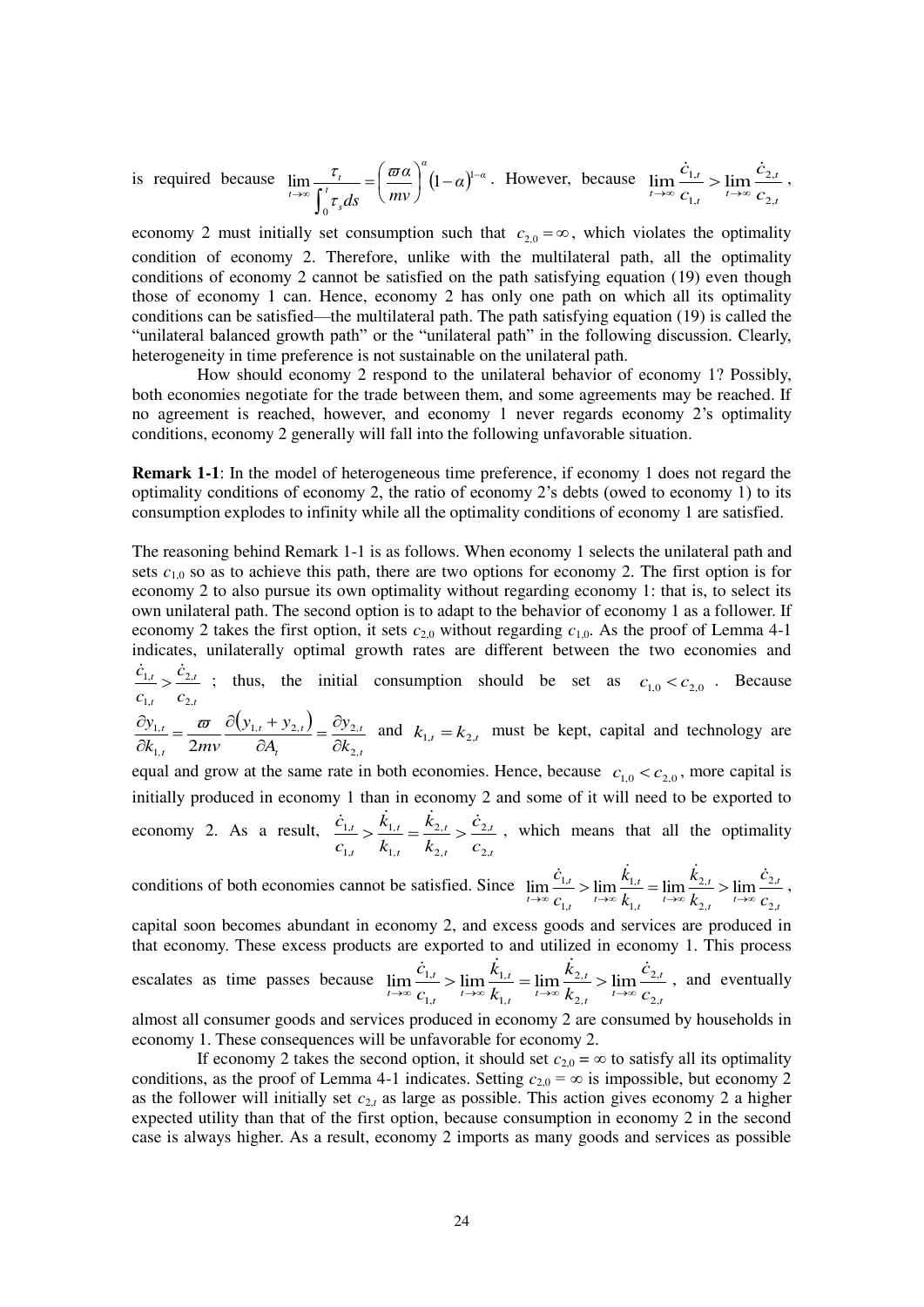is required because $\lim_{t \to \infty} \frac{\tau_t}{\int_0^t \tau_s ds} = \left( \frac{\varpi \alpha}{mv} \right)^{\alpha} (1-\alpha)^{1-\alpha}$. However, because $\lim_{t \to \infty} \frac{\dot{c}_{1,t}}{c_{1,t}} > \lim_{t \to \infty} \frac{\dot{c}_{2,t}}{c_{2,t}}$, economy 2 must initially set consumption such that $c_{2,0} = \infty$, which violates the optimality condition of economy 2. Therefore, unlike with the multilateral path, all the optimality conditions of economy 2 cannot be satisfied on the path satisfying equation (19) even though those of economy 1 can. Hence, economy 2 has only one path on which all its optimality conditions can be satisfied—the multilateral path. The path satisfying equation (19) is called the "unilateral balanced growth path" or the "unilateral path" in the following discussion. Clearly, heterogeneity in time preference is not sustainable on the unilateral path.

How should economy 2 respond to the unilateral behavior of economy 1? Possibly, both economies negotiate for the trade between them, and some agreements may be reached. If no agreement is reached, however, and economy 1 never regards economy 2's optimality conditions, economy 2 generally will fall into the following unfavorable situation.

**Remark 1-1**: In the model of heterogeneous time preference, if economy 1 does not regard the optimality conditions of economy 2, the ratio of economy 2's debts (owed to economy 1) to its consumption explodes to infinity while all the optimality conditions of economy 1 are satisfied.

The reasoning behind Remark 1-1 is as follows. When economy 1 selects the unilateral path and sets $c_{1,0}$ so as to achieve this path, there are two options for economy 2. The first option is for economy 2 to also pursue its own optimality without regarding economy 1: that is, to select its own unilateral path. The second option is to adapt to the behavior of economy 1 as a follower. If economy 2 takes the first option, it sets $c_{2,0}$ without regarding $c_{1,0}$. As the proof of Lemma 4-1 indicates, unilaterally optimal growth rates are different between the two economies and $\frac{\dot{c}_{1,t}}{c_{1,t}} > \frac{\dot{c}_{2,t}}{c_{2,t}}$; thus, the initial consumption should be set as $c_{1,0} < c_{2,0}$. Because $\frac{\partial y_{1,t}}{\partial k_{1,t}} = \frac{\varpi}{2mv} \frac{\partial (y_{1,t} + y_{2,t})}{\partial A_t} = \frac{\partial y_{2,t}}{\partial k_{2,t}}$ and $k_{1,t} = k_{2,t}$ must be kept, capital and technology are equal and grow at the same rate in both economies. Hence, because $c_{1,0} < c_{2,0}$, more capital is initially produced in economy 1 than in economy 2 and some of it will need to be exported to economy 2. As a result, $\frac{\dot{c}_{1,t}}{c_{1,t}} > \frac{\dot{k}_{1,t}}{k_{1,t}} = \frac{\dot{k}_{2,t}}{k_{2,t}} > \frac{\dot{c}_{2,t}}{c_{2,t}}$, which means that all the optimality conditions of both economies cannot be satisfied. Since $\lim_{t \to \infty} \frac{\dot{c}_{1,t}}{c_{1,t}} > \lim_{t \to \infty} \frac{\dot{k}_{1,t}}{k_{1,t}} = \lim_{t \to \infty} \frac{\dot{k}_{2,t}}{k_{2,t}} > \lim_{t \to \infty} \frac{\dot{c}_{2,t}}{c_{2,t}}$, capital soon becomes abundant in economy 2, and excess goods and services are produced in that economy. These excess products are exported to and utilized in economy 1. This process escalates as time passes because $\lim_{t \to \infty} \frac{\dot{c}_{1,t}}{c_{1,t}} > \lim_{t \to \infty} \frac{\dot{k}_{1,t}}{k_{1,t}} = \lim_{t \to \infty} \frac{\dot{k}_{2,t}}{k_{2,t}} > \lim_{t \to \infty} \frac{\dot{c}_{2,t}}{c_{2,t}}$, and eventually almost all consumer goods and services produced in economy 2 are consumed by households in economy 1. These consequences will be unfavorable for economy 2.

If economy 2 takes the second option, it should set $c_{2,0} = \infty$ to satisfy all its optimality conditions, as the proof of Lemma 4-1 indicates. Setting $c_{2,0} = \infty$ is impossible, but economy 2 as the follower will initially set $c_{2,t}$ as large as possible. This action gives economy 2 a higher expected utility than that of the first option, because consumption in economy 2 in the second case is always higher. As a result, economy 2 imports as many goods and services as possible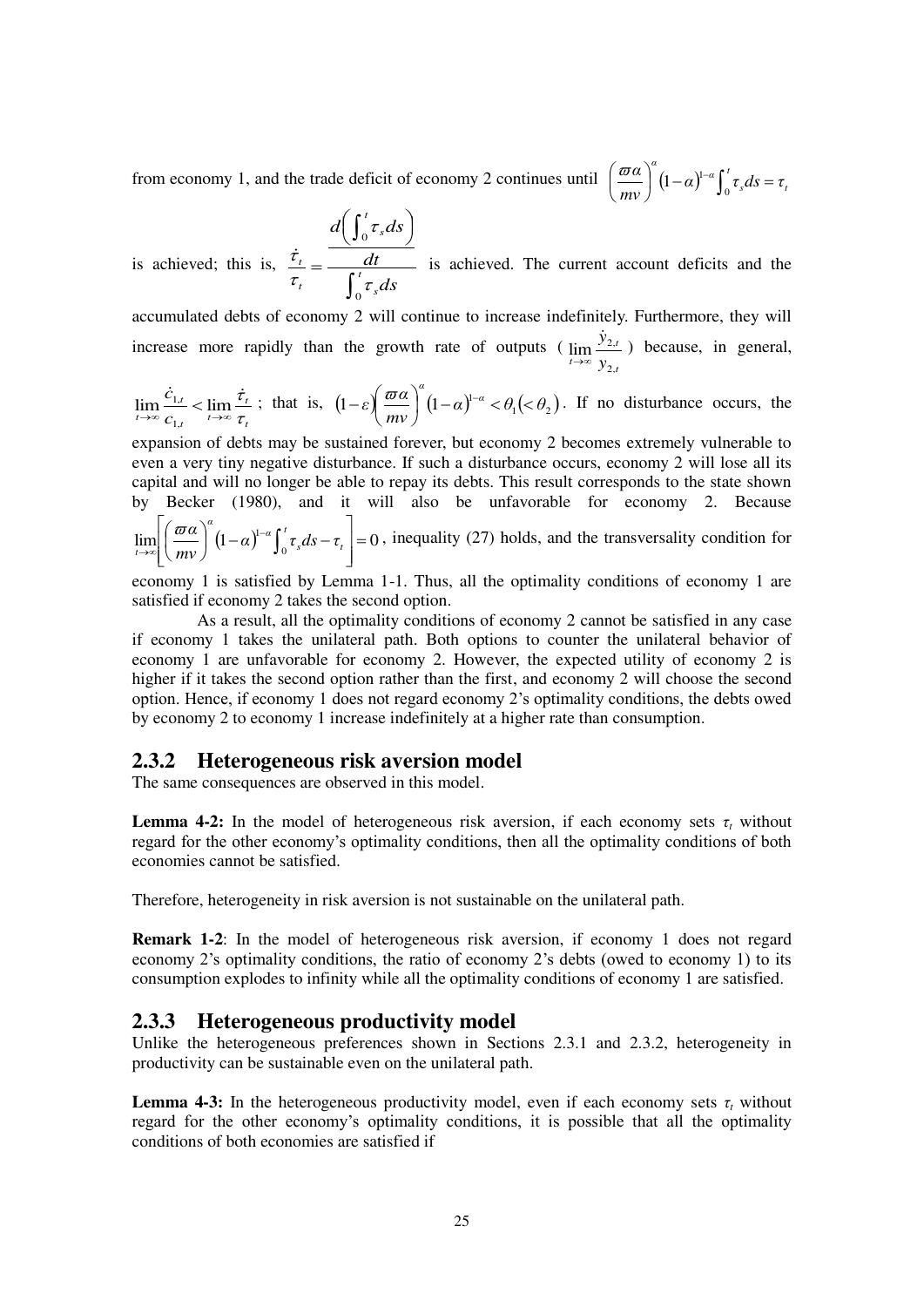from economy 1, and the trade deficit of economy 2 continues until $\left(\frac{\varpi\alpha}{mv}\right)^{\alpha}(1-\alpha)^{1-\alpha}\int_0^t \tau_s ds = \tau_t$ is achieved; this is, $\frac{\dot{\tau}_t}{\tau_t} = \frac{\frac{d\left(\int_0^t \tau_s ds\right)}{dt}}{\int_0^t \tau_s ds}$ is achieved. The current account deficits and the accumulated debts of economy 2 will continue to increase indefinitely. Furthermore, they will increase more rapidly than the growth rate of outputs ($\lim_{t\to\infty}\frac{\dot{y}_{2,t}}{y_{2,t}}$) because, in general, $\lim_{t\to\infty}\frac{\dot{c}_{1,t}}{c_{1,t}} < \lim_{t\to\infty}\frac{\dot{\tau}_t}{\tau_t}$; that is, $(1-\varepsilon)\left(\frac{\varpi\alpha}{mv}\right)^{\alpha}(1-\alpha)^{1-\alpha} < \theta_1 (< \theta_2)$. If no disturbance occurs, the expansion of debts may be sustained forever, but economy 2 becomes extremely vulnerable to even a very tiny negative disturbance. If such a disturbance occurs, economy 2 will lose all its capital and will no longer be able to repay its debts. This result corresponds to the state shown by Becker (1980), and it will also be unfavorable for economy 2. Because $\lim_{t\to\infty}\left[\left(\frac{\varpi\alpha}{mv}\right)^{\alpha}(1-\alpha)^{1-\alpha}\int_0^t \tau_s ds - \tau_t\right] = 0$, inequality (27) holds, and the transversality condition for economy 1 is satisfied by Lemma 1-1. Thus, all the optimality conditions of economy 1 are satisfied if economy 2 takes the second option.

As a result, all the optimality conditions of economy 2 cannot be satisfied in any case if economy 1 takes the unilateral path. Both options to counter the unilateral behavior of economy 1 are unfavorable for economy 2. However, the expected utility of economy 2 is higher if it takes the second option rather than the first, and economy 2 will choose the second option. Hence, if economy 1 does not regard economy 2's optimality conditions, the debts owed by economy 2 to economy 1 increase indefinitely at a higher rate than consumption.

### 2.3.2 Heterogeneous risk aversion model

The same consequences are observed in this model.

**Lemma 4-2:** In the model of heterogeneous risk aversion, if each economy sets $\tau_t$ without regard for the other economy's optimality conditions, then all the optimality conditions of both economies cannot be satisfied.

Therefore, heterogeneity in risk aversion is not sustainable on the unilateral path.

**Remark 1-2**: In the model of heterogeneous risk aversion, if economy 1 does not regard economy 2's optimality conditions, the ratio of economy 2's debts (owed to economy 1) to its consumption explodes to infinity while all the optimality conditions of economy 1 are satisfied.

### 2.3.3 Heterogeneous productivity model

Unlike the heterogeneous preferences shown in Sections 2.3.1 and 2.3.2, heterogeneity in productivity can be sustainable even on the unilateral path.

**Lemma 4-3:** In the heterogeneous productivity model, even if each economy sets $\tau_t$ without regard for the other economy's optimality conditions, it is possible that all the optimality conditions of both economies are satisfied if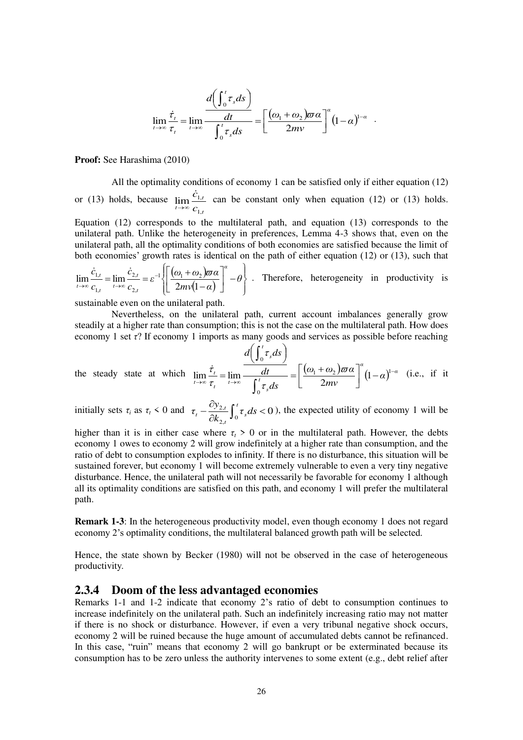$$\lim_{t\to\infty}\frac{\dot{\tau}_t}{\tau_t}=\lim_{t\to\infty}\frac{\dfrac{d\left(\int_0^t \tau_s ds\right)}{dt}}{\int_0^t \tau_s ds}=\left[\frac{(\omega_1+\omega_2)\varpi\alpha}{2mv}\right]^{\alpha}(1-\alpha)^{1-\alpha} .$$

**Proof:** See Harashima (2010)

All the optimality conditions of economy 1 can be satisfied only if either equation (12) or (13) holds, because $\lim_{t\to\infty}\frac{\dot{c}_{1,t}}{c_{1,t}}$ can be constant only when equation (12) or (13) holds. Equation (12) corresponds to the multilateral path, and equation (13) corresponds to the unilateral path. Unlike the heterogeneity in preferences, Lemma 4-3 shows that, even on the unilateral path, all the optimality conditions of both economies are satisfied because the limit of both economies' growth rates is identical on the path of either equation (12) or (13), such that $\lim_{t\to\infty}\frac{\dot{c}_{1,t}}{c_{1,t}}=\lim_{t\to\infty}\frac{\dot{c}_{2,t}}{c_{2,t}}=\varepsilon^{-1}\left\{\left[\frac{(\omega_1+\omega_2)\varpi\alpha}{2mv(1-\alpha)}\right]^{\alpha}-\theta\right\}$ . Therefore, heterogeneity in productivity is sustainable even on the unilateral path.

Nevertheless, on the unilateral path, current account imbalances generally grow steadily at a higher rate than consumption; this is not the case on the multilateral path. How does economy 1 set $\tau$? If economy 1 imports as many goods and services as possible before reaching the steady state at which $\lim_{t\to\infty}\frac{\dot{\tau}_t}{\tau_t}=\lim_{t\to\infty}\frac{\frac{d\left(\int_0^t \tau_s ds\right)}{dt}}{\int_0^t \tau_s ds}=\left[\frac{(\omega_1+\omega_2)\varpi\alpha}{2mv}\right]^{\alpha}(1-\alpha)^{1-\alpha}$ (i.e., if it initially sets $\tau_t$ as $\tau_t < 0$ and $\tau_t-\frac{\partial y_{2,t}}{\partial k_{2,t}}\int_0^t \tau_s ds<0$ ), the expected utility of economy 1 will be higher than it is in either case where $\tau_t > 0$ or in the multilateral path. However, the debts economy 1 owes to economy 2 will grow indefinitely at a higher rate than consumption, and the ratio of debt to consumption explodes to infinity. If there is no disturbance, this situation will be sustained forever, but economy 1 will become extremely vulnerable to even a very tiny negative disturbance. Hence, the unilateral path will not necessarily be favorable for economy 1 although all its optimality conditions are satisfied on this path, and economy 1 will prefer the multilateral path.

**Remark 1-3**: In the heterogeneous productivity model, even though economy 1 does not regard economy 2's optimality conditions, the multilateral balanced growth path will be selected.

Hence, the state shown by Becker (1980) will not be observed in the case of heterogeneous productivity.

### 2.3.4 Doom of the less advantaged economies

Remarks 1-1 and 1-2 indicate that economy 2's ratio of debt to consumption continues to increase indefinitely on the unilateral path. Such an indefinitely increasing ratio may not matter if there is no shock or disturbance. However, if even a very tribunal negative shock occurs, economy 2 will be ruined because the huge amount of accumulated debts cannot be refinanced. In this case, "ruin" means that economy 2 will go bankrupt or be exterminated because its consumption has to be zero unless the authority intervenes to some extent (e.g., debt relief after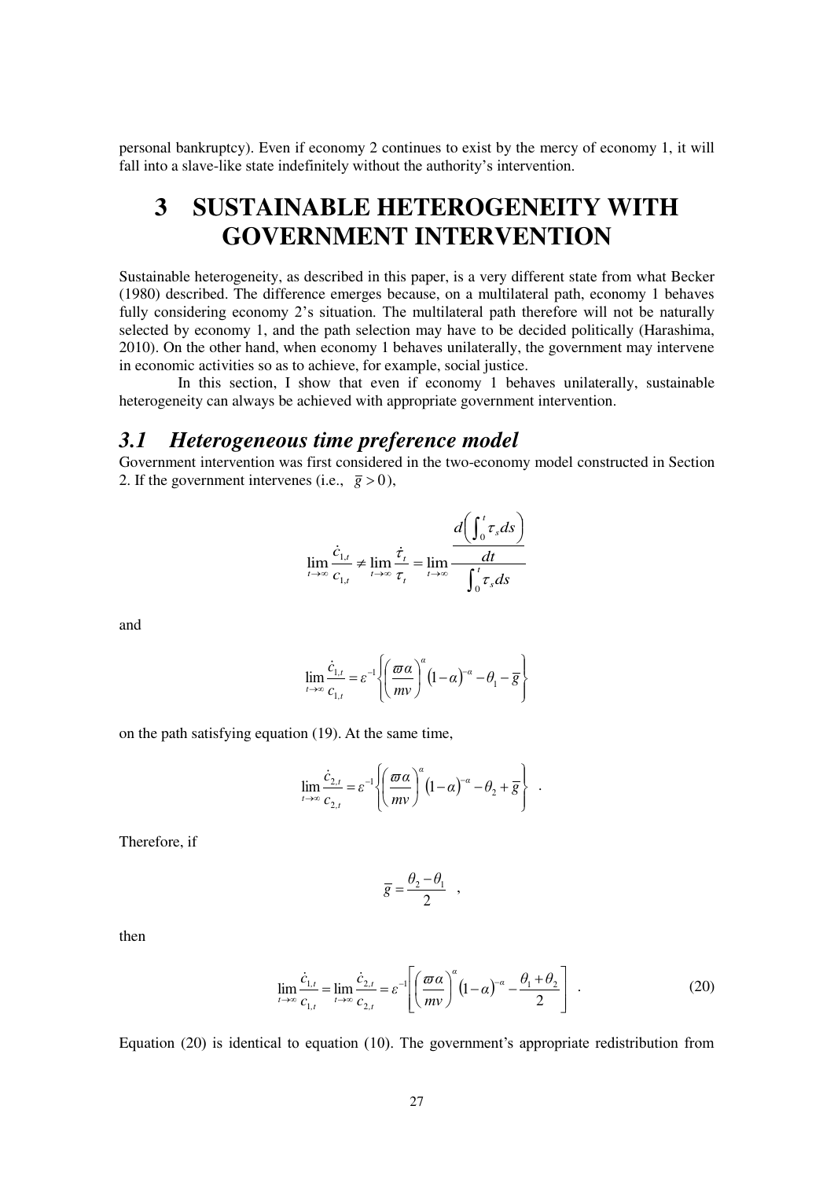personal bankruptcy). Even if economy 2 continues to exist by the mercy of economy 1, it will fall into a slave-like state indefinitely without the authority's intervention.

# 3 SUSTAINABLE HETEROGENEITY WITH GOVERNMENT INTERVENTION

Sustainable heterogeneity, as described in this paper, is a very different state from what Becker (1980) described. The difference emerges because, on a multilateral path, economy 1 behaves fully considering economy 2's situation. The multilateral path therefore will not be naturally selected by economy 1, and the path selection may have to be decided politically (Harashima, 2010). On the other hand, when economy 1 behaves unilaterally, the government may intervene in economic activities so as to achieve, for example, social justice.

In this section, I show that even if economy 1 behaves unilaterally, sustainable heterogeneity can always be achieved with appropriate government intervention.

## *3.1 Heterogeneous time preference model*

Government intervention was first considered in the two-economy model constructed in Section 2. If the government intervenes (i.e., $\bar{g} > 0$),

$$\lim_{t\to\infty}\frac{\dot{c}_{1,t}}{c_{1,t}} \neq \lim_{t\to\infty}\frac{\dot{\tau}_t}{\tau_t} = \lim_{t\to\infty}\frac{\dfrac{d\left(\int_0^t \tau_s ds\right)}{dt}}{\int_0^t \tau_s ds}$$

and

$$\lim_{t\to\infty}\frac{\dot{c}_{1,t}}{c_{1,t}} = \varepsilon^{-1}\left\{\left(\frac{\varpi\alpha}{mv}\right)^{\alpha}(1-\alpha)^{-\alpha} - \theta_1 - \bar{g}\right\}$$

on the path satisfying equation (19). At the same time,

$$\lim_{t\to\infty}\frac{\dot{c}_{2,t}}{c_{2,t}} = \varepsilon^{-1}\left\{\left(\frac{\varpi\alpha}{mv}\right)^{\alpha}(1-\alpha)^{-\alpha} - \theta_2 + \bar{g}\right\} \quad .$$

Therefore, if

$$\bar{g} = \frac{\theta_2 - \theta_1}{2} \quad ,$$

then

$$\lim_{t\to\infty}\frac{\dot{c}_{1,t}}{c_{1,t}} = \lim_{t\to\infty}\frac{\dot{c}_{2,t}}{c_{2,t}} = \varepsilon^{-1}\left[\left(\frac{\varpi\alpha}{mv}\right)^{\alpha}(1-\alpha)^{-\alpha} - \frac{\theta_1 + \theta_2}{2}\right] \quad . \tag{20}$$

Equation (20) is identical to equation (10). The government's appropriate redistribution from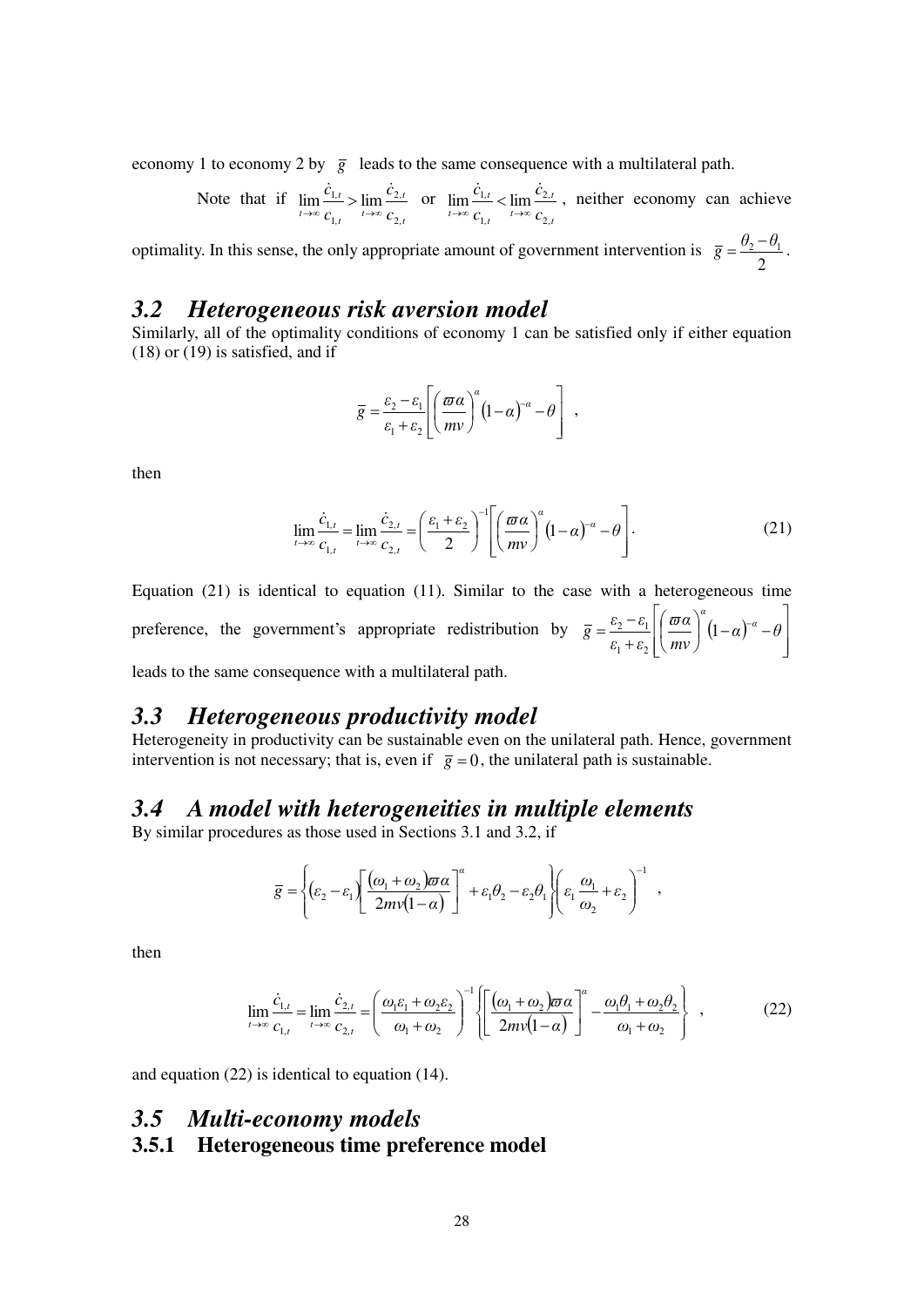economy 1 to economy 2 by $\bar{g}$ leads to the same consequence with a multilateral path.

Note that if $\lim_{t\to\infty}\frac{\dot{c}_{1,t}}{c_{1,t}} > \lim_{t\to\infty}\frac{\dot{c}_{2,t}}{c_{2,t}}$ or $\lim_{t\to\infty}\frac{\dot{c}_{1,t}}{c_{1,t}} < \lim_{t\to\infty}\frac{\dot{c}_{2,t}}{c_{2,t}}$, neither economy can achieve optimality. In this sense, the only appropriate amount of government intervention is $\bar{g} = \frac{\theta_2 - \theta_1}{2}$.

## 3.2 Heterogeneous risk aversion model

Similarly, all of the optimality conditions of economy 1 can be satisfied only if either equation (18) or (19) is satisfied, and if

$$\bar{g} = \frac{\varepsilon_2 - \varepsilon_1}{\varepsilon_1 + \varepsilon_2}\left[\left(\frac{\varpi \alpha}{mv}\right)^{\alpha}(1-\alpha)^{-\alpha} - \theta\right] ,$$

then

$$\lim_{t\to\infty}\frac{\dot{c}_{1,t}}{c_{1,t}} = \lim_{t\to\infty}\frac{\dot{c}_{2,t}}{c_{2,t}} = \left(\frac{\varepsilon_1 + \varepsilon_2}{2}\right)^{-1}\left[\left(\frac{\varpi \alpha}{mv}\right)^{\alpha}(1-\alpha)^{-\alpha} - \theta\right]. \tag{21}$$

Equation (21) is identical to equation (11). Similar to the case with a heterogeneous time preference, the government's appropriate redistribution by $\bar{g} = \frac{\varepsilon_2 - \varepsilon_1}{\varepsilon_1 + \varepsilon_2}\left[\left(\frac{\varpi \alpha}{mv}\right)^{\alpha}(1-\alpha)^{-\alpha} - \theta\right]$ leads to the same consequence with a multilateral path.

## 3.3 Heterogeneous productivity model

Heterogeneity in productivity can be sustainable even on the unilateral path. Hence, government intervention is not necessary; that is, even if $\bar{g} = 0$, the unilateral path is sustainable.

## 3.4 A model with heterogeneities in multiple elements

By similar procedures as those used in Sections 3.1 and 3.2, if

$$\bar{g} = \left\{(\varepsilon_2 - \varepsilon_1)\left[\frac{(\omega_1 + \omega_2)\varpi \alpha}{2mv(1-\alpha)}\right]^{\alpha} + \varepsilon_1\theta_2 - \varepsilon_2\theta_1\right\}\left(\varepsilon_1\frac{\omega_1}{\omega_2} + \varepsilon_2\right)^{-1} ,$$

then

$$\lim_{t\to\infty}\frac{\dot{c}_{1,t}}{c_{1,t}} = \lim_{t\to\infty}\frac{\dot{c}_{2,t}}{c_{2,t}} = \left(\frac{\omega_1\varepsilon_1 + \omega_2\varepsilon_2}{\omega_1 + \omega_2}\right)^{-1}\left\{\left[\frac{(\omega_1 + \omega_2)\varpi \alpha}{2mv(1-\alpha)}\right]^{\alpha} - \frac{\omega_1\theta_1 + \omega_2\theta_2}{\omega_1 + \omega_2}\right\} , \tag{22}$$

and equation (22) is identical to equation (14).

## 3.5 Multi-economy models

### 3.5.1 Heterogeneous time preference model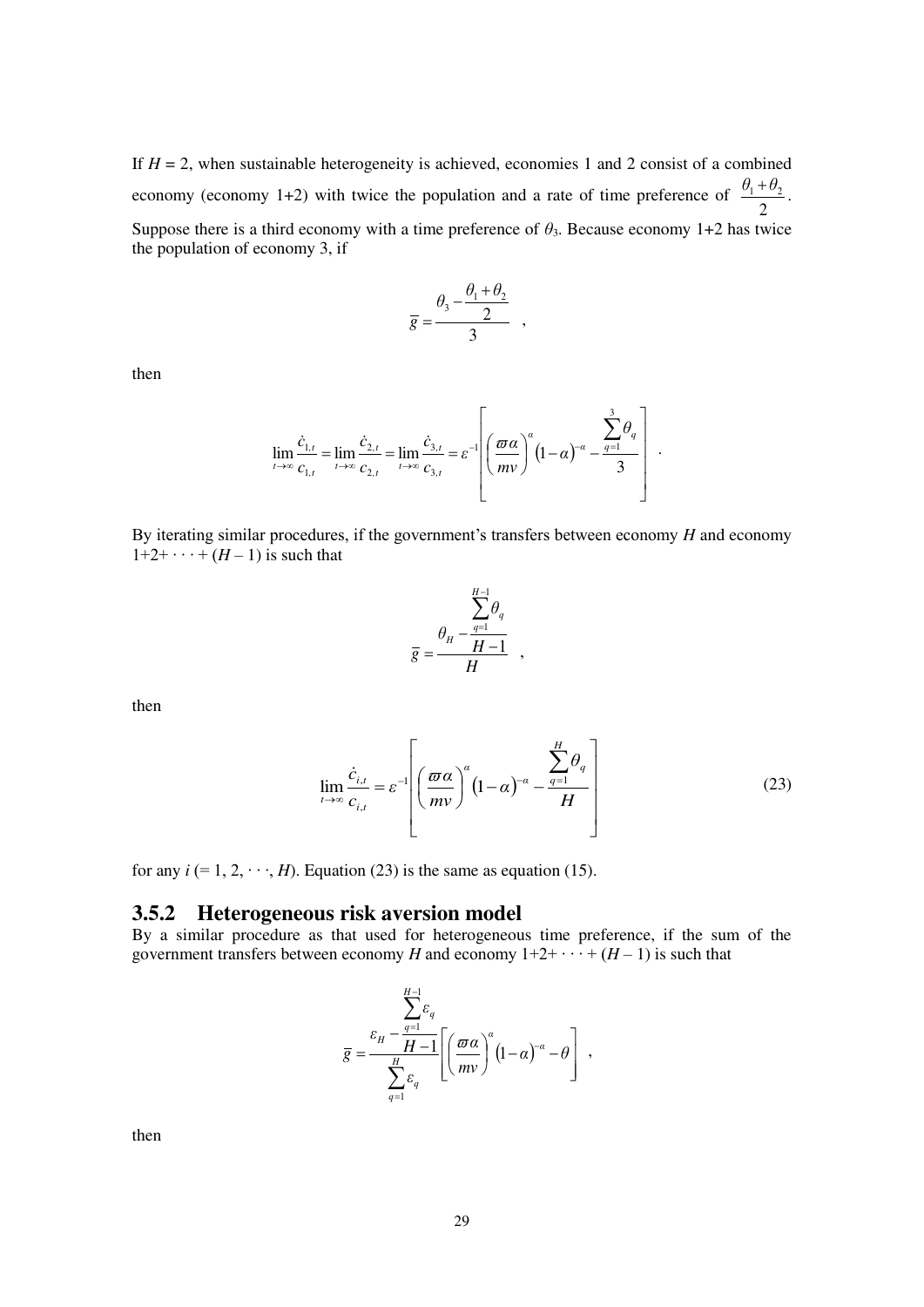If $H = 2$, when sustainable heterogeneity is achieved, economies 1 and 2 consist of a combined economy (economy 1+2) with twice the population and a rate of time preference of $\frac{\theta_1 + \theta_2}{2}$. Suppose there is a third economy with a time preference of $\theta_3$. Because economy 1+2 has twice the population of economy 3, if

$$\overline{g} = \frac{\theta_3 - \frac{\theta_1 + \theta_2}{2}}{3} \quad ,$$

then

$$\lim_{t \to \infty} \frac{\dot{c}_{1,t}}{c_{1,t}} = \lim_{t \to \infty} \frac{\dot{c}_{2,t}}{c_{2,t}} = \lim_{t \to \infty} \frac{\dot{c}_{3,t}}{c_{3,t}} = \varepsilon^{-1} \left[ \left( \frac{\varpi \alpha}{mv} \right)^{\alpha} (1-\alpha)^{-\alpha} - \frac{\sum_{q=1}^{3} \theta_q}{3} \right] \quad .$$

By iterating similar procedures, if the government's transfers between economy $H$ and economy $1+2+\cdots+(H-1)$ is such that

$$\overline{g} = \frac{\theta_H - \frac{\sum_{q=1}^{H-1} \theta_q}{H-1}}{H} \quad ,$$

then

$$\lim_{t \to \infty} \frac{\dot{c}_{i,t}}{c_{i,t}} = \varepsilon^{-1} \left[ \left( \frac{\varpi \alpha}{mv} \right)^{\alpha} (1-\alpha)^{-\alpha} - \frac{\sum_{q=1}^{H} \theta_q}{H} \right] \tag{23}$$

for any $i$ (= 1, 2, $\cdots$, $H$). Equation (23) is the same as equation (15).

### 3.5.2 Heterogeneous risk aversion model

By a similar procedure as that used for heterogeneous time preference, if the sum of the government transfers between economy $H$ and economy $1+2+\cdots+(H-1)$ is such that

$$\overline{g} = \frac{\varepsilon_H - \frac{\sum_{q=1}^{H-1} \varepsilon_q}{H-1}}{\sum_{q=1}^{H} \varepsilon_q} \left[ \left( \frac{\varpi \alpha}{mv} \right)^{\alpha} (1-\alpha)^{-\alpha} - \theta \right] \quad ,$$

then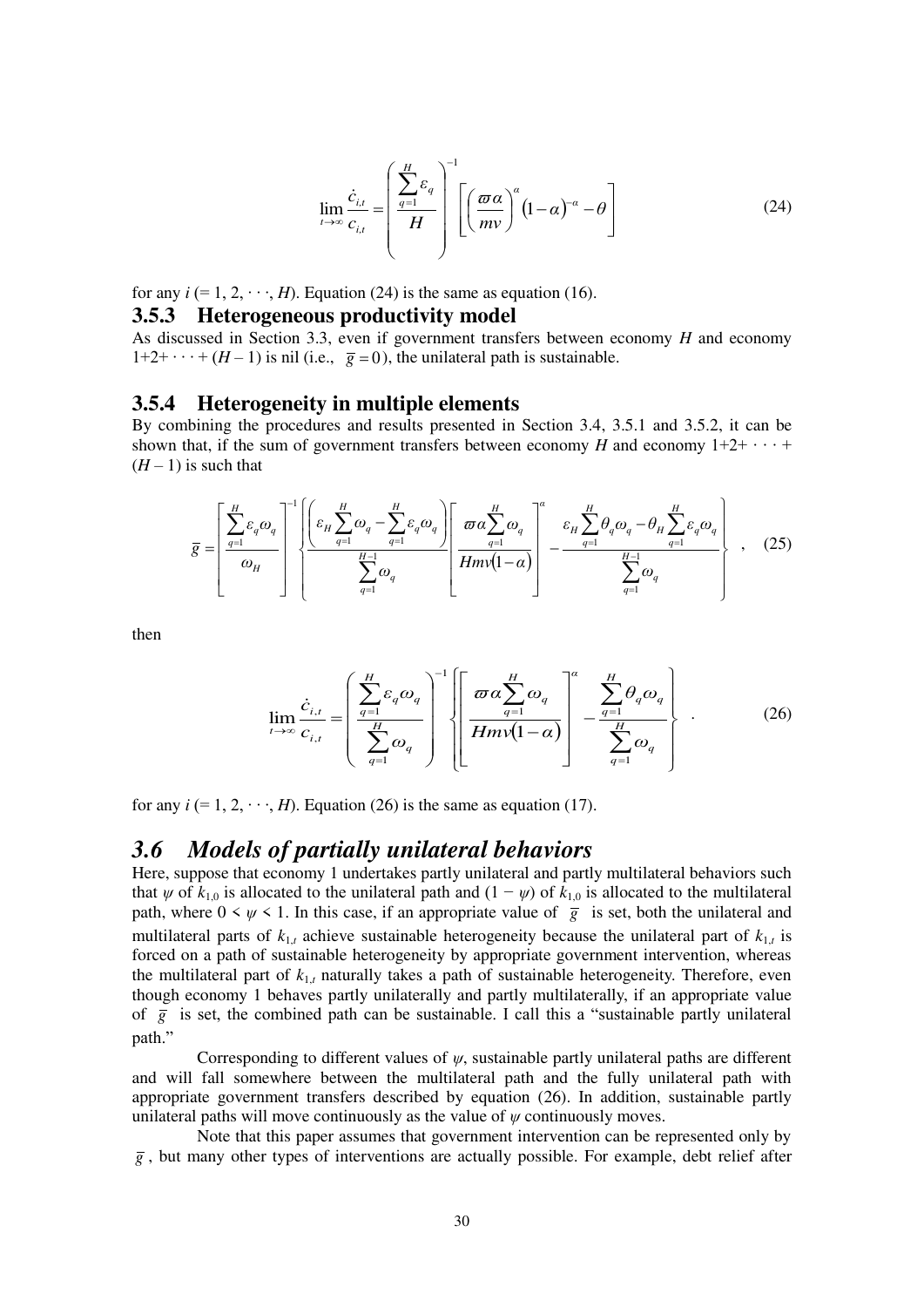$$\lim_{t \to \infty} \frac{\dot{c}_{i,t}}{c_{i,t}} = \left( \frac{\sum_{q=1}^{H} \varepsilon_q}{H} \right)^{-1} \left[ \left( \frac{\varpi \alpha}{m v} \right)^{\alpha} (1-\alpha)^{-\alpha} - \theta \right] \tag{24}$$

for any $i$ (= 1, 2, · · ·, $H$). Equation (24) is the same as equation (16).

### 3.5.3 Heterogeneous productivity model

As discussed in Section 3.3, even if government transfers between economy $H$ and economy 1+2+ · · · + ($H$ – 1) is nil (i.e., $\bar{g} = 0$), the unilateral path is sustainable.

### 3.5.4 Heterogeneity in multiple elements

By combining the procedures and results presented in Section 3.4, 3.5.1 and 3.5.2, it can be shown that, if the sum of government transfers between economy $H$ and economy 1+2+ · · · + ($H$ – 1) is such that

$$\bar{g} = \left[ \frac{\sum_{q=1}^{H} \varepsilon_q \omega_q}{\omega_H} \right]^{-1} \left\{ \frac{\left( \varepsilon_H \sum_{q=1}^{H} \omega_q - \sum_{q=1}^{H} \varepsilon_q \omega_q \right)}{\sum_{q=1}^{H-1} \omega_q} \left[ \frac{\varpi \alpha \sum_{q=1}^{H} \omega_q}{H m v (1-\alpha)} \right]^{\alpha} - \frac{\varepsilon_H \sum_{q=1}^{H} \theta_q \omega_q - \theta_H \sum_{q=1}^{H} \varepsilon_q \omega_q}{\sum_{q=1}^{H-1} \omega_q} \right\} , \tag{25}$$

then

$$\lim_{t \to \infty} \frac{\dot{c}_{i,t}}{c_{i,t}} = \left( \frac{\sum_{q=1}^{H} \varepsilon_q \omega_q}{\sum_{q=1}^{H} \omega_q} \right)^{-1} \left\{ \left[ \frac{\varpi \alpha \sum_{q=1}^{H} \omega_q}{H m v (1-\alpha)} \right]^{\alpha} - \frac{\sum_{q=1}^{H} \theta_q \omega_q}{\sum_{q=1}^{H} \omega_q} \right\} . \tag{26}$$

for any $i$ (= 1, 2, · · ·, $H$). Equation (26) is the same as equation (17).

## 3.6 *Models of partially unilateral behaviors*

Here, suppose that economy 1 undertakes partly unilateral and partly multilateral behaviors such that $\psi$ of $k_{1,0}$ is allocated to the unilateral path and $(1 - \psi)$ of $k_{1,0}$ is allocated to the multilateral path, where $0 < \psi < 1$. In this case, if an appropriate value of $\bar{g}$ is set, both the unilateral and multilateral parts of $k_{1,t}$ achieve sustainable heterogeneity because the unilateral part of $k_{1,t}$ is forced on a path of sustainable heterogeneity by appropriate government intervention, whereas the multilateral part of $k_{1,t}$ naturally takes a path of sustainable heterogeneity. Therefore, even though economy 1 behaves partly unilaterally and partly multilaterally, if an appropriate value of $\bar{g}$ is set, the combined path can be sustainable. I call this a "sustainable partly unilateral path."

Corresponding to different values of $\psi$, sustainable partly unilateral paths are different and will fall somewhere between the multilateral path and the fully unilateral path with appropriate government transfers described by equation (26). In addition, sustainable partly unilateral paths will move continuously as the value of $\psi$ continuously moves.

Note that this paper assumes that government intervention can be represented only by $\bar{g}$, but many other types of interventions are actually possible. For example, debt relief after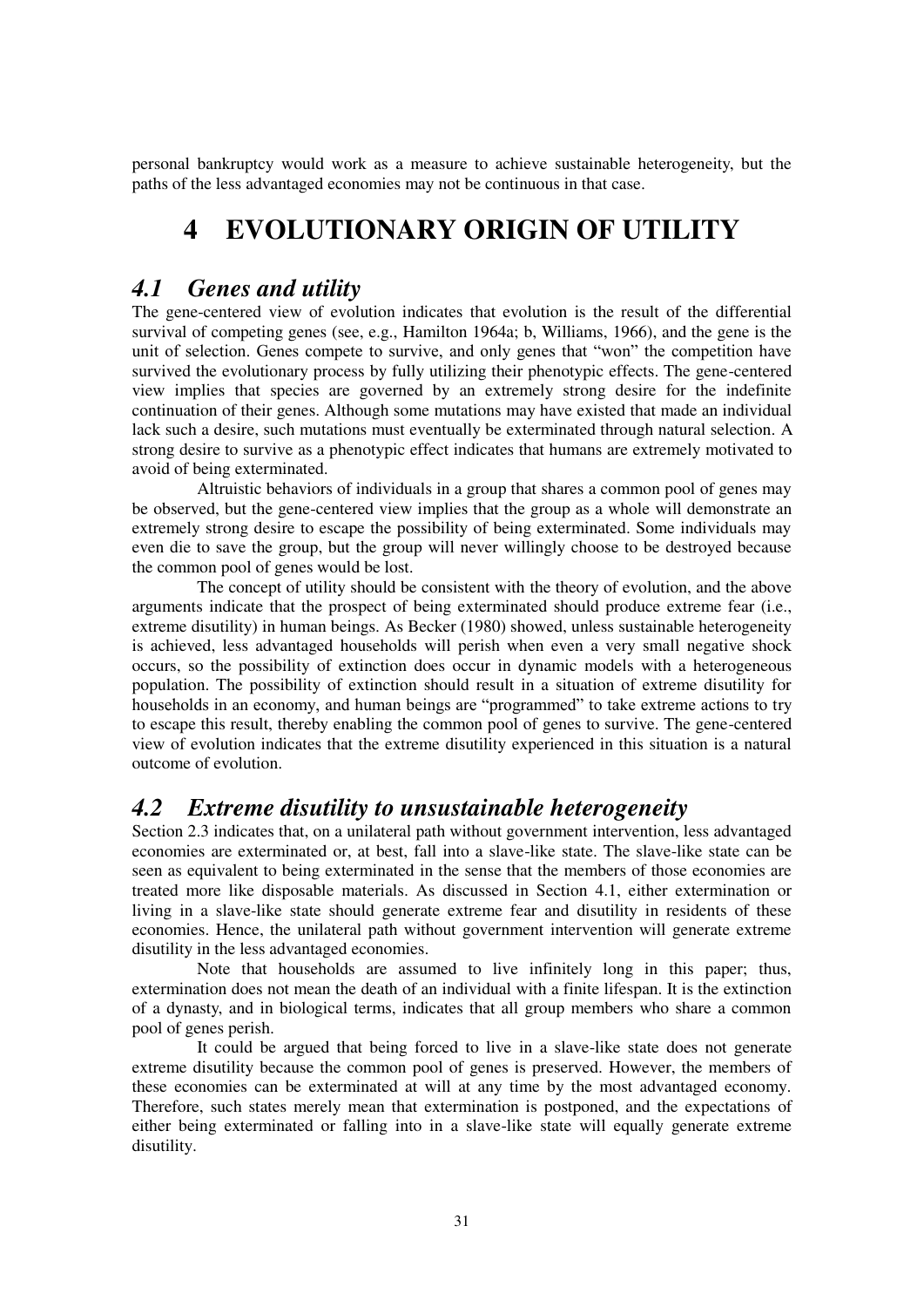personal bankruptcy would work as a measure to achieve sustainable heterogeneity, but the paths of the less advantaged economies may not be continuous in that case.

# 4 EVOLUTIONARY ORIGIN OF UTILITY

## *4.1 Genes and utility*

The gene-centered view of evolution indicates that evolution is the result of the differential survival of competing genes (see, e.g., Hamilton 1964a; b, Williams, 1966), and the gene is the unit of selection. Genes compete to survive, and only genes that "won" the competition have survived the evolutionary process by fully utilizing their phenotypic effects. The gene-centered view implies that species are governed by an extremely strong desire for the indefinite continuation of their genes. Although some mutations may have existed that made an individual lack such a desire, such mutations must eventually be exterminated through natural selection. A strong desire to survive as a phenotypic effect indicates that humans are extremely motivated to avoid of being exterminated.

Altruistic behaviors of individuals in a group that shares a common pool of genes may be observed, but the gene-centered view implies that the group as a whole will demonstrate an extremely strong desire to escape the possibility of being exterminated. Some individuals may even die to save the group, but the group will never willingly choose to be destroyed because the common pool of genes would be lost.

The concept of utility should be consistent with the theory of evolution, and the above arguments indicate that the prospect of being exterminated should produce extreme fear (i.e., extreme disutility) in human beings. As Becker (1980) showed, unless sustainable heterogeneity is achieved, less advantaged households will perish when even a very small negative shock occurs, so the possibility of extinction does occur in dynamic models with a heterogeneous population. The possibility of extinction should result in a situation of extreme disutility for households in an economy, and human beings are "programmed" to take extreme actions to try to escape this result, thereby enabling the common pool of genes to survive. The gene-centered view of evolution indicates that the extreme disutility experienced in this situation is a natural outcome of evolution.

## *4.2 Extreme disutility to unsustainable heterogeneity*

Section 2.3 indicates that, on a unilateral path without government intervention, less advantaged economies are exterminated or, at best, fall into a slave-like state. The slave-like state can be seen as equivalent to being exterminated in the sense that the members of those economies are treated more like disposable materials. As discussed in Section 4.1, either extermination or living in a slave-like state should generate extreme fear and disutility in residents of these economies. Hence, the unilateral path without government intervention will generate extreme disutility in the less advantaged economies.

Note that households are assumed to live infinitely long in this paper; thus, extermination does not mean the death of an individual with a finite lifespan. It is the extinction of a dynasty, and in biological terms, indicates that all group members who share a common pool of genes perish.

It could be argued that being forced to live in a slave-like state does not generate extreme disutility because the common pool of genes is preserved. However, the members of these economies can be exterminated at will at any time by the most advantaged economy. Therefore, such states merely mean that extermination is postponed, and the expectations of either being exterminated or falling into in a slave-like state will equally generate extreme disutility.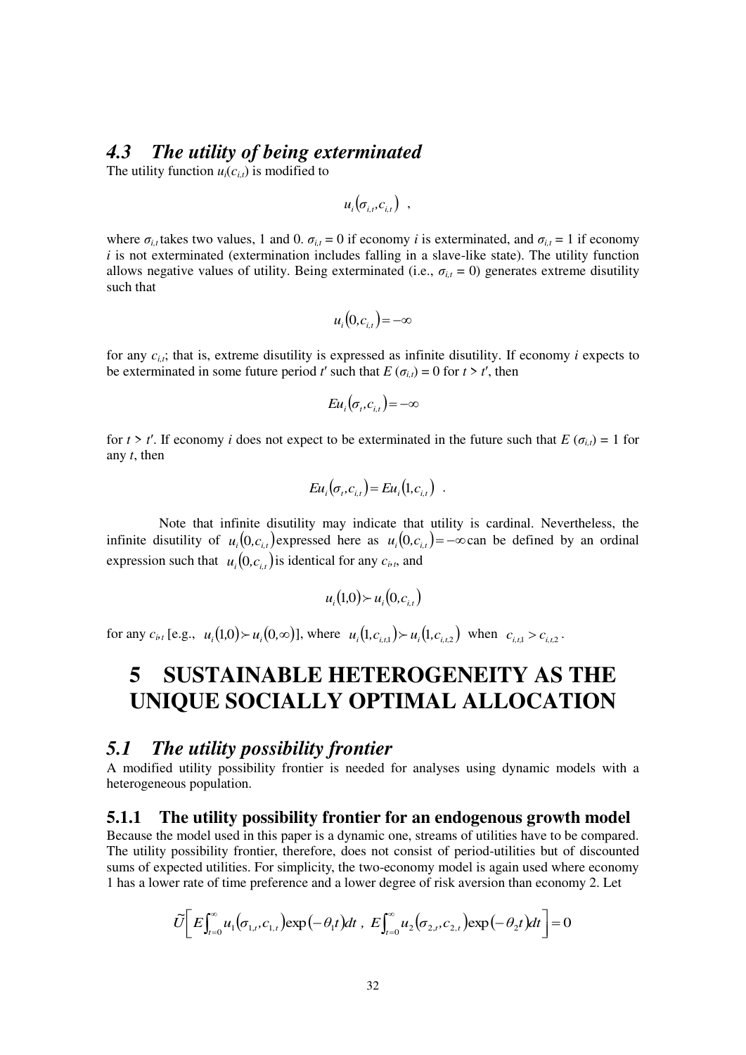### 4.3 *The utility of being exterminated*

The utility function $u_i(c_{i,t})$ is modified to

$$u_i(\sigma_{i,t}, c_{i,t}) \ ,$$

where $\sigma_{i,t}$ takes two values, 1 and 0. $\sigma_{i,t} = 0$ if economy $i$ is exterminated, and $\sigma_{i,t} = 1$ if economy $i$ is not exterminated (extermination includes falling in a slave-like state). The utility function allows negative values of utility. Being exterminated (i.e., $\sigma_{i,t} = 0$) generates extreme disutility such that

$$u_i(0, c_{i,t}) = -\infty$$

for any $c_{i,t}$; that is, extreme disutility is expressed as infinite disutility. If economy $i$ expects to be exterminated in some future period $t'$ such that $E(\sigma_{i,t}) = 0$ for $t > t'$, then

$$Eu_i(\sigma_t, c_{i,t}) = -\infty$$

for $t > t'$. If economy $i$ does not expect to be exterminated in the future such that $E(\sigma_{i,t}) = 1$ for any $t$, then

$$Eu_i(\sigma_t, c_{i,t}) = Eu_i(1, c_{i,t}) \ .$$

Note that infinite disutility may indicate that utility is cardinal. Nevertheless, the infinite disutility of $u_i(0, c_{i,t})$ expressed here as $u_i(0, c_{i,t}) = -\infty$ can be defined by an ordinal expression such that $u_i(0, c_{i,t})$ is identical for any $c_{i,t}$, and

$$u_i(1,0) \succ u_i(0, c_{i,t})$$

for any $c_{i,t}$ [e.g., $u_i(1,0) \succ u_i(0,\infty)$], where $u_i(1, c_{i,t,1}) \succ u_i(1, c_{i,t,2})$ when $c_{i,t,1} > c_{i,t,2}$.

# 5 SUSTAINABLE HETEROGENEITY AS THE UNIQUE SOCIALLY OPTIMAL ALLOCATION

## 5.1 *The utility possibility frontier*

A modified utility possibility frontier is needed for analyses using dynamic models with a heterogeneous population.

### 5.1.1 The utility possibility frontier for an endogenous growth model

Because the model used in this paper is a dynamic one, streams of utilities have to be compared. The utility possibility frontier, therefore, does not consist of period-utilities but of discounted sums of expected utilities. For simplicity, the two-economy model is again used where economy 1 has a lower rate of time preference and a lower degree of risk aversion than economy 2. Let

$$\tilde{U}\left[ E\int_{t=0}^{\infty} u_1(\sigma_{1,t}, c_{1,t}) \exp(-\theta_1 t) dt \ , \ E\int_{t=0}^{\infty} u_2(\sigma_{2,t}, c_{2,t}) \exp(-\theta_2 t) dt \right] = 0$$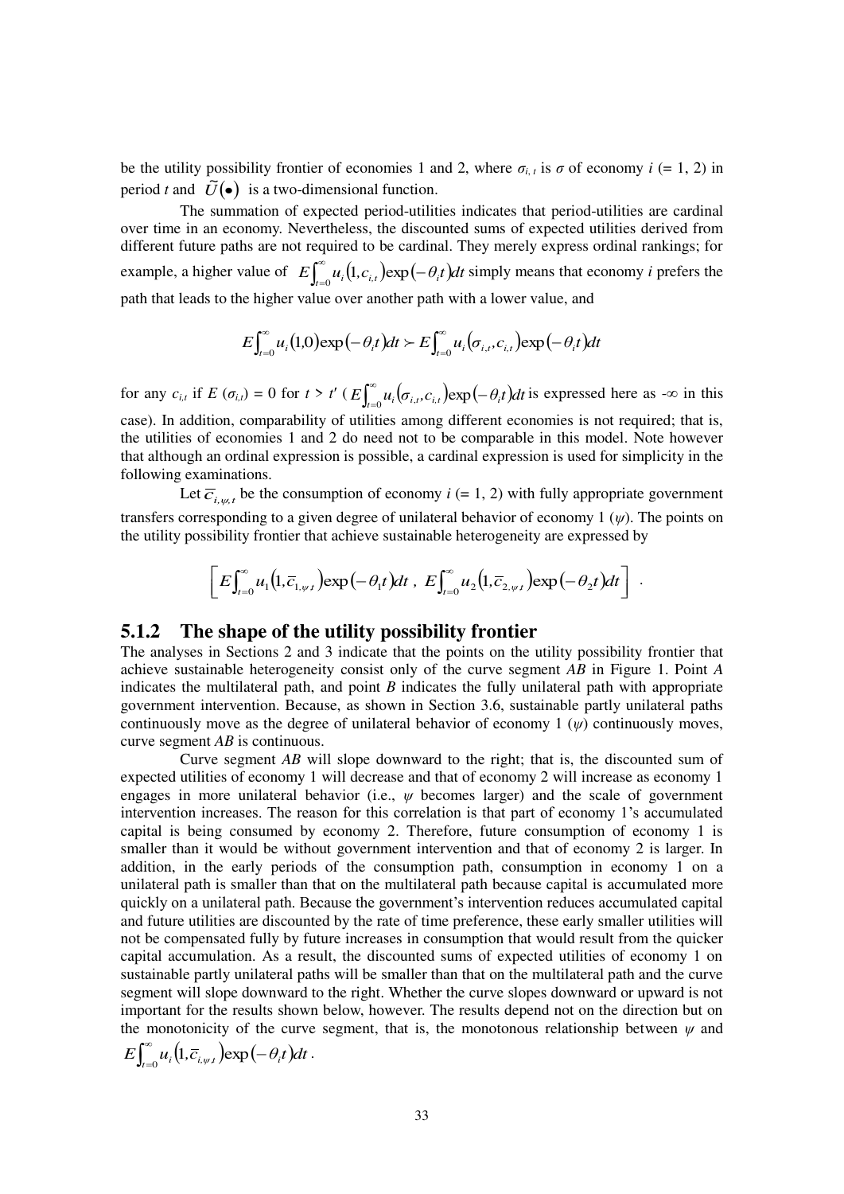be the utility possibility frontier of economies 1 and 2, where $\sigma_{i,t}$ is $\sigma$ of economy $i$ (= 1, 2) in period $t$ and $\tilde{U}(\bullet)$ is a two-dimensional function.

The summation of expected period-utilities indicates that period-utilities are cardinal over time in an economy. Nevertheless, the discounted sums of expected utilities derived from different future paths are not required to be cardinal. They merely express ordinal rankings; for example, a higher value of $E\int_{t=0}^{\infty} u_i(1, c_{i,t})\exp(-\theta_i t)dt$ simply means that economy $i$ prefers the path that leads to the higher value over another path with a lower value, and

$$E\int_{t=0}^{\infty} u_i(1,0)\exp(-\theta_i t)dt \succ E\int_{t=0}^{\infty} u_i(\sigma_{i,t}, c_{i,t})\exp(-\theta_i t)dt$$

for any $c_{i,t}$ if $E(\sigma_{i,t}) = 0$ for $t > t'$ ($E\int_{t=0}^{\infty} u_i(\sigma_{i,t}, c_{i,t})\exp(-\theta_i t)dt$ is expressed here as $-\infty$ in this case). In addition, comparability of utilities among different economies is not required; that is, the utilities of economies 1 and 2 do need not to be comparable in this model. Note however that although an ordinal expression is possible, a cardinal expression is used for simplicity in the following examinations.

Let $\bar{c}_{i,\psi,t}$ be the consumption of economy $i$ (= 1, 2) with fully appropriate government transfers corresponding to a given degree of unilateral behavior of economy 1 ($\psi$). The points on the utility possibility frontier that achieve sustainable heterogeneity are expressed by

$$\left[ E\int_{t=0}^{\infty} u_1(1, \bar{c}_{1,\psi,t})\exp(-\theta_1 t)dt \ , \ E\int_{t=0}^{\infty} u_2(1, \bar{c}_{2,\psi,t})\exp(-\theta_2 t)dt \right] .$$

### 5.1.2 The shape of the utility possibility frontier

The analyses in Sections 2 and 3 indicate that the points on the utility possibility frontier that achieve sustainable heterogeneity consist only of the curve segment *AB* in Figure 1. Point *A* indicates the multilateral path, and point *B* indicates the fully unilateral path with appropriate government intervention. Because, as shown in Section 3.6, sustainable partly unilateral paths continuously move as the degree of unilateral behavior of economy 1 ($\psi$) continuously moves, curve segment *AB* is continuous.

Curve segment *AB* will slope downward to the right; that is, the discounted sum of expected utilities of economy 1 will decrease and that of economy 2 will increase as economy 1 engages in more unilateral behavior (i.e., $\psi$ becomes larger) and the scale of government intervention increases. The reason for this correlation is that part of economy 1's accumulated capital is being consumed by economy 2. Therefore, future consumption of economy 1 is smaller than it would be without government intervention and that of economy 2 is larger. In addition, in the early periods of the consumption path, consumption in economy 1 on a unilateral path is smaller than that on the multilateral path because capital is accumulated more quickly on a unilateral path. Because the government's intervention reduces accumulated capital and future utilities are discounted by the rate of time preference, these early smaller utilities will not be compensated fully by future increases in consumption that would result from the quicker capital accumulation. As a result, the discounted sums of expected utilities of economy 1 on sustainable partly unilateral paths will be smaller than that on the multilateral path and the curve segment will slope downward to the right. Whether the curve slopes downward or upward is not important for the results shown below, however. The results depend not on the direction but on the monotonicity of the curve segment, that is, the monotonous relationship between $\psi$ and $E\int_{t=0}^{\infty} u_i(1, \bar{c}_{i,\psi,t})\exp(-\theta_i t)dt$.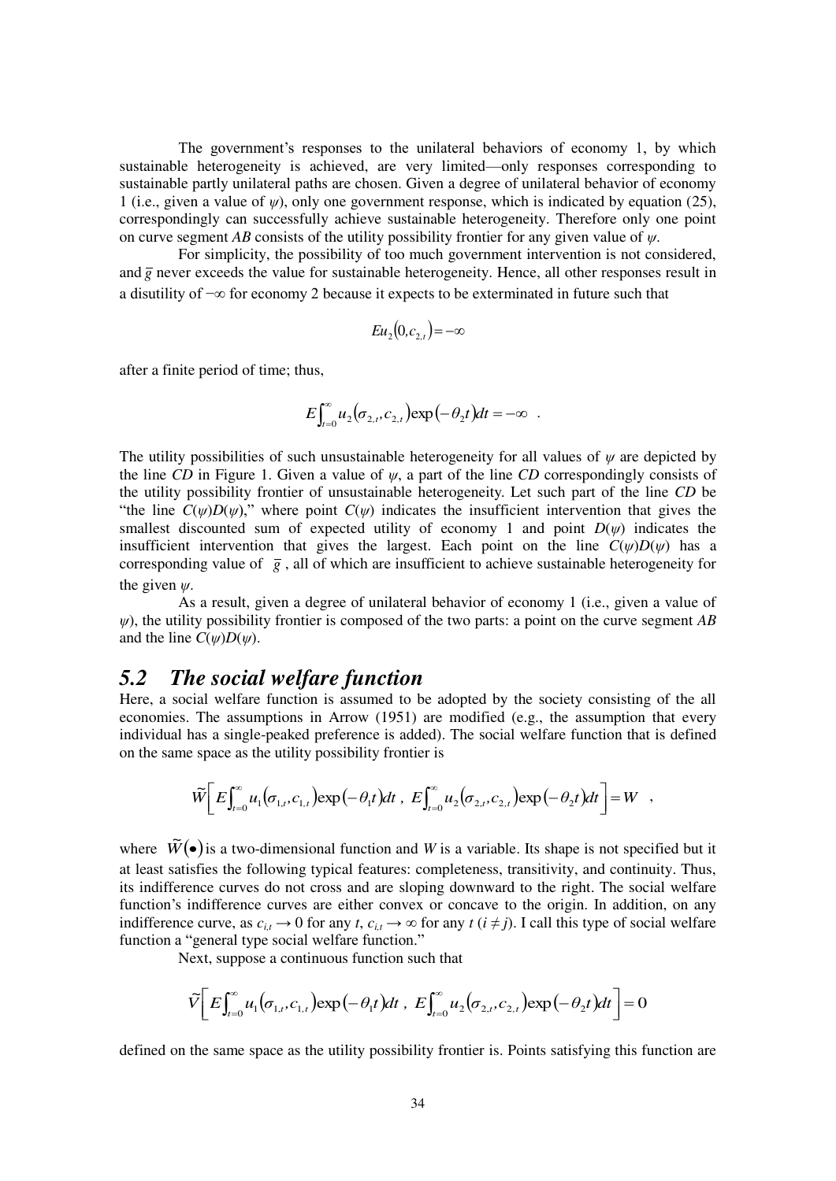The government's responses to the unilateral behaviors of economy 1, by which sustainable heterogeneity is achieved, are very limited—only responses corresponding to sustainable partly unilateral paths are chosen. Given a degree of unilateral behavior of economy 1 (i.e., given a value of $\psi$), only one government response, which is indicated by equation (25), correspondingly can successfully achieve sustainable heterogeneity. Therefore only one point on curve segment *AB* consists of the utility possibility frontier for any given value of $\psi$.

For simplicity, the possibility of too much government intervention is not considered, and $\bar{g}$ never exceeds the value for sustainable heterogeneity. Hence, all other responses result in a disutility of $-\infty$ for economy 2 because it expects to be exterminated in future such that

$$Eu_2(0, c_{2,t}) = -\infty$$

after a finite period of time; thus,

$$E\int_{t=0}^{\infty} u_2(\sigma_{2,t}, c_{2,t}) \exp(-\theta_2 t) dt = -\infty \quad .$$

The utility possibilities of such unsustainable heterogeneity for all values of $\psi$ are depicted by the line *CD* in Figure 1. Given a value of $\psi$, a part of the line *CD* correspondingly consists of the utility possibility frontier of unsustainable heterogeneity. Let such part of the line *CD* be "the line $C(\psi)D(\psi)$," where point $C(\psi)$ indicates the insufficient intervention that gives the smallest discounted sum of expected utility of economy 1 and point $D(\psi)$ indicates the insufficient intervention that gives the largest. Each point on the line $C(\psi)D(\psi)$ has a corresponding value of $\bar{g}$, all of which are insufficient to achieve sustainable heterogeneity for the given $\psi$.

As a result, given a degree of unilateral behavior of economy 1 (i.e., given a value of $\psi$), the utility possibility frontier is composed of the two parts: a point on the curve segment *AB* and the line $C(\psi)D(\psi)$.

## *5.2 The social welfare function*

Here, a social welfare function is assumed to be adopted by the society consisting of the all economies. The assumptions in Arrow (1951) are modified (e.g., the assumption that every individual has a single-peaked preference is added). The social welfare function that is defined on the same space as the utility possibility frontier is

$$\tilde{W}\left[ E\int_{t=0}^{\infty} u_1(\sigma_{1,t}, c_{1,t}) \exp(-\theta_1 t) dt \ , \ E\int_{t=0}^{\infty} u_2(\sigma_{2,t}, c_{2,t}) \exp(-\theta_2 t) dt \right] = W \quad ,$$

where $\tilde{W}(\bullet)$ is a two-dimensional function and $W$ is a variable. Its shape is not specified but it at least satisfies the following typical features: completeness, transitivity, and continuity. Thus, its indifference curves do not cross and are sloping downward to the right. The social welfare function's indifference curves are either convex or concave to the origin. In addition, on any indifference curve, as $c_{i,t} \to 0$ for any $t$, $c_{i,t} \to \infty$ for any $t$ ($i \neq j$). I call this type of social welfare function a "general type social welfare function."

Next, suppose a continuous function such that

$$\tilde{V}\left[ E\int_{t=0}^{\infty} u_1(\sigma_{1,t}, c_{1,t}) \exp(-\theta_1 t) dt \ , \ E\int_{t=0}^{\infty} u_2(\sigma_{2,t}, c_{2,t}) \exp(-\theta_2 t) dt \right] = 0$$

defined on the same space as the utility possibility frontier is. Points satisfying this function are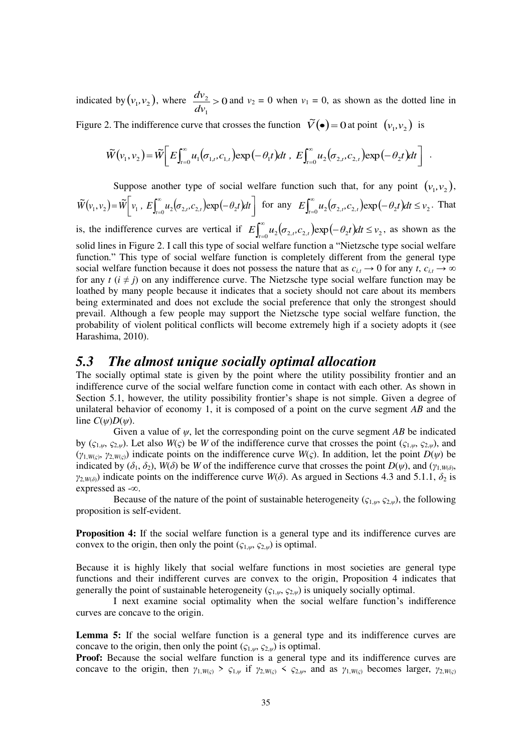indicated by $(v_1, v_2)$, where $\frac{dv_2}{dv_1} > 0$ and $v_2 = 0$ when $v_1 = 0$, as shown as the dotted line in Figure 2. The indifference curve that crosses the function $\tilde{V}(\bullet) = 0$ at point $(v_1, v_2)$ is

$$\tilde{W}(v_1, v_2) = \tilde{W}\left[ E\int_{t=0}^{\infty} u_1(\sigma_{1,t}, c_{1,t})\exp(-\theta_1 t)dt \;,\; E\int_{t=0}^{\infty} u_2(\sigma_{2,t}, c_{2,t})\exp(-\theta_2 t)dt \right] .$$

Suppose another type of social welfare function such that, for any point $(v_1, v_2)$, $\tilde{W}(v_1, v_2) = \tilde{W}\left[ v_1 \;,\; E\int_{t=0}^{\infty} u_2(\sigma_{2,t}, c_{2,t})\exp(-\theta_2 t)dt \right]$ for any $E\int_{t=0}^{\infty} u_2(\sigma_{2,t}, c_{2,t})\exp(-\theta_2 t)dt \leq v_2$. That is, the indifference curves are vertical if $E\int_{t=0}^{\infty} u_2(\sigma_{2,t}, c_{2,t})\exp(-\theta_2 t)dt \leq v_2$, as shown as the solid lines in Figure 2. I call this type of social welfare function a "Nietzsche type social welfare function." This type of social welfare function is completely different from the general type social welfare function because it does not possess the nature that as $c_{i,t} \rightarrow 0$ for any $t$, $c_{i,t} \rightarrow \infty$ for any $t$ ($i \neq j$) on any indifference curve. The Nietzsche type social welfare function may be loathed by many people because it indicates that a society should not care about its members being exterminated and does not exclude the social preference that only the strongest should prevail. Although a few people may support the Nietzsche type social welfare function, the probability of violent political conflicts will become extremely high if a society adopts it (see Harashima, 2010).

## *5.3 The almost unique socially optimal allocation*

The socially optimal state is given by the point where the utility possibility frontier and an indifference curve of the social welfare function come in contact with each other. As shown in Section 5.1, however, the utility possibility frontier's shape is not simple. Given a degree of unilateral behavior of economy 1, it is composed of a point on the curve segment *AB* and the line $C(\psi)D(\psi)$.

Given a value of $\psi$, let the corresponding point on the curve segment *AB* be indicated by $(\varsigma_{1,\psi}, \varsigma_{2,\psi})$. Let also $W(\varsigma)$ be $W$ of the indifference curve that crosses the point $(\varsigma_{1,\psi}, \varsigma_{2,\psi})$, and $(\gamma_{1,W(\varsigma)}, \gamma_{2,W(\varsigma)})$ indicate points on the indifference curve $W(\varsigma)$. In addition, let the point $D(\psi)$ be indicated by $(\delta_1, \delta_2)$, $W(\delta)$ be $W$ of the indifference curve that crosses the point $D(\psi)$, and $(\gamma_{1,W(\delta)}, \gamma_{2,W(\delta)})$ indicate points on the indifference curve $W(\delta)$. As argued in Sections 4.3 and 5.1.1, $\delta_2$ is expressed as $-\infty$.

Because of the nature of the point of sustainable heterogeneity $(\varsigma_{1,\psi}, \varsigma_{2,\psi})$, the following proposition is self-evident.

**Proposition 4:** If the social welfare function is a general type and its indifference curves are convex to the origin, then only the point $(\varsigma_{1,\psi}, \varsigma_{2,\psi})$ is optimal.

Because it is highly likely that social welfare functions in most societies are general type functions and their indifferent curves are convex to the origin, Proposition 4 indicates that generally the point of sustainable heterogeneity $(\varsigma_{1,\psi}, \varsigma_{2,\psi})$ is uniquely socially optimal.

I next examine social optimality when the social welfare function's indifference curves are concave to the origin.

**Lemma 5:** If the social welfare function is a general type and its indifference curves are concave to the origin, then only the point $(\varsigma_{1,\psi}, \varsigma_{2,\psi})$ is optimal.

**Proof:** Because the social welfare function is a general type and its indifference curves are concave to the origin, then $\gamma_{1,W(\varsigma)} > \varsigma_{1,\psi}$ if $\gamma_{2,W(\varsigma)} < \varsigma_{2,\psi}$, and as $\gamma_{1,W(\varsigma)}$ becomes larger, $\gamma_{2,W(\varsigma)}$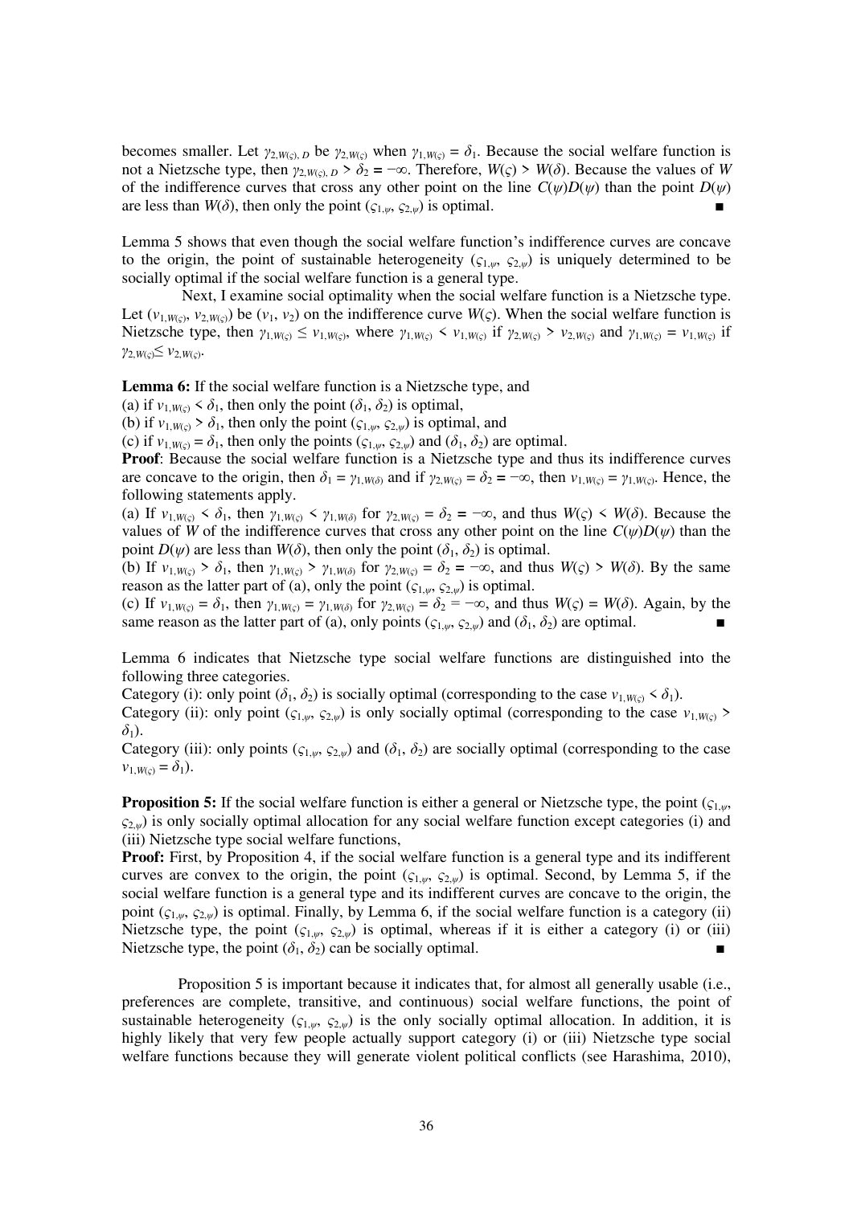becomes smaller. Let $\gamma_{2,W(\varsigma),D}$ be $\gamma_{2,W(\varsigma)}$ when $\gamma_{1,W(\varsigma)} = \delta_1$. Because the social welfare function is not a Nietzsche type, then $\gamma_{2,W(\varsigma),D} > \delta_2 = -\infty$. Therefore, $W(\varsigma) > W(\delta)$. Because the values of $W$ of the indifference curves that cross any other point on the line $C(\psi)D(\psi)$ than the point $D(\psi)$ are less than $W(\delta)$, then only the point $(\varsigma_{1,\psi}, \varsigma_{2,\psi})$ is optimal. ■

Lemma 5 shows that even though the social welfare function's indifference curves are concave to the origin, the point of sustainable heterogeneity $(\varsigma_{1,\psi}, \varsigma_{2,\psi})$ is uniquely determined to be socially optimal if the social welfare function is a general type.

Next, I examine social optimality when the social welfare function is a Nietzsche type. Let $(v_{1,W(\varsigma)}, v_{2,W(\varsigma)})$ be $(v_1, v_2)$ on the indifference curve $W(\varsigma)$. When the social welfare function is Nietzsche type, then $\gamma_{1,W(\varsigma)} \leq v_{1,W(\varsigma)}$, where $\gamma_{1,W(\varsigma)} < v_{1,W(\varsigma)}$ if $\gamma_{2,W(\varsigma)} > v_{2,W(\varsigma)}$ and $\gamma_{1,W(\varsigma)} = v_{1,W(\varsigma)}$ if $\gamma_{2,W(\varsigma)} \leq v_{2,W(\varsigma)}$.

**Lemma 6:** If the social welfare function is a Nietzsche type, and
(a) if $v_{1,W(\varsigma)} < \delta_1$, then only the point $(\delta_1, \delta_2)$ is optimal,
(b) if $v_{1,W(\varsigma)} > \delta_1$, then only the point $(\varsigma_{1,\psi}, \varsigma_{2,\psi})$ is optimal, and
(c) if $v_{1,W(\varsigma)} = \delta_1$, then only the points $(\varsigma_{1,\psi}, \varsigma_{2,\psi})$ and $(\delta_1, \delta_2)$ are optimal.

**Proof**: Because the social welfare function is a Nietzsche type and thus its indifference curves are concave to the origin, then $\delta_1 = \gamma_{1,W(\delta)}$ and if $\gamma_{2,W(\varsigma)} = \delta_2 = -\infty$, then $v_{1,W(\varsigma)} = \gamma_{1,W(\varsigma)}$. Hence, the following statements apply.
(a) If $v_{1,W(\varsigma)} < \delta_1$, then $\gamma_{1,W(\varsigma)} < \gamma_{1,W(\delta)}$ for $\gamma_{2,W(\varsigma)} = \delta_2 = -\infty$, and thus $W(\varsigma) < W(\delta)$. Because the values of $W$ of the indifference curves that cross any other point on the line $C(\psi)D(\psi)$ than the point $D(\psi)$ are less than $W(\delta)$, then only the point $(\delta_1, \delta_2)$ is optimal.
(b) If $v_{1,W(\varsigma)} > \delta_1$, then $\gamma_{1,W(\varsigma)} > \gamma_{1,W(\delta)}$ for $\gamma_{2,W(\varsigma)} = \delta_2 = -\infty$, and thus $W(\varsigma) > W(\delta)$. By the same reason as the latter part of (a), only the point $(\varsigma_{1,\psi}, \varsigma_{2,\psi})$ is optimal.
(c) If $v_{1,W(\varsigma)} = \delta_1$, then $\gamma_{1,W(\varsigma)} = \gamma_{1,W(\delta)}$ for $\gamma_{2,W(\varsigma)} = \delta_2 = -\infty$, and thus $W(\varsigma) = W(\delta)$. Again, by the same reason as the latter part of (a), only points $(\varsigma_{1,\psi}, \varsigma_{2,\psi})$ and $(\delta_1, \delta_2)$ are optimal. ■

Lemma 6 indicates that Nietzsche type social welfare functions are distinguished into the following three categories.
Category (i): only point $(\delta_1, \delta_2)$ is socially optimal (corresponding to the case $v_{1,W(\varsigma)} < \delta_1$).
Category (ii): only point $(\varsigma_{1,\psi}, \varsigma_{2,\psi})$ is only socially optimal (corresponding to the case $v_{1,W(\varsigma)} > \delta_1$).
Category (iii): only points $(\varsigma_{1,\psi}, \varsigma_{2,\psi})$ and $(\delta_1, \delta_2)$ are socially optimal (corresponding to the case $v_{1,W(\varsigma)} = \delta_1$).

**Proposition 5:** If the social welfare function is either a general or Nietzsche type, the point $(\varsigma_{1,\psi}, \varsigma_{2,\psi})$ is only socially optimal allocation for any social welfare function except categories (i) and (iii) Nietzsche type social welfare functions,

**Proof:** First, by Proposition 4, if the social welfare function is a general type and its indifferent curves are convex to the origin, the point $(\varsigma_{1,\psi}, \varsigma_{2,\psi})$ is optimal. Second, by Lemma 5, if the social welfare function is a general type and its indifferent curves are concave to the origin, the point $(\varsigma_{1,\psi}, \varsigma_{2,\psi})$ is optimal. Finally, by Lemma 6, if the social welfare function is a category (ii) Nietzsche type, the point $(\varsigma_{1,\psi}, \varsigma_{2,\psi})$ is optimal, whereas if it is either a category (i) or (iii) Nietzsche type, the point $(\delta_1, \delta_2)$ can be socially optimal. ■

Proposition 5 is important because it indicates that, for almost all generally usable (i.e., preferences are complete, transitive, and continuous) social welfare functions, the point of sustainable heterogeneity $(\varsigma_{1,\psi}, \varsigma_{2,\psi})$ is the only socially optimal allocation. In addition, it is highly likely that very few people actually support category (i) or (iii) Nietzsche type social welfare functions because they will generate violent political conflicts (see Harashima, 2010),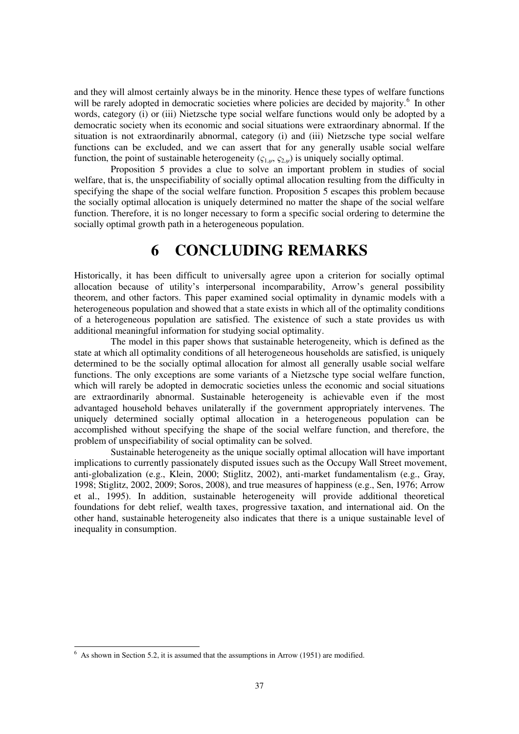and they will almost certainly always be in the minority. Hence these types of welfare functions will be rarely adopted in democratic societies where policies are decided by majority.[6] In other words, category (i) or (iii) Nietzsche type social welfare functions would only be adopted by a democratic society when its economic and social situations were extraordinary abnormal. If the situation is not extraordinarily abnormal, category (i) and (iii) Nietzsche type social welfare functions can be excluded, and we can assert that for any generally usable social welfare function, the point of sustainable heterogeneity ($\varsigma_{1,\psi}$, $\varsigma_{2,\psi}$) is uniquely socially optimal.

Proposition 5 provides a clue to solve an important problem in studies of social welfare, that is, the unspecifiability of socially optimal allocation resulting from the difficulty in specifying the shape of the social welfare function. Proposition 5 escapes this problem because the socially optimal allocation is uniquely determined no matter the shape of the social welfare function. Therefore, it is no longer necessary to form a specific social ordering to determine the socially optimal growth path in a heterogeneous population.

# 6 CONCLUDING REMARKS

Historically, it has been difficult to universally agree upon a criterion for socially optimal allocation because of utility's interpersonal incomparability, Arrow's general possibility theorem, and other factors. This paper examined social optimality in dynamic models with a heterogeneous population and showed that a state exists in which all of the optimality conditions of a heterogeneous population are satisfied. The existence of such a state provides us with additional meaningful information for studying social optimality.

The model in this paper shows that sustainable heterogeneity, which is defined as the state at which all optimality conditions of all heterogeneous households are satisfied, is uniquely determined to be the socially optimal allocation for almost all generally usable social welfare functions. The only exceptions are some variants of a Nietzsche type social welfare function, which will rarely be adopted in democratic societies unless the economic and social situations are extraordinarily abnormal. Sustainable heterogeneity is achievable even if the most advantaged household behaves unilaterally if the government appropriately intervenes. The uniquely determined socially optimal allocation in a heterogeneous population can be accomplished without specifying the shape of the social welfare function, and therefore, the problem of unspecifiability of social optimality can be solved.

Sustainable heterogeneity as the unique socially optimal allocation will have important implications to currently passionately disputed issues such as the Occupy Wall Street movement, anti-globalization (e.g., Klein, 2000; Stiglitz, 2002), anti-market fundamentalism (e.g., Gray, 1998; Stiglitz, 2002, 2009; Soros, 2008), and true measures of happiness (e.g., Sen, 1976; Arrow et al., 1995). In addition, sustainable heterogeneity will provide additional theoretical foundations for debt relief, wealth taxes, progressive taxation, and international aid. On the other hand, sustainable heterogeneity also indicates that there is a unique sustainable level of inequality in consumption.

[6] As shown in Section 5.2, it is assumed that the assumptions in Arrow (1951) are modified.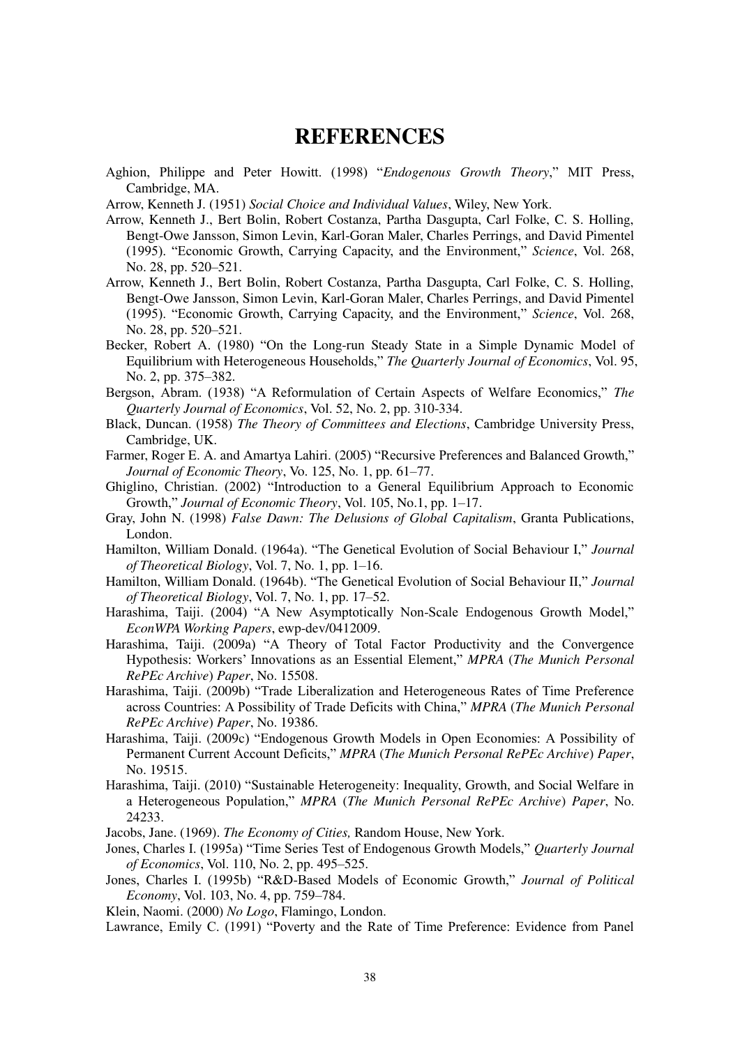# REFERENCES

Aghion, Philippe and Peter Howitt. (1998) "*Endogenous Growth Theory*," MIT Press, Cambridge, MA.

Arrow, Kenneth J. (1951) *Social Choice and Individual Values*, Wiley, New York.

Arrow, Kenneth J., Bert Bolin, Robert Costanza, Partha Dasgupta, Carl Folke, C. S. Holling, Bengt-Owe Jansson, Simon Levin, Karl-Goran Maler, Charles Perrings, and David Pimentel (1995). "Economic Growth, Carrying Capacity, and the Environment," *Science*, Vol. 268, No. 28, pp. 520–521.

Arrow, Kenneth J., Bert Bolin, Robert Costanza, Partha Dasgupta, Carl Folke, C. S. Holling, Bengt-Owe Jansson, Simon Levin, Karl-Goran Maler, Charles Perrings, and David Pimentel (1995). "Economic Growth, Carrying Capacity, and the Environment," *Science*, Vol. 268, No. 28, pp. 520–521.

Becker, Robert A. (1980) "On the Long-run Steady State in a Simple Dynamic Model of Equilibrium with Heterogeneous Households," *The Quarterly Journal of Economics*, Vol. 95, No. 2, pp. 375–382.

Bergson, Abram. (1938) "A Reformulation of Certain Aspects of Welfare Economics," *The Quarterly Journal of Economics*, Vol. 52, No. 2, pp. 310-334.

Black, Duncan. (1958) *The Theory of Committees and Elections*, Cambridge University Press, Cambridge, UK.

Farmer, Roger E. A. and Amartya Lahiri. (2005) "Recursive Preferences and Balanced Growth," *Journal of Economic Theory*, Vo. 125, No. 1, pp. 61–77.

Ghiglino, Christian. (2002) "Introduction to a General Equilibrium Approach to Economic Growth," *Journal of Economic Theory*, Vol. 105, No.1, pp. 1–17.

Gray, John N. (1998) *False Dawn: The Delusions of Global Capitalism*, Granta Publications, London.

Hamilton, William Donald. (1964a). "The Genetical Evolution of Social Behaviour I," *Journal of Theoretical Biology*, Vol. 7, No. 1, pp. 1–16.

Hamilton, William Donald. (1964b). "The Genetical Evolution of Social Behaviour II," *Journal of Theoretical Biology*, Vol. 7, No. 1, pp. 17–52.

Harashima, Taiji. (2004) "A New Asymptotically Non-Scale Endogenous Growth Model," *EconWPA Working Papers*, ewp-dev/0412009.

Harashima, Taiji. (2009a) "A Theory of Total Factor Productivity and the Convergence Hypothesis: Workers' Innovations as an Essential Element," *MPRA* (*The Munich Personal RePEc Archive*) *Paper*, No. 15508.

Harashima, Taiji. (2009b) "Trade Liberalization and Heterogeneous Rates of Time Preference across Countries: A Possibility of Trade Deficits with China," *MPRA* (*The Munich Personal RePEc Archive*) *Paper*, No. 19386.

Harashima, Taiji. (2009c) "Endogenous Growth Models in Open Economies: A Possibility of Permanent Current Account Deficits," *MPRA* (*The Munich Personal RePEc Archive*) *Paper*, No. 19515.

Harashima, Taiji. (2010) "Sustainable Heterogeneity: Inequality, Growth, and Social Welfare in a Heterogeneous Population," *MPRA* (*The Munich Personal RePEc Archive*) *Paper*, No. 24233.

Jacobs, Jane. (1969). *The Economy of Cities,* Random House, New York.

Jones, Charles I. (1995a) "Time Series Test of Endogenous Growth Models," *Quarterly Journal of Economics*, Vol. 110, No. 2, pp. 495–525.

Jones, Charles I. (1995b) "R&D-Based Models of Economic Growth," *Journal of Political Economy*, Vol. 103, No. 4, pp. 759–784.

Klein, Naomi. (2000) *No Logo*, Flamingo, London.

Lawrance, Emily C. (1991) "Poverty and the Rate of Time Preference: Evidence from Panel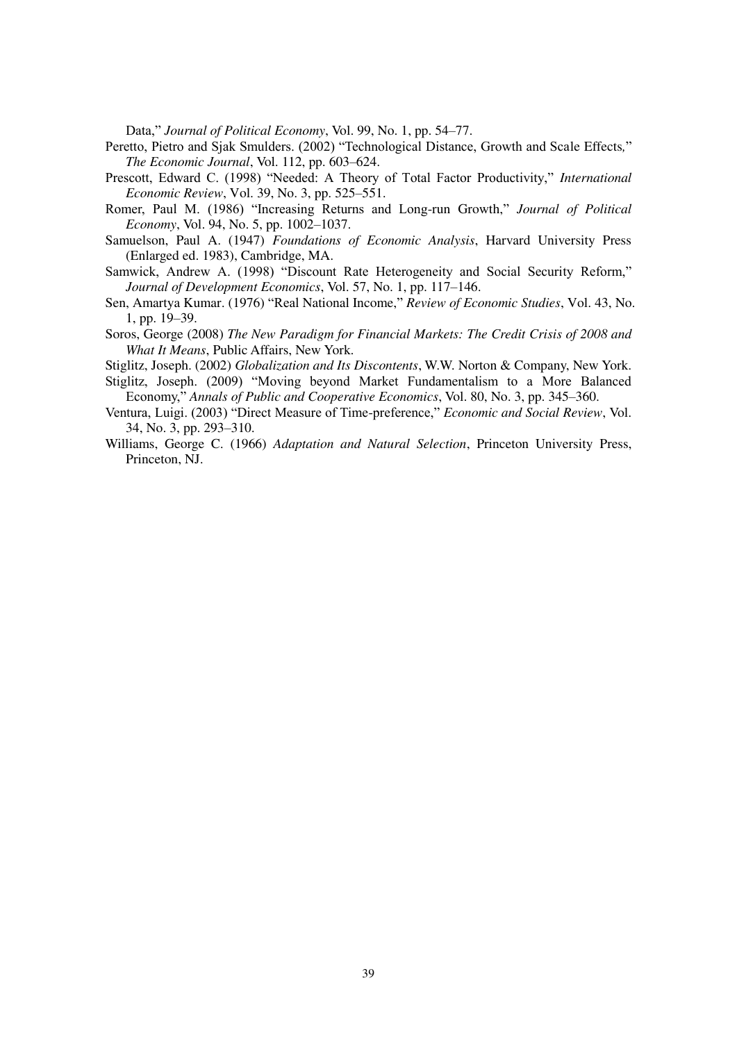Data," *Journal of Political Economy*, Vol. 99, No. 1, pp. 54–77.

Peretto, Pietro and Sjak Smulders. (2002) "Technological Distance, Growth and Scale Effects," *The Economic Journal*, Vol. 112, pp. 603–624.

Prescott, Edward C. (1998) "Needed: A Theory of Total Factor Productivity," *International Economic Review*, Vol. 39, No. 3, pp. 525–551.

Romer, Paul M. (1986) "Increasing Returns and Long-run Growth," *Journal of Political Economy*, Vol. 94, No. 5, pp. 1002–1037.

Samuelson, Paul A. (1947) *Foundations of Economic Analysis*, Harvard University Press (Enlarged ed. 1983), Cambridge, MA.

Samwick, Andrew A. (1998) "Discount Rate Heterogeneity and Social Security Reform," *Journal of Development Economics*, Vol. 57, No. 1, pp. 117–146.

Sen, Amartya Kumar. (1976) "Real National Income," *Review of Economic Studies*, Vol. 43, No. 1, pp. 19–39.

Soros, George (2008) *The New Paradigm for Financial Markets: The Credit Crisis of 2008 and What It Means*, Public Affairs, New York.

Stiglitz, Joseph. (2002) *Globalization and Its Discontents*, W.W. Norton & Company, New York.

Stiglitz, Joseph. (2009) "Moving beyond Market Fundamentalism to a More Balanced Economy," *Annals of Public and Cooperative Economics*, Vol. 80, No. 3, pp. 345–360.

Ventura, Luigi. (2003) "Direct Measure of Time-preference," *Economic and Social Review*, Vol. 34, No. 3, pp. 293–310.

Williams, George C. (1966) *Adaptation and Natural Selection*, Princeton University Press, Princeton, NJ.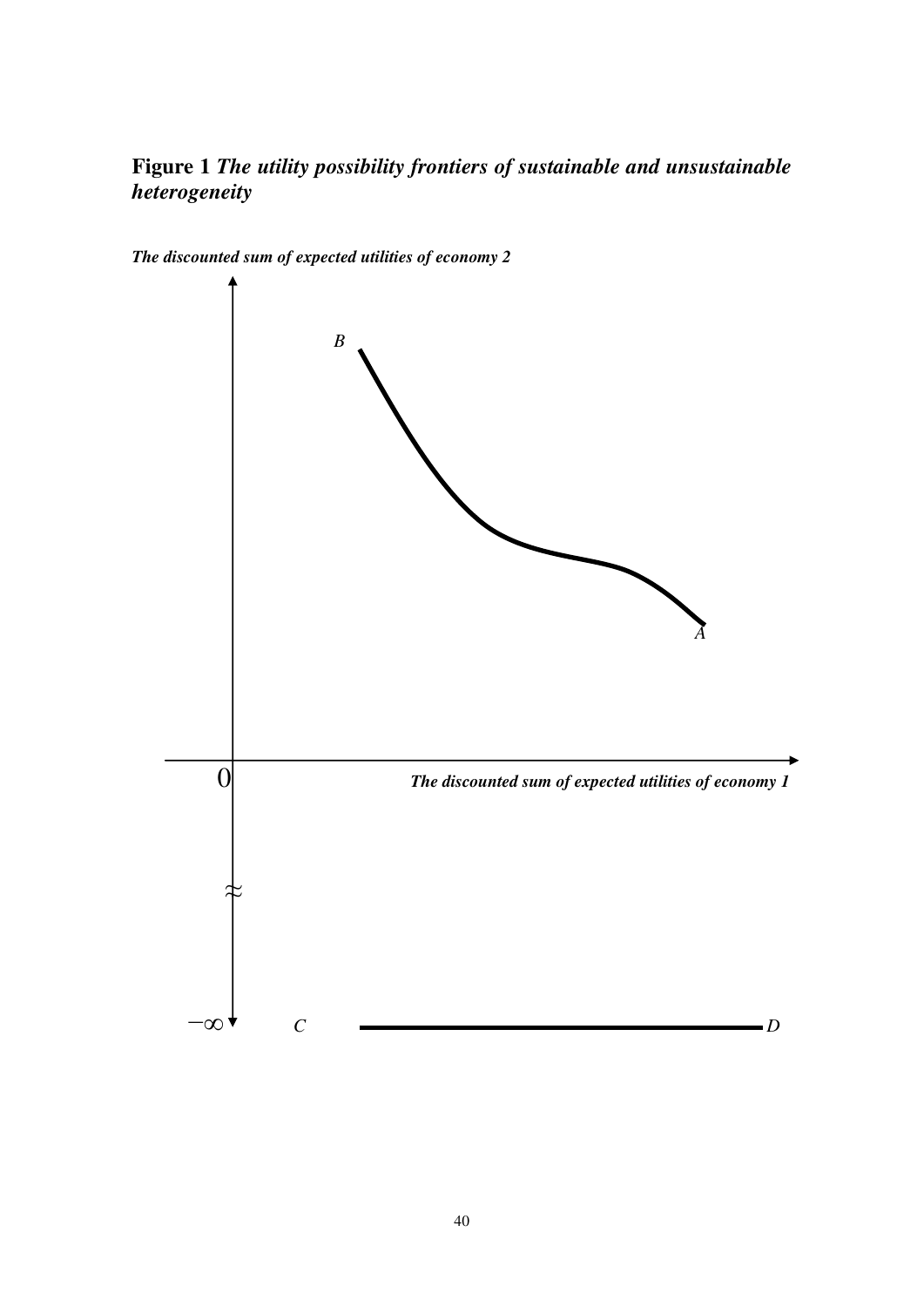**Figure 1** ***The utility possibility frontiers of sustainable and unsustainable heterogeneity***

*The discounted sum of expected utilities of economy 2*

*B*

*A*

0

*The discounted sum of expected utilities of economy 1*

$-\infty$ *C* *D*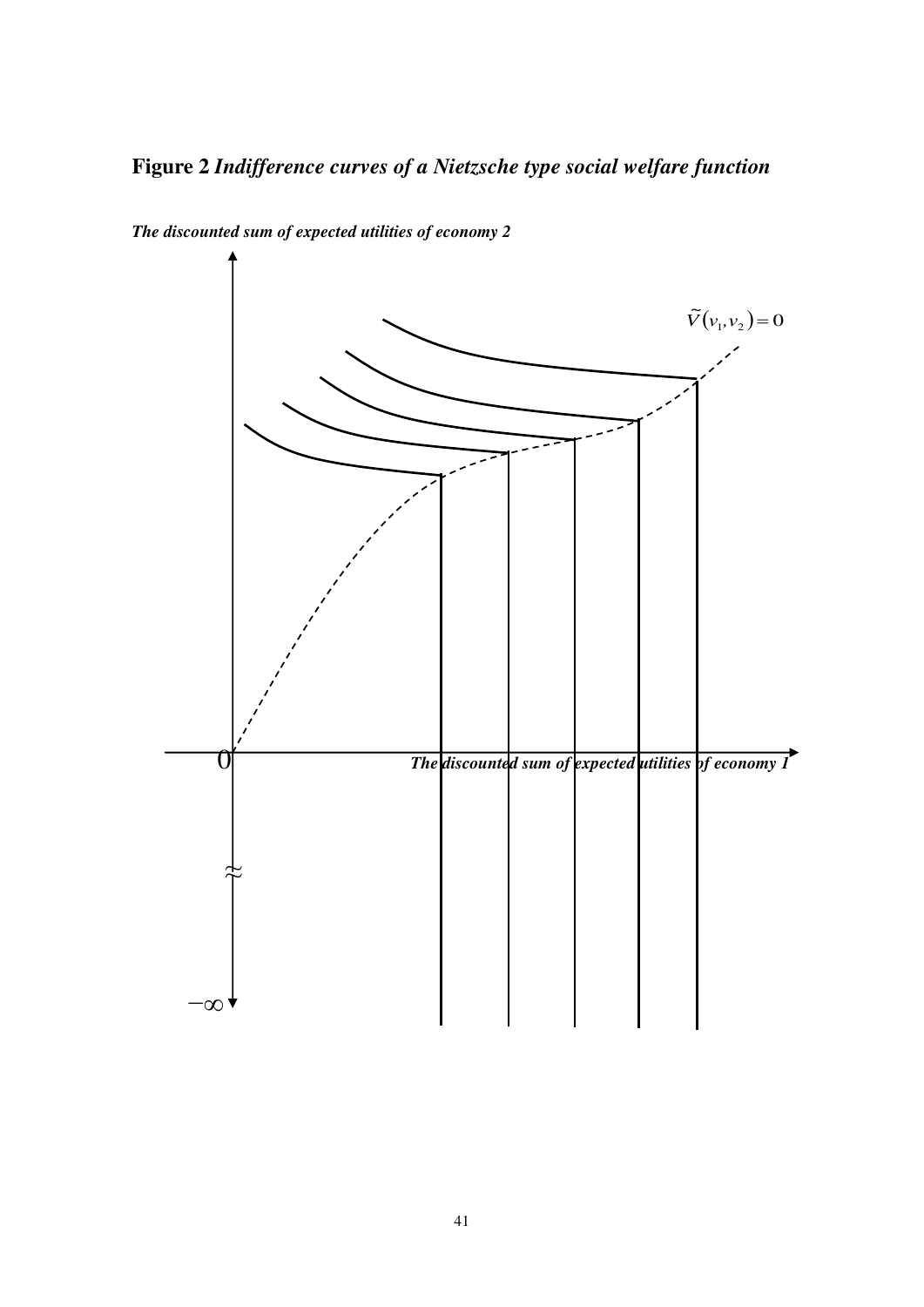**Figure 2** ***Indifference curves of a Nietzsche type social welfare function***

*The discounted sum of expected utilities of economy 2*

$\tilde{V}(v_1, v_2) = 0$

0

*The discounted sum of expected utilities of economy 1*

$-\infty$